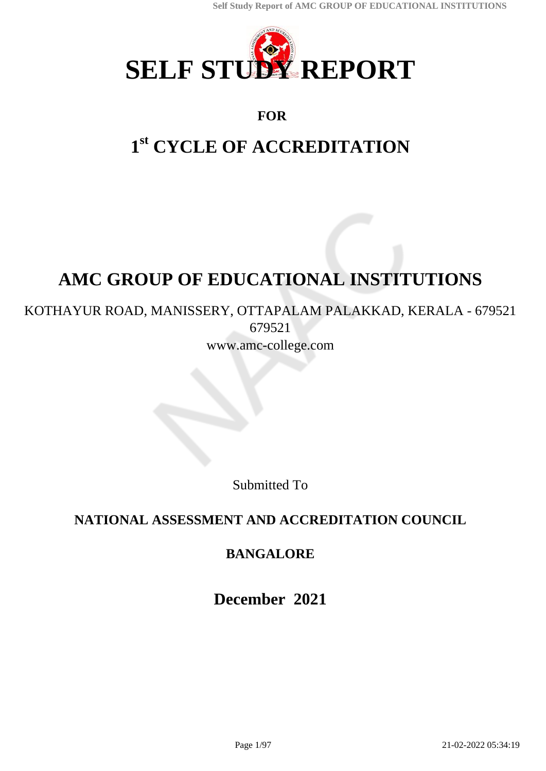# SELF STUDY REPORT

## FOR

## 1st CYCLE OF ACCREDITATION

# AMC GROUP OF EDUCATIONAL INSTITUTIONS

KOTHAYUR ROAD, MANISSERY, OTTAPALAM PALAKKAD, KERALA - 679521
679521
www.amc-college.com

Submitted To

**NATIONAL ASSESSMENT AND ACCREDITATION COUNCIL**

**BANGALORE**

**December 2021**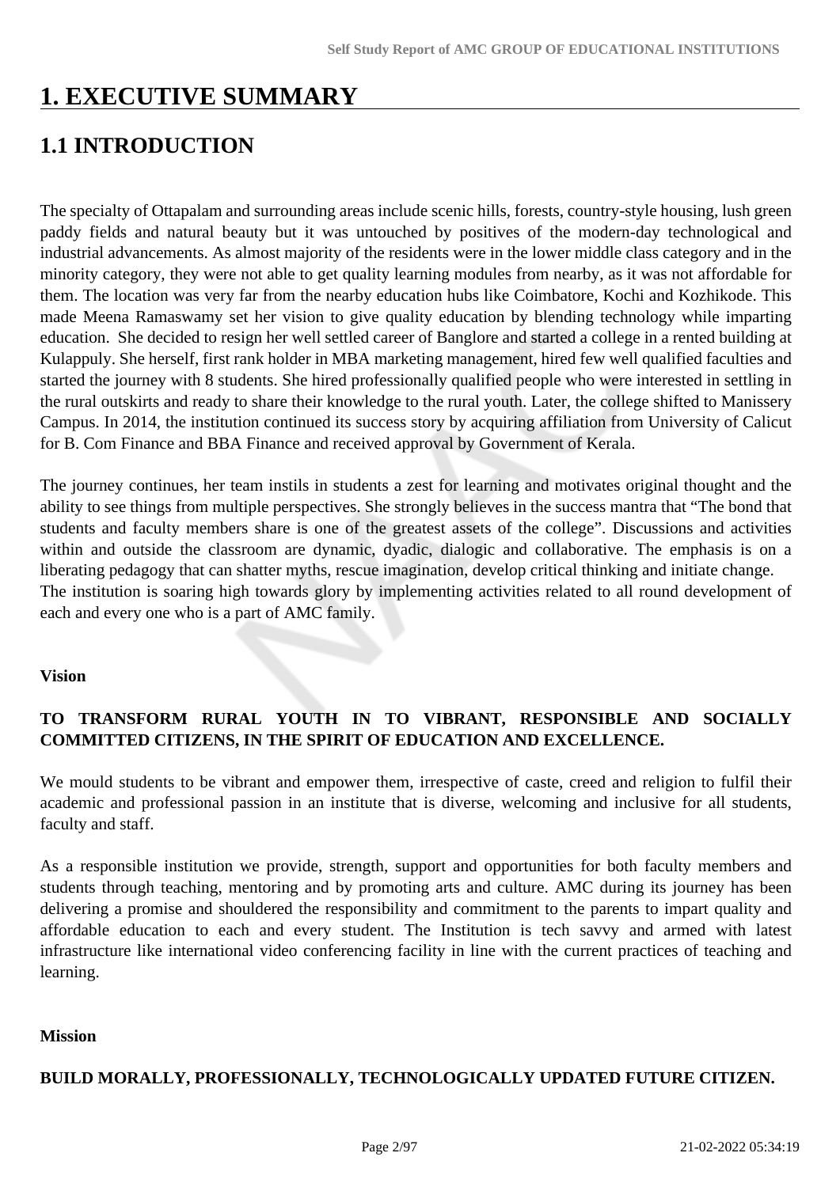# 1. EXECUTIVE SUMMARY

## 1.1 INTRODUCTION

The specialty of Ottapalam and surrounding areas include scenic hills, forests, country-style housing, lush green paddy fields and natural beauty but it was untouched by positives of the modern-day technological and industrial advancements. As almost majority of the residents were in the lower middle class category and in the minority category, they were not able to get quality learning modules from nearby, as it was not affordable for them. The location was very far from the nearby education hubs like Coimbatore, Kochi and Kozhikode. This made Meena Ramaswamy set her vision to give quality education by blending technology while imparting education. She decided to resign her well settled career of Banglore and started a college in a rented building at Kulappuly. She herself, first rank holder in MBA marketing management, hired few well qualified faculties and started the journey with 8 students. She hired professionally qualified people who were interested in settling in the rural outskirts and ready to share their knowledge to the rural youth. Later, the college shifted to Manissery Campus. In 2014, the institution continued its success story by acquiring affiliation from University of Calicut for B. Com Finance and BBA Finance and received approval by Government of Kerala.

The journey continues, her team instils in students a zest for learning and motivates original thought and the ability to see things from multiple perspectives. She strongly believes in the success mantra that "The bond that students and faculty members share is one of the greatest assets of the college". Discussions and activities within and outside the classroom are dynamic, dyadic, dialogic and collaborative. The emphasis is on a liberating pedagogy that can shatter myths, rescue imagination, develop critical thinking and initiate change. The institution is soaring high towards glory by implementing activities related to all round development of each and every one who is a part of AMC family.

**Vision**

**TO TRANSFORM RURAL YOUTH IN TO VIBRANT, RESPONSIBLE AND SOCIALLY COMMITTED CITIZENS, IN THE SPIRIT OF EDUCATION AND EXCELLENCE.**

We mould students to be vibrant and empower them, irrespective of caste, creed and religion to fulfil their academic and professional passion in an institute that is diverse, welcoming and inclusive for all students, faculty and staff.

As a responsible institution we provide, strength, support and opportunities for both faculty members and students through teaching, mentoring and by promoting arts and culture. AMC during its journey has been delivering a promise and shouldered the responsibility and commitment to the parents to impart quality and affordable education to each and every student. The Institution is tech savvy and armed with latest infrastructure like international video conferencing facility in line with the current practices of teaching and learning.

**Mission**

**BUILD MORALLY, PROFESSIONALLY, TECHNOLOGICALLY UPDATED FUTURE CITIZEN.**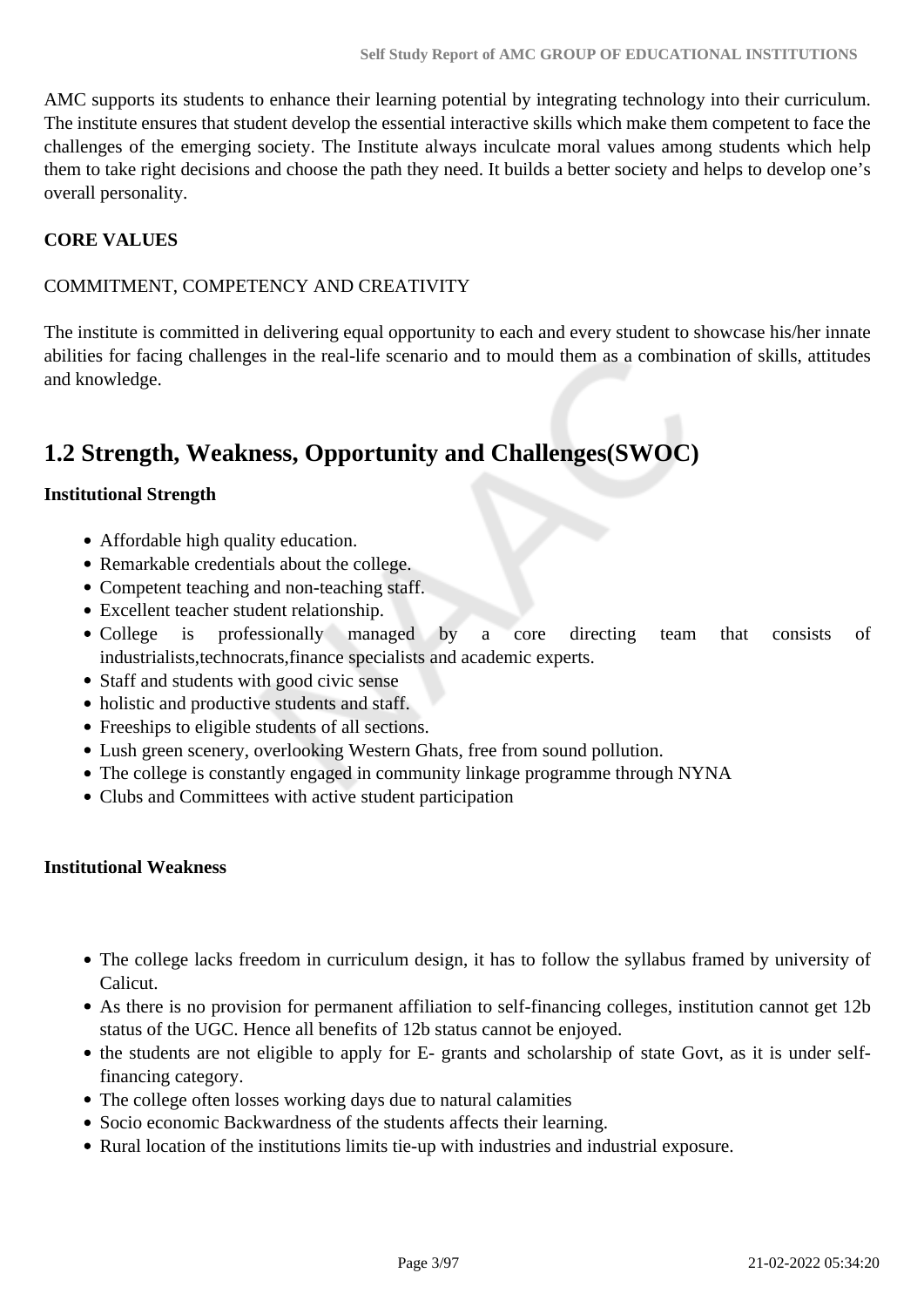AMC supports its students to enhance their learning potential by integrating technology into their curriculum. The institute ensures that student develop the essential interactive skills which make them competent to face the challenges of the emerging society. The Institute always inculcate moral values among students which help them to take right decisions and choose the path they need. It builds a better society and helps to develop one's overall personality.

**CORE VALUES**

COMMITMENT, COMPETENCY AND CREATIVITY

The institute is committed in delivering equal opportunity to each and every student to showcase his/her innate abilities for facing challenges in the real-life scenario and to mould them as a combination of skills, attitudes and knowledge.

## 1.2 Strength, Weakness, Opportunity and Challenges(SWOC)

**Institutional Strength**

- Affordable high quality education.
- Remarkable credentials about the college.
- Competent teaching and non-teaching staff.
- Excellent teacher student relationship.
- College is professionally managed by a core directing team that consists of industrialists,technocrats,finance specialists and academic experts.
- Staff and students with good civic sense
- holistic and productive students and staff.
- Freeships to eligible students of all sections.
- Lush green scenery, overlooking Western Ghats, free from sound pollution.
- The college is constantly engaged in community linkage programme through NYNA
- Clubs and Committees with active student participation

**Institutional Weakness**

- The college lacks freedom in curriculum design, it has to follow the syllabus framed by university of Calicut.
- As there is no provision for permanent affiliation to self-financing colleges, institution cannot get 12b status of the UGC. Hence all benefits of 12b status cannot be enjoyed.
- the students are not eligible to apply for E- grants and scholarship of state Govt, as it is under self-financing category.
- The college often losses working days due to natural calamities
- Socio economic Backwardness of the students affects their learning.
- Rural location of the institutions limits tie-up with industries and industrial exposure.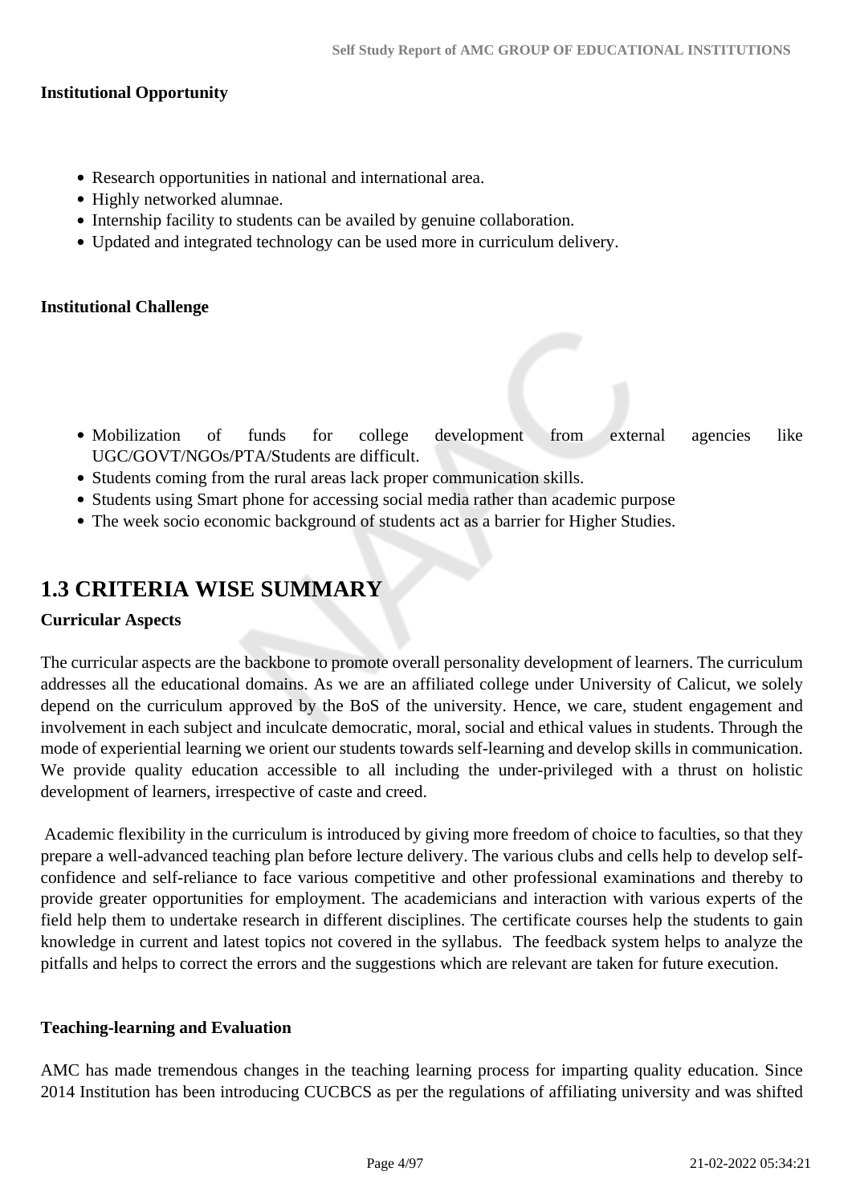**Institutional Opportunity**

- Research opportunities in national and international area.
- Highly networked alumnae.
- Internship facility to students can be availed by genuine collaboration.
- Updated and integrated technology can be used more in curriculum delivery.

**Institutional Challenge**

- Mobilization of funds for college development from external agencies like UGC/GOVT/NGOs/PTA/Students are difficult.
- Students coming from the rural areas lack proper communication skills.
- Students using Smart phone for accessing social media rather than academic purpose
- The week socio economic background of students act as a barrier for Higher Studies.

## 1.3 CRITERIA WISE SUMMARY

**Curricular Aspects**

The curricular aspects are the backbone to promote overall personality development of learners. The curriculum addresses all the educational domains. As we are an affiliated college under University of Calicut, we solely depend on the curriculum approved by the BoS of the university. Hence, we care, student engagement and involvement in each subject and inculcate democratic, moral, social and ethical values in students. Through the mode of experiential learning we orient our students towards self-learning and develop skills in communication. We provide quality education accessible to all including the under-privileged with a thrust on holistic development of learners, irrespective of caste and creed.

Academic flexibility in the curriculum is introduced by giving more freedom of choice to faculties, so that they prepare a well-advanced teaching plan before lecture delivery. The various clubs and cells help to develop self-confidence and self-reliance to face various competitive and other professional examinations and thereby to provide greater opportunities for employment. The academicians and interaction with various experts of the field help them to undertake research in different disciplines. The certificate courses help the students to gain knowledge in current and latest topics not covered in the syllabus. The feedback system helps to analyze the pitfalls and helps to correct the errors and the suggestions which are relevant are taken for future execution.

**Teaching-learning and Evaluation**

AMC has made tremendous changes in the teaching learning process for imparting quality education. Since 2014 Institution has been introducing CUCBCS as per the regulations of affiliating university and was shifted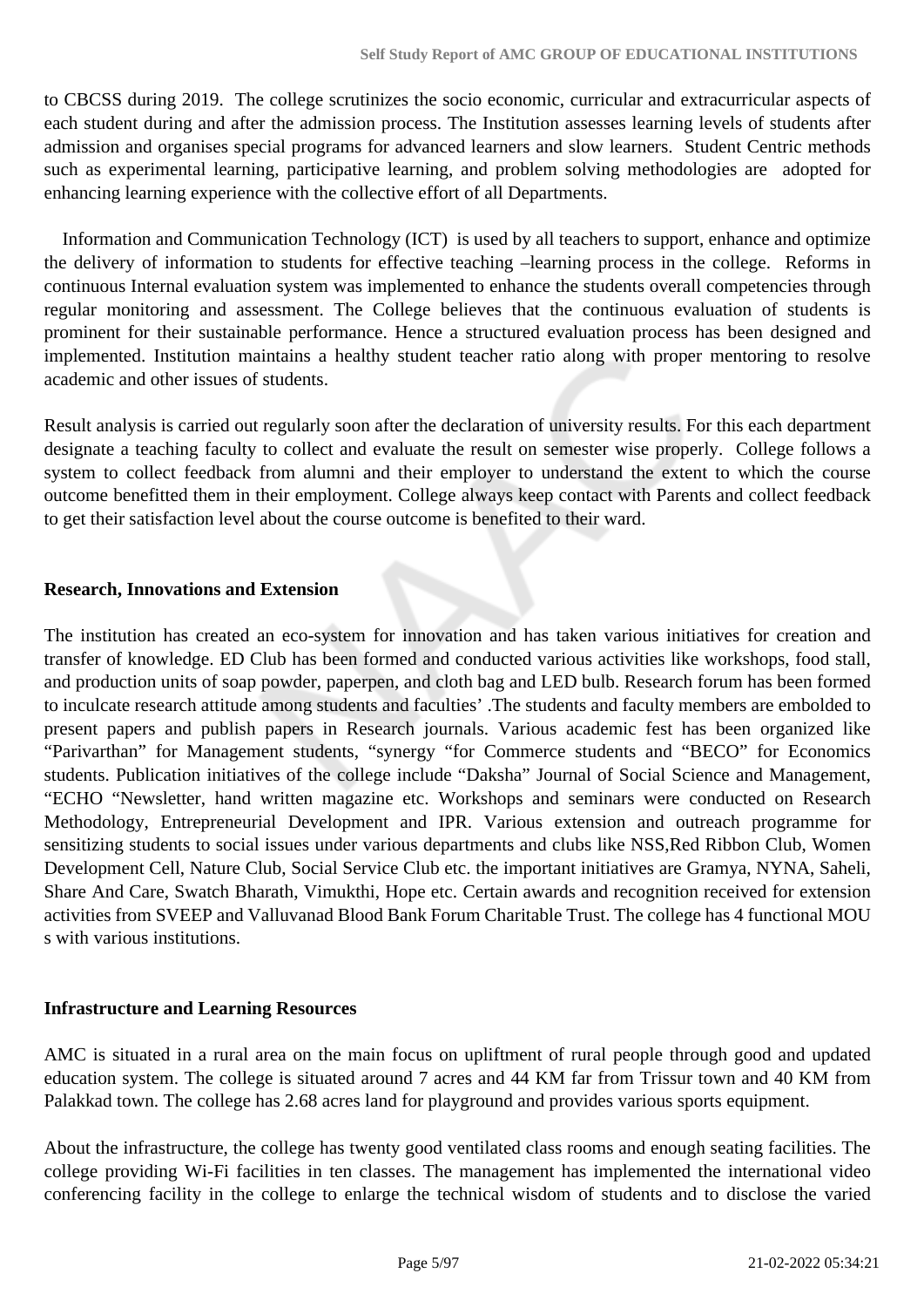to CBCSS during 2019. The college scrutinizes the socio economic, curricular and extracurricular aspects of each student during and after the admission process. The Institution assesses learning levels of students after admission and organises special programs for advanced learners and slow learners. Student Centric methods such as experimental learning, participative learning, and problem solving methodologies are adopted for enhancing learning experience with the collective effort of all Departments.

Information and Communication Technology (ICT) is used by all teachers to support, enhance and optimize the delivery of information to students for effective teaching –learning process in the college. Reforms in continuous Internal evaluation system was implemented to enhance the students overall competencies through regular monitoring and assessment. The College believes that the continuous evaluation of students is prominent for their sustainable performance. Hence a structured evaluation process has been designed and implemented. Institution maintains a healthy student teacher ratio along with proper mentoring to resolve academic and other issues of students.

Result analysis is carried out regularly soon after the declaration of university results. For this each department designate a teaching faculty to collect and evaluate the result on semester wise properly. College follows a system to collect feedback from alumni and their employer to understand the extent to which the course outcome benefitted them in their employment. College always keep contact with Parents and collect feedback to get their satisfaction level about the course outcome is benefited to their ward.

**Research, Innovations and Extension**

The institution has created an eco-system for innovation and has taken various initiatives for creation and transfer of knowledge. ED Club has been formed and conducted various activities like workshops, food stall, and production units of soap powder, paperpen, and cloth bag and LED bulb. Research forum has been formed to inculcate research attitude among students and faculties' .The students and faculty members are embolded to present papers and publish papers in Research journals. Various academic fest has been organized like "Parivarthan" for Management students, "synergy "for Commerce students and "BECO" for Economics students. Publication initiatives of the college include "Daksha" Journal of Social Science and Management, "ECHO "Newsletter, hand written magazine etc. Workshops and seminars were conducted on Research Methodology, Entrepreneurial Development and IPR. Various extension and outreach programme for sensitizing students to social issues under various departments and clubs like NSS,Red Ribbon Club, Women Development Cell, Nature Club, Social Service Club etc. the important initiatives are Gramya, NYNA, Saheli, Share And Care, Swatch Bharath, Vimukthi, Hope etc. Certain awards and recognition received for extension activities from SVEEP and Valluvanad Blood Bank Forum Charitable Trust. The college has 4 functional MOU s with various institutions.

**Infrastructure and Learning Resources**

AMC is situated in a rural area on the main focus on upliftment of rural people through good and updated education system. The college is situated around 7 acres and 44 KM far from Trissur town and 40 KM from Palakkad town. The college has 2.68 acres land for playground and provides various sports equipment.

About the infrastructure, the college has twenty good ventilated class rooms and enough seating facilities. The college providing Wi-Fi facilities in ten classes. The management has implemented the international video conferencing facility in the college to enlarge the technical wisdom of students and to disclose the varied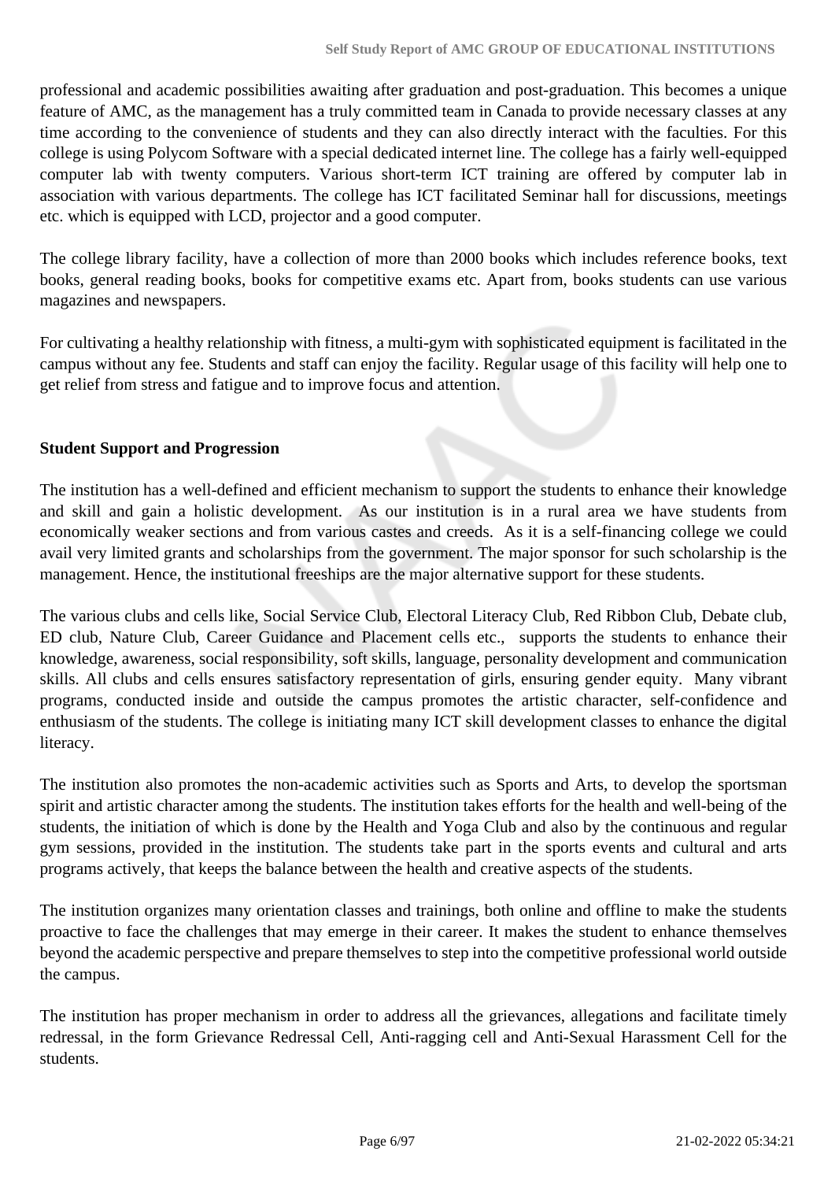professional and academic possibilities awaiting after graduation and post-graduation. This becomes a unique feature of AMC, as the management has a truly committed team in Canada to provide necessary classes at any time according to the convenience of students and they can also directly interact with the faculties. For this college is using Polycom Software with a special dedicated internet line. The college has a fairly well-equipped computer lab with twenty computers. Various short-term ICT training are offered by computer lab in association with various departments. The college has ICT facilitated Seminar hall for discussions, meetings etc. which is equipped with LCD, projector and a good computer.

The college library facility, have a collection of more than 2000 books which includes reference books, text books, general reading books, books for competitive exams etc. Apart from, books students can use various magazines and newspapers.

For cultivating a healthy relationship with fitness, a multi-gym with sophisticated equipment is facilitated in the campus without any fee. Students and staff can enjoy the facility. Regular usage of this facility will help one to get relief from stress and fatigue and to improve focus and attention.

**Student Support and Progression**

The institution has a well-defined and efficient mechanism to support the students to enhance their knowledge and skill and gain a holistic development. As our institution is in a rural area we have students from economically weaker sections and from various castes and creeds. As it is a self-financing college we could avail very limited grants and scholarships from the government. The major sponsor for such scholarship is the management. Hence, the institutional freeships are the major alternative support for these students.

The various clubs and cells like, Social Service Club, Electoral Literacy Club, Red Ribbon Club, Debate club, ED club, Nature Club, Career Guidance and Placement cells etc., supports the students to enhance their knowledge, awareness, social responsibility, soft skills, language, personality development and communication skills. All clubs and cells ensures satisfactory representation of girls, ensuring gender equity. Many vibrant programs, conducted inside and outside the campus promotes the artistic character, self-confidence and enthusiasm of the students. The college is initiating many ICT skill development classes to enhance the digital literacy.

The institution also promotes the non-academic activities such as Sports and Arts, to develop the sportsman spirit and artistic character among the students. The institution takes efforts for the health and well-being of the students, the initiation of which is done by the Health and Yoga Club and also by the continuous and regular gym sessions, provided in the institution. The students take part in the sports events and cultural and arts programs actively, that keeps the balance between the health and creative aspects of the students.

The institution organizes many orientation classes and trainings, both online and offline to make the students proactive to face the challenges that may emerge in their career. It makes the student to enhance themselves beyond the academic perspective and prepare themselves to step into the competitive professional world outside the campus.

The institution has proper mechanism in order to address all the grievances, allegations and facilitate timely redressal, in the form Grievance Redressal Cell, Anti-ragging cell and Anti-Sexual Harassment Cell for the students.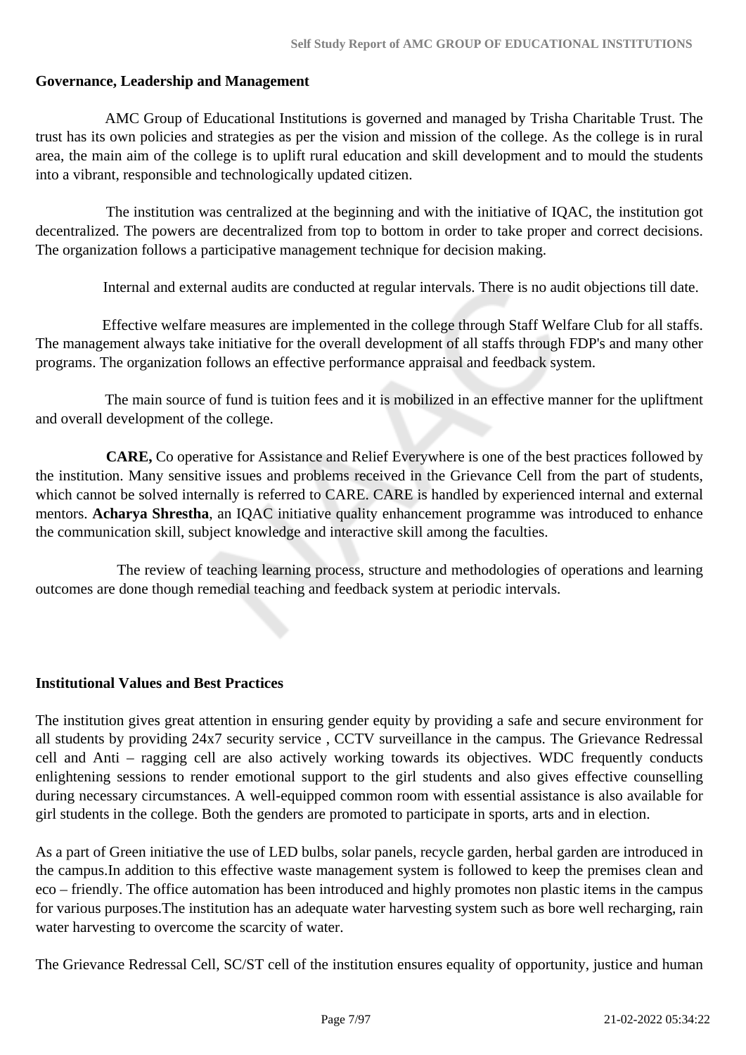### Governance, Leadership and Management

AMC Group of Educational Institutions is governed and managed by Trisha Charitable Trust. The trust has its own policies and strategies as per the vision and mission of the college. As the college is in rural area, the main aim of the college is to uplift rural education and skill development and to mould the students into a vibrant, responsible and technologically updated citizen.

The institution was centralized at the beginning and with the initiative of IQAC, the institution got decentralized. The powers are decentralized from top to bottom in order to take proper and correct decisions. The organization follows a participative management technique for decision making.

Internal and external audits are conducted at regular intervals. There is no audit objections till date.

Effective welfare measures are implemented in the college through Staff Welfare Club for all staffs. The management always take initiative for the overall development of all staffs through FDP's and many other programs. The organization follows an effective performance appraisal and feedback system.

The main source of fund is tuition fees and it is mobilized in an effective manner for the upliftment and overall development of the college.

**CARE,** Co operative for Assistance and Relief Everywhere is one of the best practices followed by the institution. Many sensitive issues and problems received in the Grievance Cell from the part of students, which cannot be solved internally is referred to CARE. CARE is handled by experienced internal and external mentors. **Acharya Shrestha**, an IQAC initiative quality enhancement programme was introduced to enhance the communication skill, subject knowledge and interactive skill among the faculties.

The review of teaching learning process, structure and methodologies of operations and learning outcomes are done though remedial teaching and feedback system at periodic intervals.

### Institutional Values and Best Practices

The institution gives great attention in ensuring gender equity by providing a safe and secure environment for all students by providing 24x7 security service , CCTV surveillance in the campus. The Grievance Redressal cell and Anti – ragging cell are also actively working towards its objectives. WDC frequently conducts enlightening sessions to render emotional support to the girl students and also gives effective counselling during necessary circumstances. A well-equipped common room with essential assistance is also available for girl students in the college. Both the genders are promoted to participate in sports, arts and in election.

As a part of Green initiative the use of LED bulbs, solar panels, recycle garden, herbal garden are introduced in the campus.In addition to this effective waste management system is followed to keep the premises clean and eco – friendly. The office automation has been introduced and highly promotes non plastic items in the campus for various purposes.The institution has an adequate water harvesting system such as bore well recharging, rain water harvesting to overcome the scarcity of water.

The Grievance Redressal Cell, SC/ST cell of the institution ensures equality of opportunity, justice and human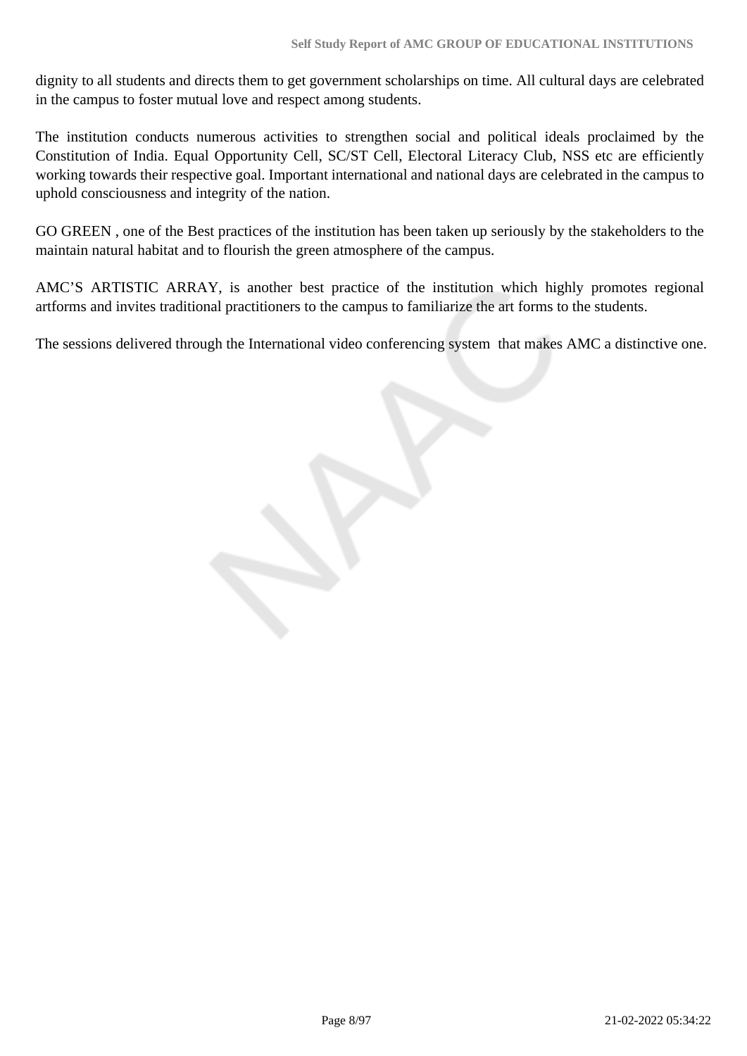dignity to all students and directs them to get government scholarships on time. All cultural days are celebrated in the campus to foster mutual love and respect among students.

The institution conducts numerous activities to strengthen social and political ideals proclaimed by the Constitution of India. Equal Opportunity Cell, SC/ST Cell, Electoral Literacy Club, NSS etc are efficiently working towards their respective goal. Important international and national days are celebrated in the campus to uphold consciousness and integrity of the nation.

GO GREEN , one of the Best practices of the institution has been taken up seriously by the stakeholders to the maintain natural habitat and to flourish the green atmosphere of the campus.

AMC'S ARTISTIC ARRAY, is another best practice of the institution which highly promotes regional artforms and invites traditional practitioners to the campus to familiarize the art forms to the students.

The sessions delivered through the International video conferencing system that makes AMC a distinctive one.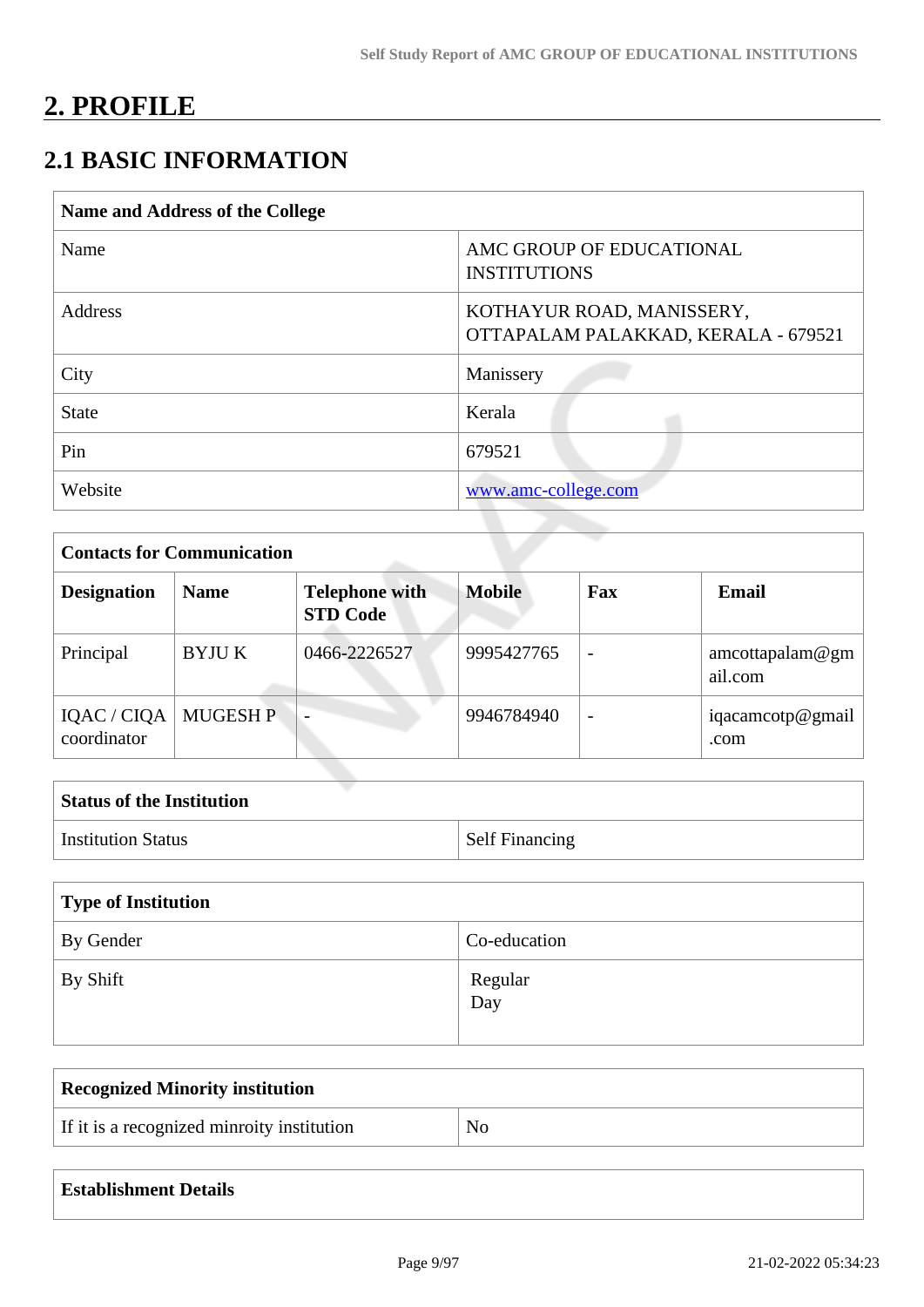# 2. PROFILE

## 2.1 BASIC INFORMATION

| Name and Address of the College | |
|---|---|
| Name | AMC GROUP OF EDUCATIONAL INSTITUTIONS |
| Address | KOTHAYUR ROAD, MANISSERY, OTTAPALAM PALAKKAD, KERALA - 679521 |
| City | Manissery |
| State | Kerala |
| Pin | 679521 |
| Website | www.amc-college.com |

| Contacts for Communication | | | | | |
|---|---|---|---|---|---|
| **Designation** | **Name** | **Telephone with STD Code** | **Mobile** | **Fax** | **Email** |
| Principal | BYJU K | 0466-2226527 | 9995427765 | - | amcottapalam@gmail.com |
| IQAC / CIQA coordinator | MUGESH P | - | 9946784940 | - | iqacamcotp@gmail.com |

| Status of the Institution | |
|---|---|
| Institution Status | Self Financing |

| Type of Institution | |
|---|---|
| By Gender | Co-education |
| By Shift | Regular<br>Day |

| Recognized Minority institution | |
|---|---|
| If it is a recognized minroity institution | No |

| Establishment Details |
|---|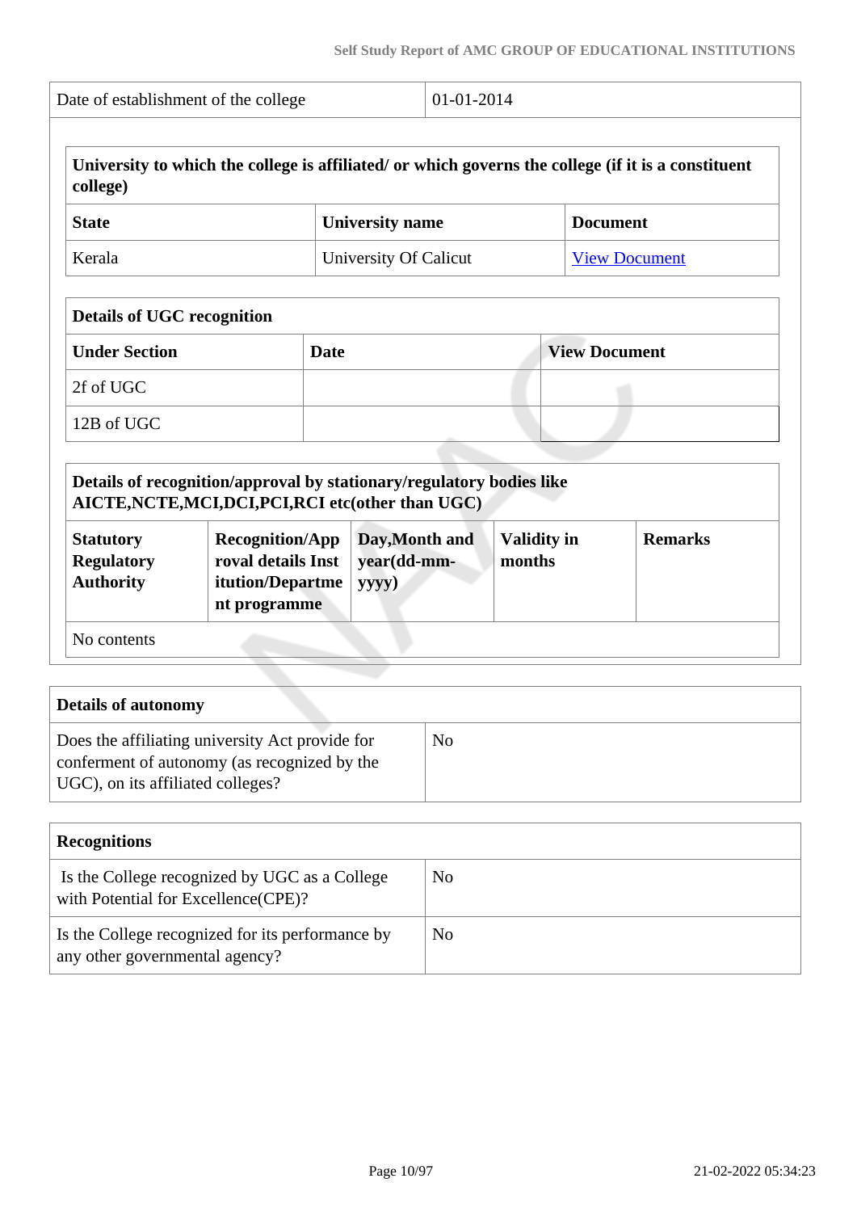| | |
|---|---|
| Date of establishment of the college | 01-01-2014 |

| University to which the college is affiliated/ or which governs the college (if it is a constituent college) | | |
|---|---|---|
| **State** | **University name** | **Document** |
| Kerala | University Of Calicut | View Document |

| Details of UGC recognition | | |
|---|---|---|
| **Under Section** | **Date** | **View Document** |
| 2f of UGC | | |
| 12B of UGC | | |

| Details of recognition/approval by stationary/regulatory bodies like AICTE,NCTE,MCI,DCI,PCI,RCI etc(other than UGC) | | | | |
|---|---|---|---|---|
| **Statutory Regulatory Authority** | **Recognition/Approval details Institution/Department programme** | **Day,Month and year(dd-mm-yyyy)** | **Validity in months** | **Remarks** |
| No contents | | | | |

| Details of autonomy | |
|---|---|
| Does the affiliating university Act provide for conferment of autonomy (as recognized by the UGC), on its affiliated colleges? | No |

| Recognitions | |
|---|---|
| Is the College recognized by UGC as a College with Potential for Excellence(CPE)? | No |
| Is the College recognized for its performance by any other governmental agency? | No |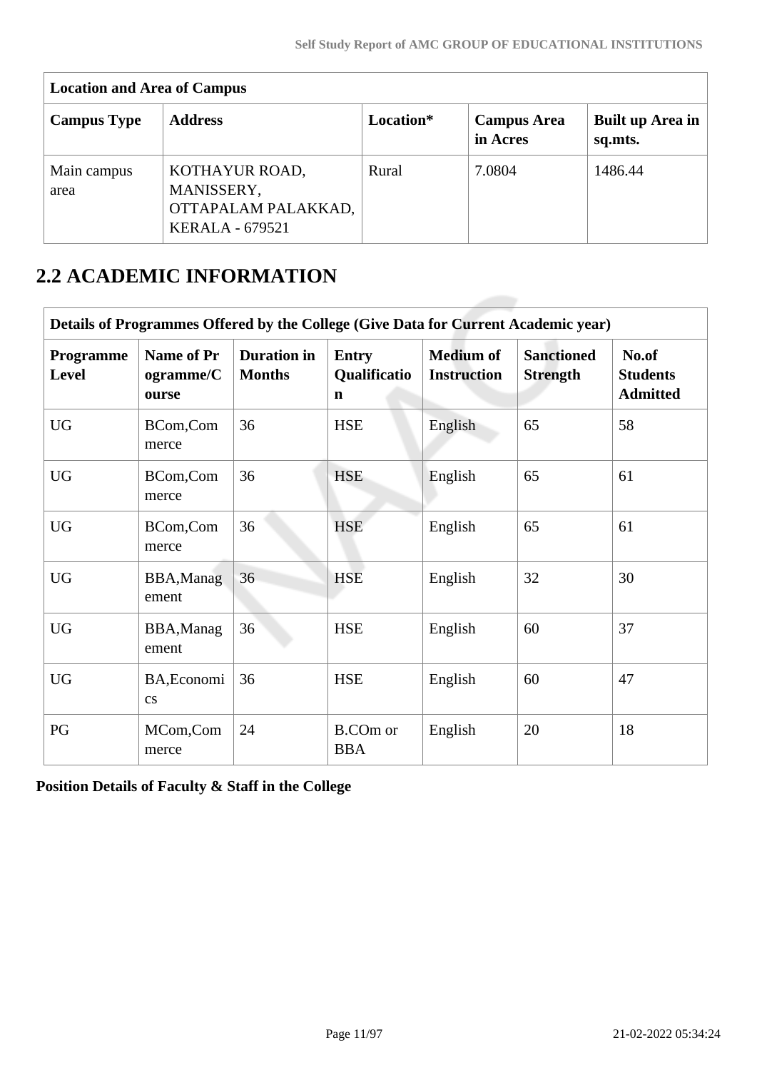| Location and Area of Campus | | | | |
|---|---|---|---|---|
| **Campus Type** | **Address** | **Location*** | **Campus Area in Acres** | **Built up Area in sq.mts.** |
| Main campus area | KOTHAYUR ROAD, MANISSERY, OTTAPALAM PALAKKAD, KERALA - 679521 | Rural | 7.0804 | 1486.44 |

## 2.2 ACADEMIC INFORMATION

| Details of Programmes Offered by the College (Give Data for Current Academic year) | | | | | | |
|---|---|---|---|---|---|---|
| **Programme Level** | **Name of Programme/Course** | **Duration in Months** | **Entry Qualification** | **Medium of Instruction** | **Sanctioned Strength** | **No.of Students Admitted** |
| UG | BCom,Commerce | 36 | HSE | English | 65 | 58 |
| UG | BCom,Commerce | 36 | HSE | English | 65 | 61 |
| UG | BCom,Commerce | 36 | HSE | English | 65 | 61 |
| UG | BBA,Management | 36 | HSE | English | 32 | 30 |
| UG | BBA,Management | 36 | HSE | English | 60 | 37 |
| UG | BA,Economics | 36 | HSE | English | 60 | 47 |
| PG | MCom,Commerce | 24 | B.COm or BBA | English | 20 | 18 |

**Position Details of Faculty & Staff in the College**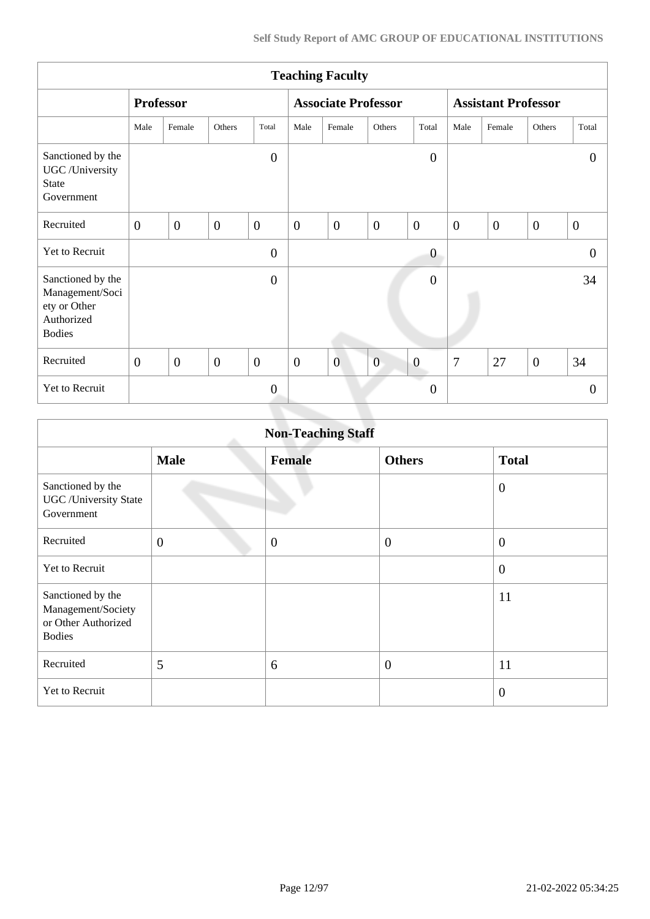| Teaching Faculty | | | | | | | | | | | | |
|---|---|---|---|---|---|---|---|---|---|---|---|---|
| | Professor | | | | Associate Professor | | | | Assistant Professor | | | |
| | Male | Female | Others | Total | Male | Female | Others | Total | Male | Female | Others | Total |
| Sanctioned by the UGC /University State Government | | | | 0 | | | | 0 | | | | 0 |
| Recruited | 0 | 0 | 0 | 0 | 0 | 0 | 0 | 0 | 0 | 0 | 0 | 0 |
| Yet to Recruit | | | | 0 | | | | 0 | | | | 0 |
| Sanctioned by the Management/Society or Other Authorized Bodies | | | | 0 | | | | 0 | | | | 34 |
| Recruited | 0 | 0 | 0 | 0 | 0 | 0 | 0 | 0 | 7 | 27 | 0 | 34 |
| Yet to Recruit | | | | 0 | | | | 0 | | | | 0 |

| Non-Teaching Staff | | | | |
|---|---|---|---|---|
| | **Male** | **Female** | **Others** | **Total** |
| Sanctioned by the UGC /University State Government | | | | 0 |
| Recruited | 0 | 0 | 0 | 0 |
| Yet to Recruit | | | | 0 |
| Sanctioned by the Management/Society or Other Authorized Bodies | | | | 11 |
| Recruited | 5 | 6 | 0 | 11 |
| Yet to Recruit | | | | 0 |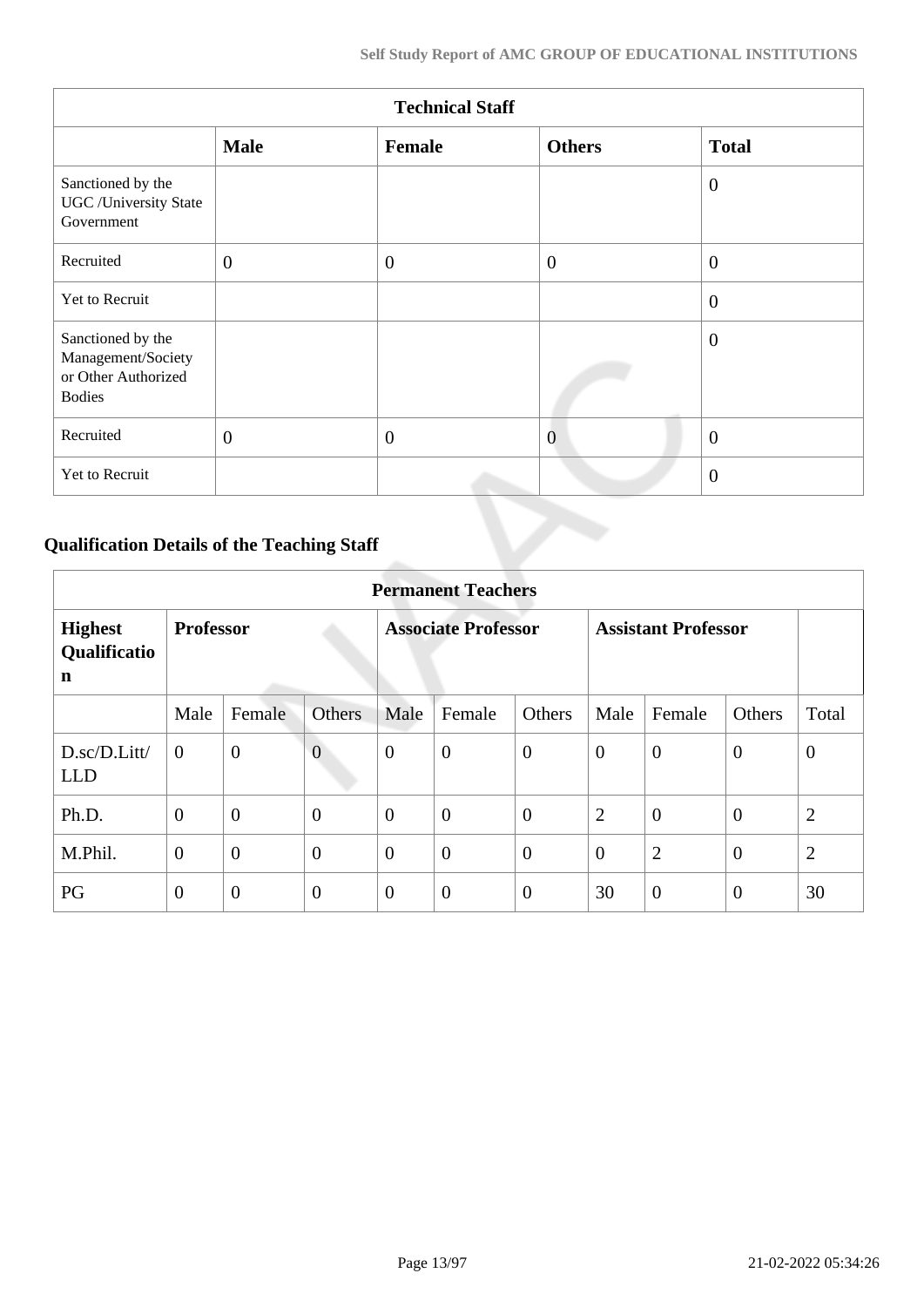| Technical Staff | | | | |
|---|---|---|---|---|
| | **Male** | **Female** | **Others** | **Total** |
| Sanctioned by the UGC /University State Government | | | | 0 |
| Recruited | 0 | 0 | 0 | 0 |
| Yet to Recruit | | | | 0 |
| Sanctioned by the Management/Society or Other Authorized Bodies | | | | 0 |
| Recruited | 0 | 0 | 0 | 0 |
| Yet to Recruit | | | | 0 |

## Qualification Details of the Teaching Staff

| Permanent Teachers | | | | | | | | | | |
|---|---|---|---|---|---|---|---|---|---|---|
| **Highest Qualification** | **Professor** | | | **Associate Professor** | | | **Assistant Professor** | | | |
| | Male | Female | Others | Male | Female | Others | Male | Female | Others | Total |
| D.sc/D.Litt/ LLD | 0 | 0 | 0 | 0 | 0 | 0 | 0 | 0 | 0 | 0 |
| Ph.D. | 0 | 0 | 0 | 0 | 0 | 0 | 2 | 0 | 0 | 2 |
| M.Phil. | 0 | 0 | 0 | 0 | 0 | 0 | 0 | 2 | 0 | 2 |
| PG | 0 | 0 | 0 | 0 | 0 | 0 | 30 | 0 | 0 | 30 |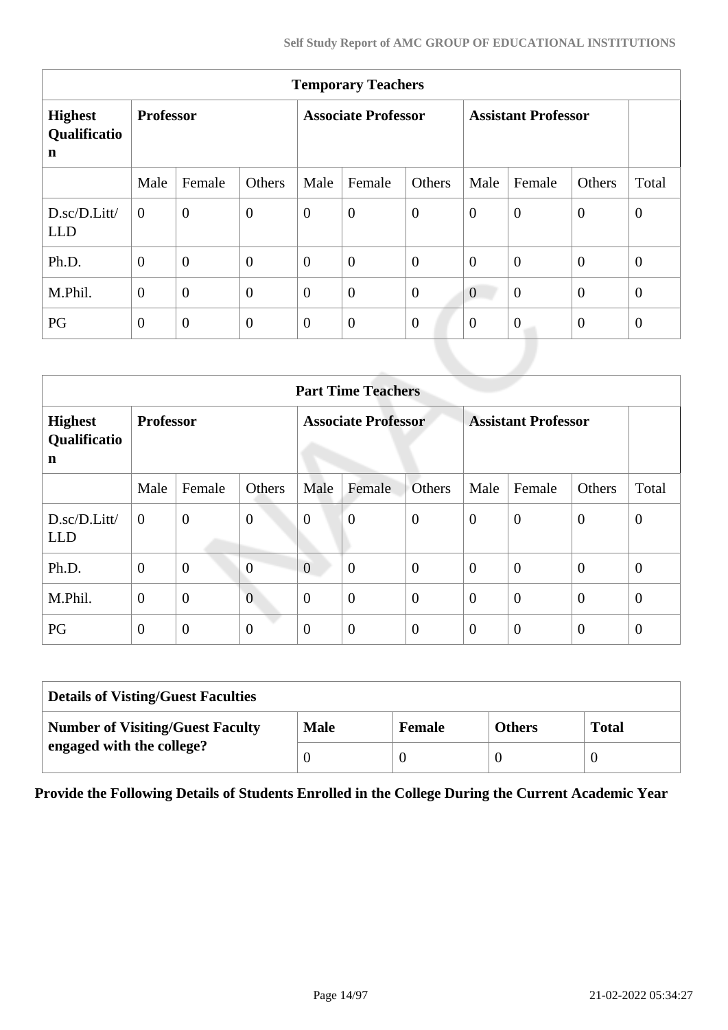| Temporary Teachers | | | | | | | | | | |
|---|---|---|---|---|---|---|---|---|---|---|
| **Highest Qualification** | **Professor** | | | **Associate Professor** | | | **Assistant Professor** | | | |
| | Male | Female | Others | Male | Female | Others | Male | Female | Others | Total |
| D.sc/D.Litt/LLD | 0 | 0 | 0 | 0 | 0 | 0 | 0 | 0 | 0 | 0 |
| Ph.D. | 0 | 0 | 0 | 0 | 0 | 0 | 0 | 0 | 0 | 0 |
| M.Phil. | 0 | 0 | 0 | 0 | 0 | 0 | 0 | 0 | 0 | 0 |
| PG | 0 | 0 | 0 | 0 | 0 | 0 | 0 | 0 | 0 | 0 |

| Part Time Teachers | | | | | | | | | | |
|---|---|---|---|---|---|---|---|---|---|---|
| **Highest Qualification** | **Professor** | | | **Associate Professor** | | | **Assistant Professor** | | | |
| | Male | Female | Others | Male | Female | Others | Male | Female | Others | Total |
| D.sc/D.Litt/LLD | 0 | 0 | 0 | 0 | 0 | 0 | 0 | 0 | 0 | 0 |
| Ph.D. | 0 | 0 | 0 | 0 | 0 | 0 | 0 | 0 | 0 | 0 |
| M.Phil. | 0 | 0 | 0 | 0 | 0 | 0 | 0 | 0 | 0 | 0 |
| PG | 0 | 0 | 0 | 0 | 0 | 0 | 0 | 0 | 0 | 0 |

| Details of Visting/Guest Faculties | | | | |
|---|---|---|---|---|
| **Number of Visiting/Guest Faculty engaged with the college?** | **Male** | **Female** | **Others** | **Total** |
| | 0 | 0 | 0 | 0 |

**Provide the Following Details of Students Enrolled in the College During the Current Academic Year**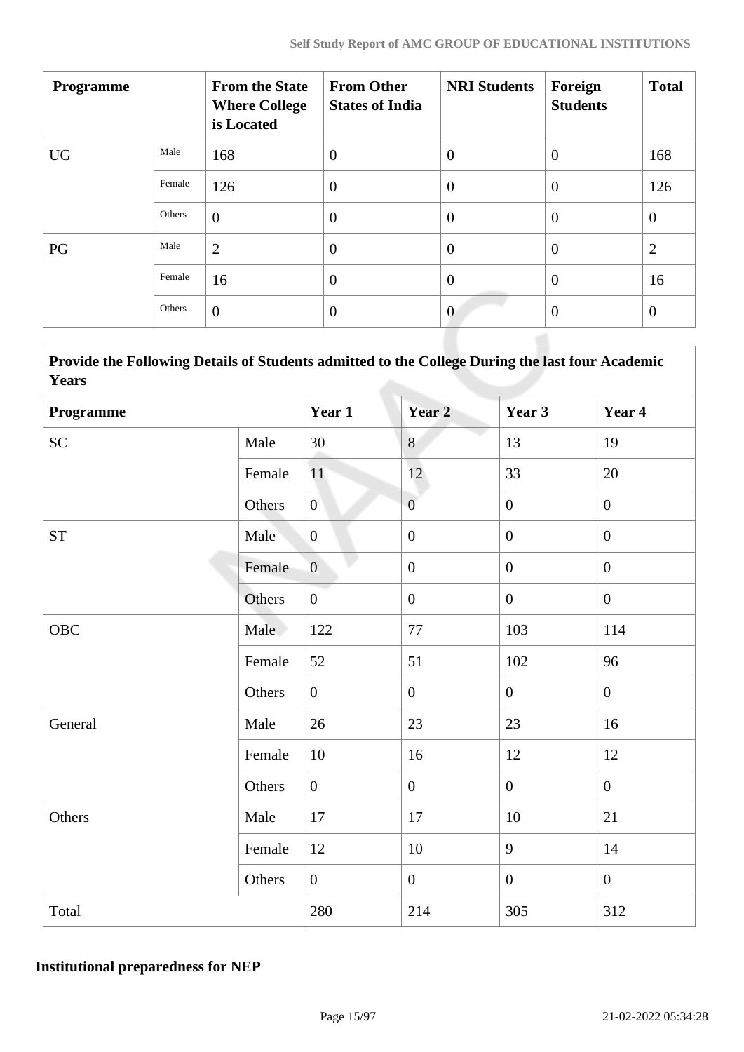| Programme | | From the State Where College is Located | From Other States of India | NRI Students | Foreign Students | Total |
|---|---|---|---|---|---|---|
| UG | Male | 168 | 0 | 0 | 0 | 168 |
| | Female | 126 | 0 | 0 | 0 | 126 |
| | Others | 0 | 0 | 0 | 0 | 0 |
| PG | Male | 2 | 0 | 0 | 0 | 2 |
| | Female | 16 | 0 | 0 | 0 | 16 |
| | Others | 0 | 0 | 0 | 0 | 0 |

**Provide the Following Details of Students admitted to the College During the last four Academic Years**

| Programme | | Year 1 | Year 2 | Year 3 | Year 4 |
|---|---|---|---|---|---|
| SC | Male | 30 | 8 | 13 | 19 |
| | Female | 11 | 12 | 33 | 20 |
| | Others | 0 | 0 | 0 | 0 |
| ST | Male | 0 | 0 | 0 | 0 |
| | Female | 0 | 0 | 0 | 0 |
| | Others | 0 | 0 | 0 | 0 |
| OBC | Male | 122 | 77 | 103 | 114 |
| | Female | 52 | 51 | 102 | 96 |
| | Others | 0 | 0 | 0 | 0 |
| General | Male | 26 | 23 | 23 | 16 |
| | Female | 10 | 16 | 12 | 12 |
| | Others | 0 | 0 | 0 | 0 |
| Others | Male | 17 | 17 | 10 | 21 |
| | Female | 12 | 10 | 9 | 14 |
| | Others | 0 | 0 | 0 | 0 |
| Total | | 280 | 214 | 305 | 312 |

**Institutional preparedness for NEP**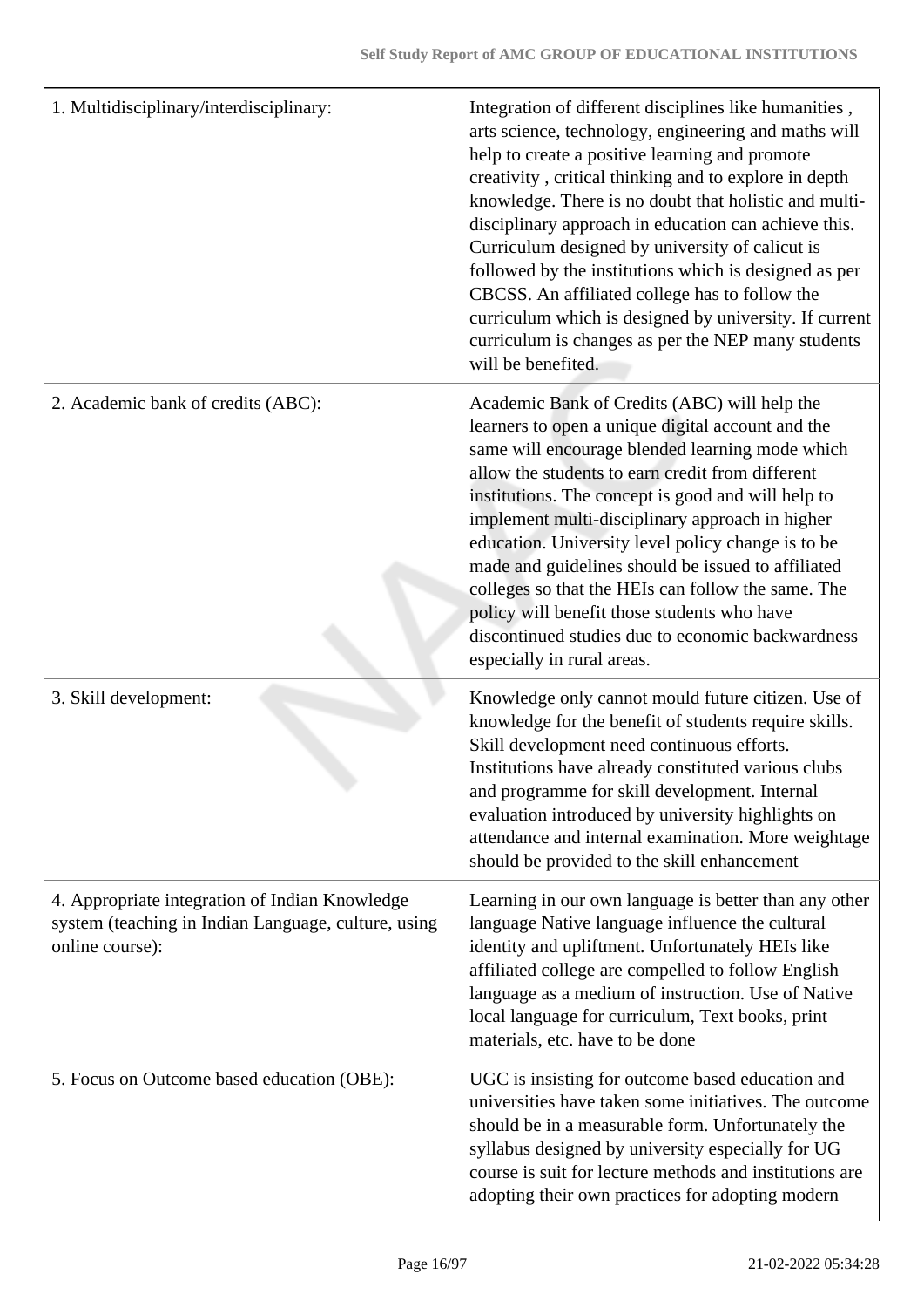| | |
|---|---|
| 1. Multidisciplinary/interdisciplinary: | Integration of different disciplines like humanities , arts science, technology, engineering and maths will help to create a positive learning and promote creativity , critical thinking and to explore in depth knowledge. There is no doubt that holistic and multi-disciplinary approach in education can achieve this. Curriculum designed by university of calicut is followed by the institutions which is designed as per CBCSS. An affiliated college has to follow the curriculum which is designed by university. If current curriculum is changes as per the NEP many students will be benefited. |
| 2. Academic bank of credits (ABC): | Academic Bank of Credits (ABC) will help the learners to open a unique digital account and the same will encourage blended learning mode which allow the students to earn credit from different institutions. The concept is good and will help to implement multi-disciplinary approach in higher education. University level policy change is to be made and guidelines should be issued to affiliated colleges so that the HEIs can follow the same. The policy will benefit those students who have discontinued studies due to economic backwardness especially in rural areas. |
| 3. Skill development: | Knowledge only cannot mould future citizen. Use of knowledge for the benefit of students require skills. Skill development need continuous efforts. Institutions have already constituted various clubs and programme for skill development. Internal evaluation introduced by university highlights on attendance and internal examination. More weightage should be provided to the skill enhancement |
| 4. Appropriate integration of Indian Knowledge system (teaching in Indian Language, culture, using online course): | Learning in our own language is better than any other language Native language influence the cultural identity and upliftment. Unfortunately HEIs like affiliated college are compelled to follow English language as a medium of instruction. Use of Native local language for curriculum, Text books, print materials, etc. have to be done |
| 5. Focus on Outcome based education (OBE): | UGC is insisting for outcome based education and universities have taken some initiatives. The outcome should be in a measurable form. Unfortunately the syllabus designed by university especially for UG course is suit for lecture methods and institutions are adopting their own practices for adopting modern |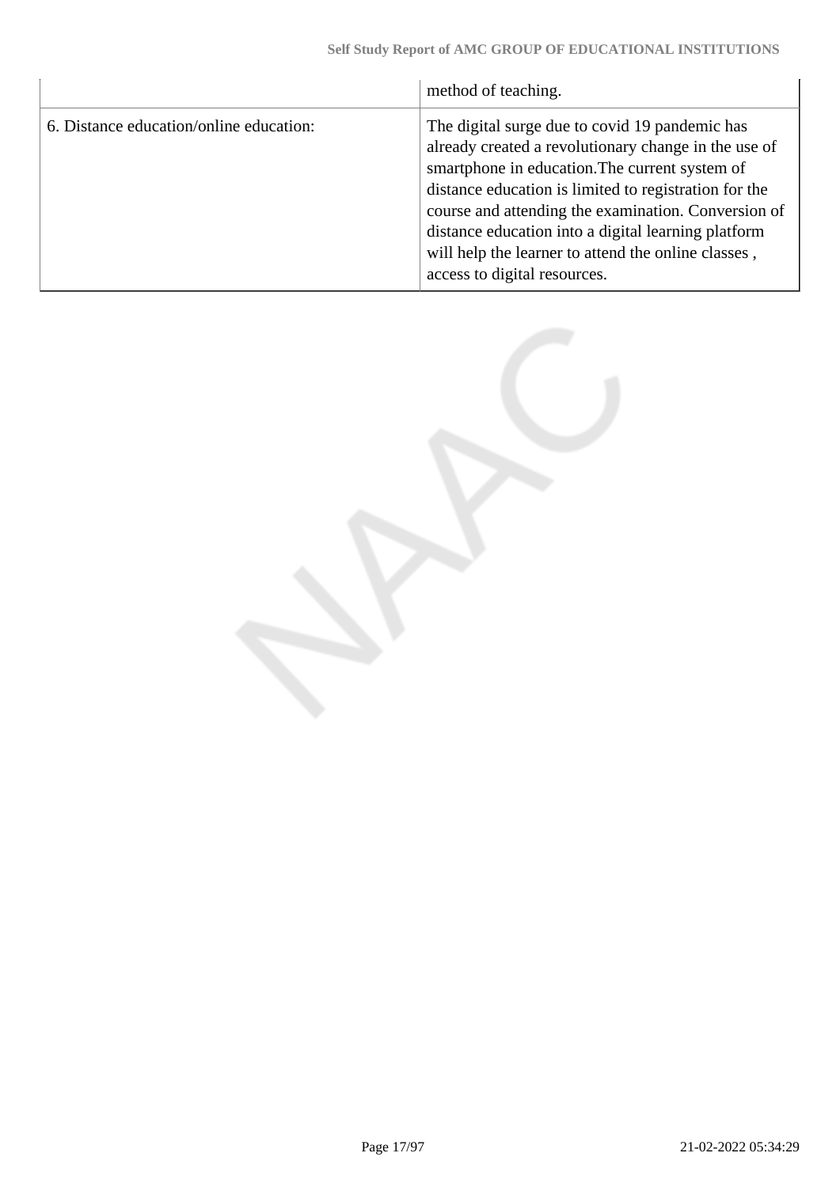| | |
|---|---|
| | method of teaching. |
| 6. Distance education/online education: | The digital surge due to covid 19 pandemic has already created a revolutionary change in the use of smartphone in education.The current system of distance education is limited to registration for the course and attending the examination. Conversion of distance education into a digital learning platform will help the learner to attend the online classes , access to digital resources. |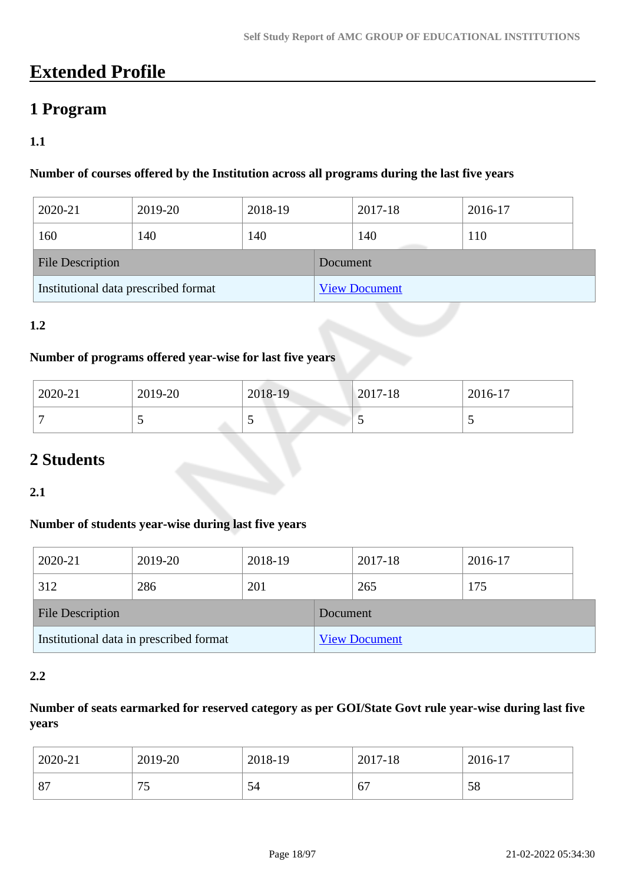# Extended Profile

## 1 Program

### 1.1

**Number of courses offered by the Institution across all programs during the last five years**

| 2020-21 | 2019-20 | 2018-19 | 2017-18 | 2016-17 |
|---|---|---|---|---|
| 160 | 140 | 140 | 140 | 110 |

| File Description | Document |
|---|---|
| Institutional data prescribed format | View Document |

### 1.2

**Number of programs offered year-wise for last five years**

| 2020-21 | 2019-20 | 2018-19 | 2017-18 | 2016-17 |
|---|---|---|---|---|
| 7 | 5 | 5 | 5 | 5 |

## 2 Students

### 2.1

**Number of students year-wise during last five years**

| 2020-21 | 2019-20 | 2018-19 | 2017-18 | 2016-17 |
|---|---|---|---|---|
| 312 | 286 | 201 | 265 | 175 |

| File Description | Document |
|---|---|
| Institutional data in prescribed format | View Document |

### 2.2

**Number of seats earmarked for reserved category as per GOI/State Govt rule year-wise during last five years**

| 2020-21 | 2019-20 | 2018-19 | 2017-18 | 2016-17 |
|---|---|---|---|---|
| 87 | 75 | 54 | 67 | 58 |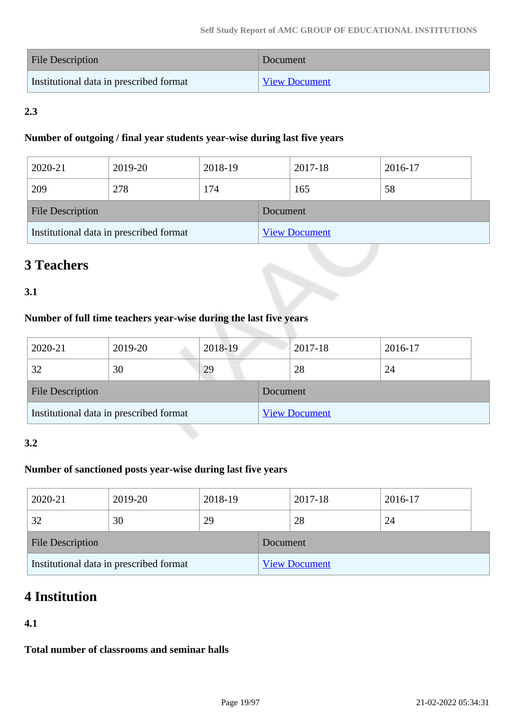| File Description | Document |
| --- | --- |
| Institutional data in prescribed format | View Document |

**2.3**

**Number of outgoing / final year students year-wise during last five years**

| 2020-21 | 2019-20 | 2018-19 | 2017-18 | 2016-17 |
| --- | --- | --- | --- | --- |
| 209 | 278 | 174 | 165 | 58 |

| File Description | Document |
| --- | --- |
| Institutional data in prescribed format | View Document |

# 3 Teachers

**3.1**

**Number of full time teachers year-wise during the last five years**

| 2020-21 | 2019-20 | 2018-19 | 2017-18 | 2016-17 |
| --- | --- | --- | --- | --- |
| 32 | 30 | 29 | 28 | 24 |

| File Description | Document |
| --- | --- |
| Institutional data in prescribed format | View Document |

**3.2**

**Number of sanctioned posts year-wise during last five years**

| 2020-21 | 2019-20 | 2018-19 | 2017-18 | 2016-17 |
| --- | --- | --- | --- | --- |
| 32 | 30 | 29 | 28 | 24 |

| File Description | Document |
| --- | --- |
| Institutional data in prescribed format | View Document |

# 4 Institution

**4.1**

**Total number of classrooms and seminar halls**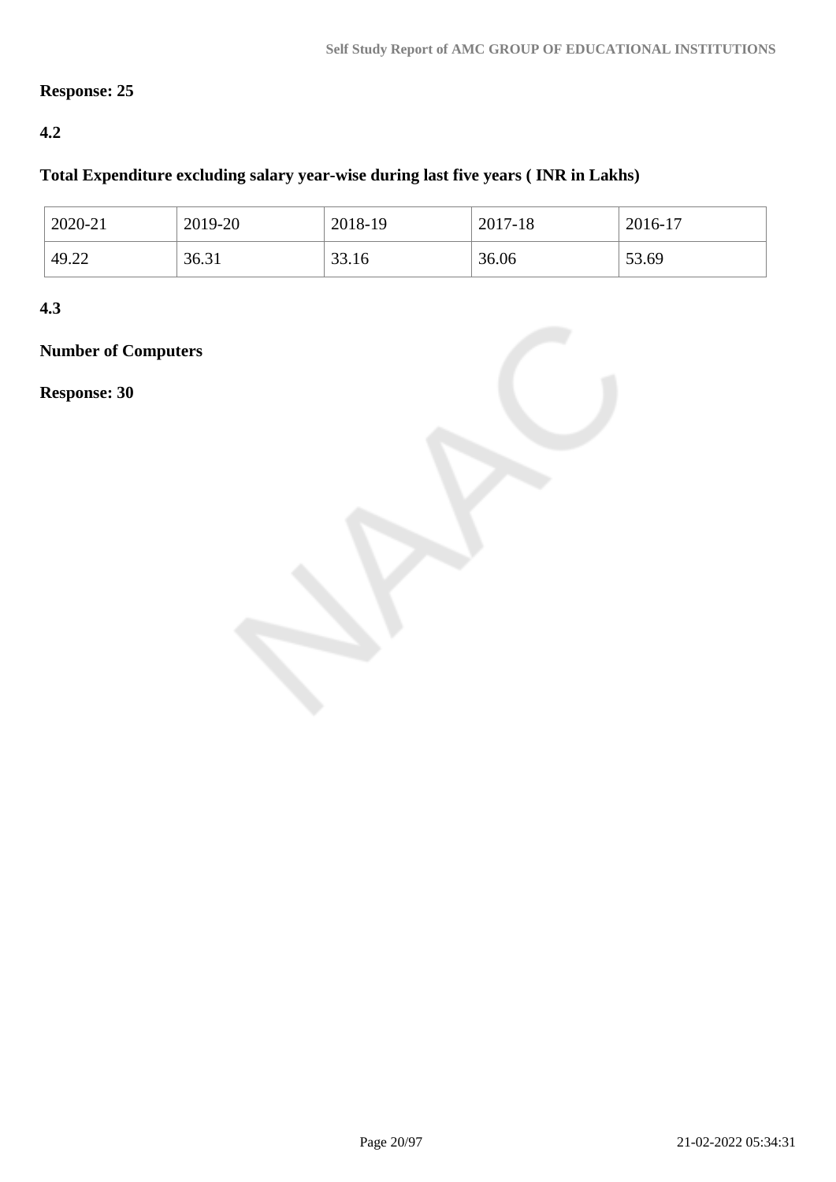**Response: 25**

**4.2**

**Total Expenditure excluding salary year-wise during last five years ( INR in Lakhs)**

| 2020-21 | 2019-20 | 2018-19 | 2017-18 | 2016-17 |
|---|---|---|---|---|
| 49.22 | 36.31 | 33.16 | 36.06 | 53.69 |

**4.3**

**Number of Computers**

**Response: 30**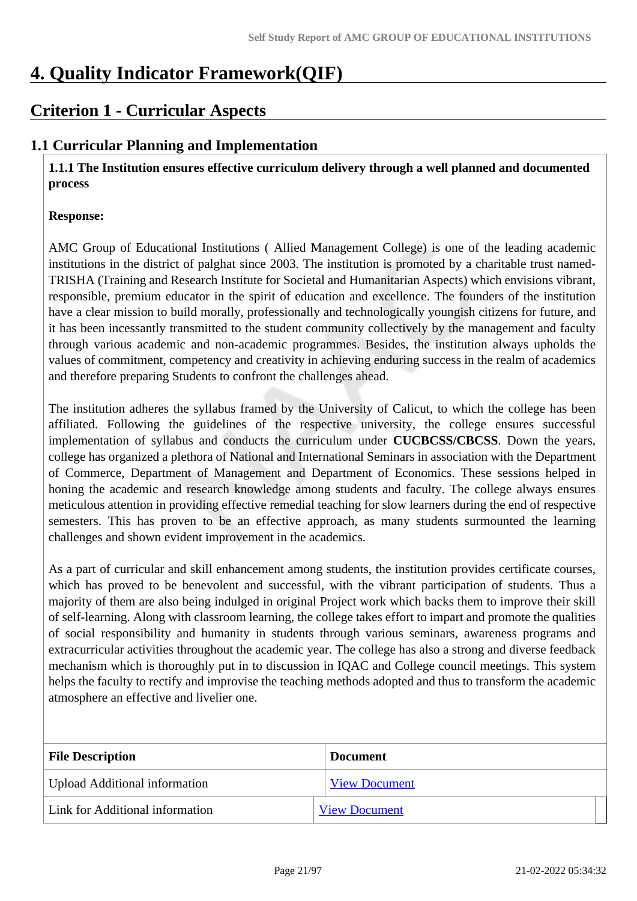# 4. Quality Indicator Framework(QIF)

## Criterion 1 - Curricular Aspects

### 1.1 Curricular Planning and Implementation

**1.1.1 The Institution ensures effective curriculum delivery through a well planned and documented process**

**Response:**

AMC Group of Educational Institutions ( Allied Management College) is one of the leading academic institutions in the district of palghat since 2003. The institution is promoted by a charitable trust named- TRISHA (Training and Research Institute for Societal and Humanitarian Aspects) which envisions vibrant, responsible, premium educator in the spirit of education and excellence. The founders of the institution have a clear mission to build morally, professionally and technologically youngish citizens for future, and it has been incessantly transmitted to the student community collectively by the management and faculty through various academic and non-academic programmes. Besides, the institution always upholds the values of commitment, competency and creativity in achieving enduring success in the realm of academics and therefore preparing Students to confront the challenges ahead.

The institution adheres the syllabus framed by the University of Calicut, to which the college has been affiliated. Following the guidelines of the respective university, the college ensures successful implementation of syllabus and conducts the curriculum under **CUCBCSS/CBCSS**. Down the years, college has organized a plethora of National and International Seminars in association with the Department of Commerce, Department of Management and Department of Economics. These sessions helped in honing the academic and research knowledge among students and faculty. The college always ensures meticulous attention in providing effective remedial teaching for slow learners during the end of respective semesters. This has proven to be an effective approach, as many students surmounted the learning challenges and shown evident improvement in the academics.

As a part of curricular and skill enhancement among students, the institution provides certificate courses, which has proved to be benevolent and successful, with the vibrant participation of students. Thus a majority of them are also being indulged in original Project work which backs them to improve their skill of self-learning. Along with classroom learning, the college takes effort to impart and promote the qualities of social responsibility and humanity in students through various seminars, awareness programs and extracurricular activities throughout the academic year. The college has also a strong and diverse feedback mechanism which is thoroughly put in to discussion in IQAC and College council meetings. This system helps the faculty to rectify and improvise the teaching methods adopted and thus to transform the academic atmosphere an effective and livelier one.

| File Description | Document |
|---|---|
| Upload Additional information | View Document |
| Link for Additional information | View Document |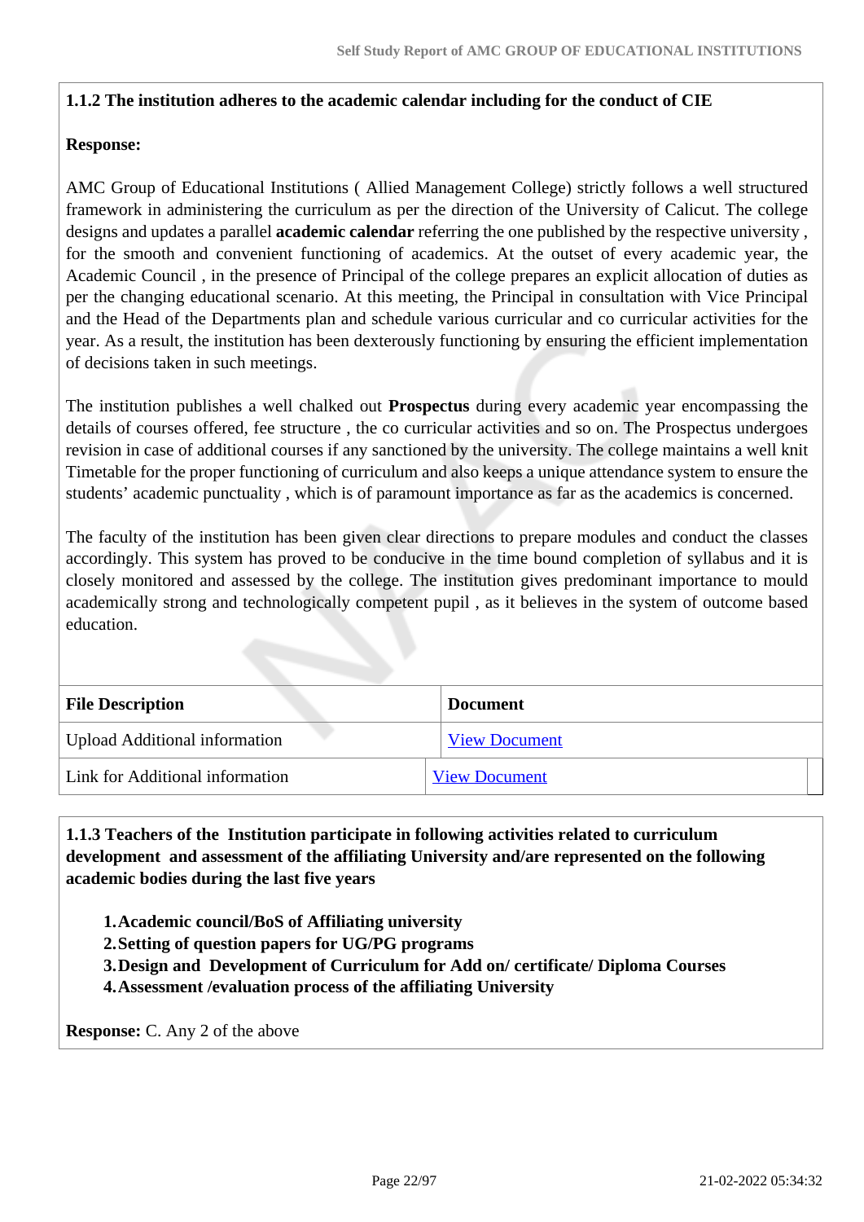**1.1.2 The institution adheres to the academic calendar including for the conduct of CIE**

**Response:**

AMC Group of Educational Institutions ( Allied Management College) strictly follows a well structured framework in administering the curriculum as per the direction of the University of Calicut. The college designs and updates a parallel **academic calendar** referring the one published by the respective university , for the smooth and convenient functioning of academics. At the outset of every academic year, the Academic Council , in the presence of Principal of the college prepares an explicit allocation of duties as per the changing educational scenario. At this meeting, the Principal in consultation with Vice Principal and the Head of the Departments plan and schedule various curricular and co curricular activities for the year. As a result, the institution has been dexterously functioning by ensuring the efficient implementation of decisions taken in such meetings.

The institution publishes a well chalked out **Prospectus** during every academic year encompassing the details of courses offered, fee structure , the co curricular activities and so on. The Prospectus undergoes revision in case of additional courses if any sanctioned by the university. The college maintains a well knit Timetable for the proper functioning of curriculum and also keeps a unique attendance system to ensure the students' academic punctuality , which is of paramount importance as far as the academics is concerned.

The faculty of the institution has been given clear directions to prepare modules and conduct the classes accordingly. This system has proved to be conducive in the time bound completion of syllabus and it is closely monitored and assessed by the college. The institution gives predominant importance to mould academically strong and technologically competent pupil , as it believes in the system of outcome based education.

| File Description | Document |
|---|---|
| Upload Additional information | View Document |
| Link for Additional information | View Document |

**1.1.3 Teachers of the Institution participate in following activities related to curriculum development and assessment of the affiliating University and/are represented on the following academic bodies during the last five years**

1. **Academic council/BoS of Affiliating university**
2. **Setting of question papers for UG/PG programs**
3. **Design and Development of Curriculum for Add on/ certificate/ Diploma Courses**
4. **Assessment /evaluation process of the affiliating University**

**Response:** C. Any 2 of the above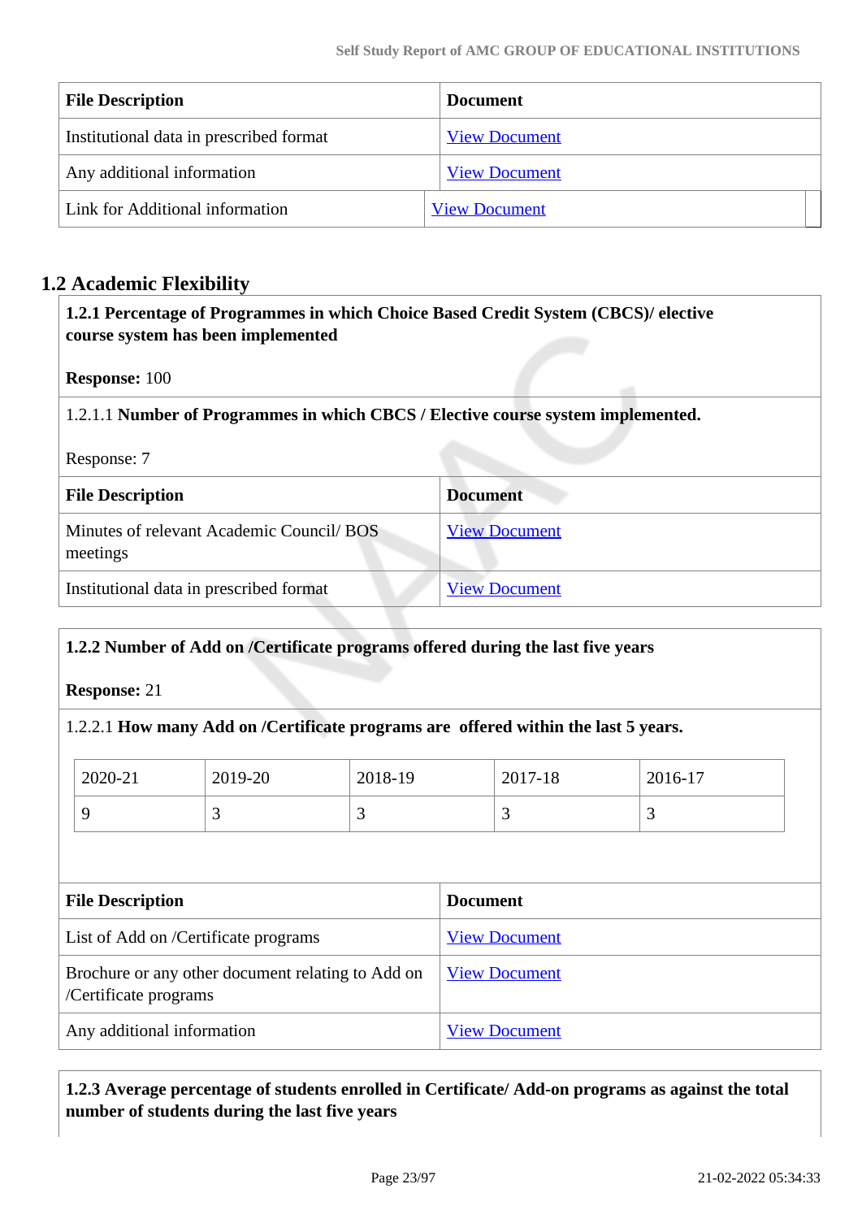| File Description | Document |
|---|---|
| Institutional data in prescribed format | View Document |
| Any additional information | View Document |
| Link for Additional information | View Document |

## 1.2 Academic Flexibility

**1.2.1 Percentage of Programmes in which Choice Based Credit System (CBCS)/ elective course system has been implemented**

**Response:** 100

1.2.1.1 **Number of Programmes in which CBCS / Elective course system implemented.**

Response: 7

| File Description | Document |
|---|---|
| Minutes of relevant Academic Council/ BOS meetings | View Document |
| Institutional data in prescribed format | View Document |

**1.2.2 Number of Add on /Certificate programs offered during the last five years**

**Response:** 21

1.2.2.1 **How many Add on /Certificate programs are offered within the last 5 years.**

| 2020-21 | 2019-20 | 2018-19 | 2017-18 | 2016-17 |
|---|---|---|---|---|
| 9 | 3 | 3 | 3 | 3 |

| File Description | Document |
|---|---|
| List of Add on /Certificate programs | View Document |
| Brochure or any other document relating to Add on /Certificate programs | View Document |
| Any additional information | View Document |

**1.2.3 Average percentage of students enrolled in Certificate/ Add-on programs as against the total number of students during the last five years**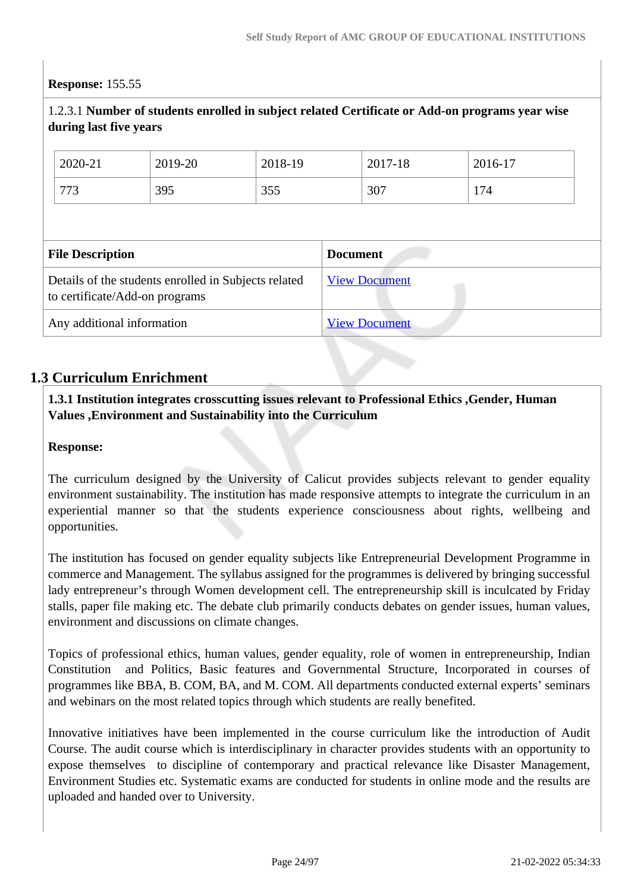**Response:** 155.55

1.2.3.1 **Number of students enrolled in subject related Certificate or Add-on programs year wise during last five years**

| 2020-21 | 2019-20 | 2018-19 | 2017-18 | 2016-17 |
|---|---|---|---|---|
| 773 | 395 | 355 | 307 | 174 |

| File Description | Document |
|---|---|
| Details of the students enrolled in Subjects related to certificate/Add-on programs | View Document |
| Any additional information | View Document |

## 1.3 Curriculum Enrichment

**1.3.1 Institution integrates crosscutting issues relevant to Professional Ethics ,Gender, Human Values ,Environment and Sustainability into the Curriculum**

**Response:**

The curriculum designed by the University of Calicut provides subjects relevant to gender equality environment sustainability. The institution has made responsive attempts to integrate the curriculum in an experiential manner so that the students experience consciousness about rights, wellbeing and opportunities.

The institution has focused on gender equality subjects like Entrepreneurial Development Programme in commerce and Management. The syllabus assigned for the programmes is delivered by bringing successful lady entrepreneur's through Women development cell. The entrepreneurship skill is inculcated by Friday stalls, paper file making etc. The debate club primarily conducts debates on gender issues, human values, environment and discussions on climate changes.

Topics of professional ethics, human values, gender equality, role of women in entrepreneurship, Indian Constitution and Politics, Basic features and Governmental Structure, Incorporated in courses of programmes like BBA, B. COM, BA, and M. COM. All departments conducted external experts' seminars and webinars on the most related topics through which students are really benefited.

Innovative initiatives have been implemented in the course curriculum like the introduction of Audit Course. The audit course which is interdisciplinary in character provides students with an opportunity to expose themselves to discipline of contemporary and practical relevance like Disaster Management, Environment Studies etc. Systematic exams are conducted for students in online mode and the results are uploaded and handed over to University.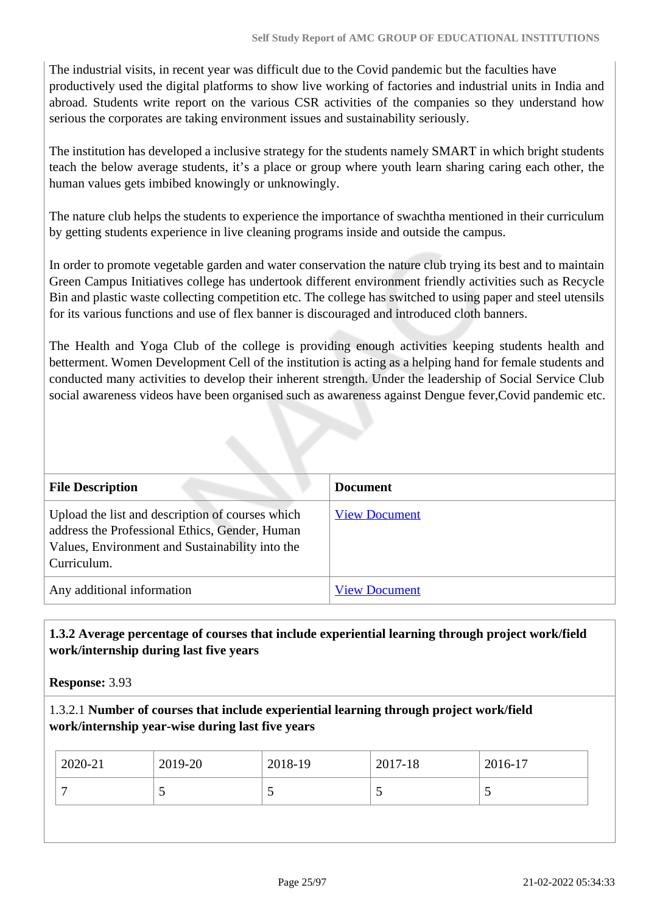The industrial visits, in recent year was difficult due to the Covid pandemic but the faculties have productively used the digital platforms to show live working of factories and industrial units in India and abroad. Students write report on the various CSR activities of the companies so they understand how serious the corporates are taking environment issues and sustainability seriously.

The institution has developed a inclusive strategy for the students namely SMART in which bright students teach the below average students, it's a place or group where youth learn sharing caring each other, the human values gets imbibed knowingly or unknowingly.

The nature club helps the students to experience the importance of swachtha mentioned in their curriculum by getting students experience in live cleaning programs inside and outside the campus.

In order to promote vegetable garden and water conservation the nature club trying its best and to maintain Green Campus Initiatives college has undertook different environment friendly activities such as Recycle Bin and plastic waste collecting competition etc. The college has switched to using paper and steel utensils for its various functions and use of flex banner is discouraged and introduced cloth banners.

The Health and Yoga Club of the college is providing enough activities keeping students health and betterment. Women Development Cell of the institution is acting as a helping hand for female students and conducted many activities to develop their inherent strength. Under the leadership of Social Service Club social awareness videos have been organised such as awareness against Dengue fever,Covid pandemic etc.

| File Description | Document |
|---|---|
| Upload the list and description of courses which address the Professional Ethics, Gender, Human Values, Environment and Sustainability into the Curriculum. | View Document |
| Any additional information | View Document |

**1.3.2 Average percentage of courses that include experiential learning through project work/field work/internship during last five years**

**Response:** 3.93

1.3.2.1 **Number of courses that include experiential learning through project work/field work/internship year-wise during last five years**

| 2020-21 | 2019-20 | 2018-19 | 2017-18 | 2016-17 |
|---|---|---|---|---|
| 7 | 5 | 5 | 5 | 5 |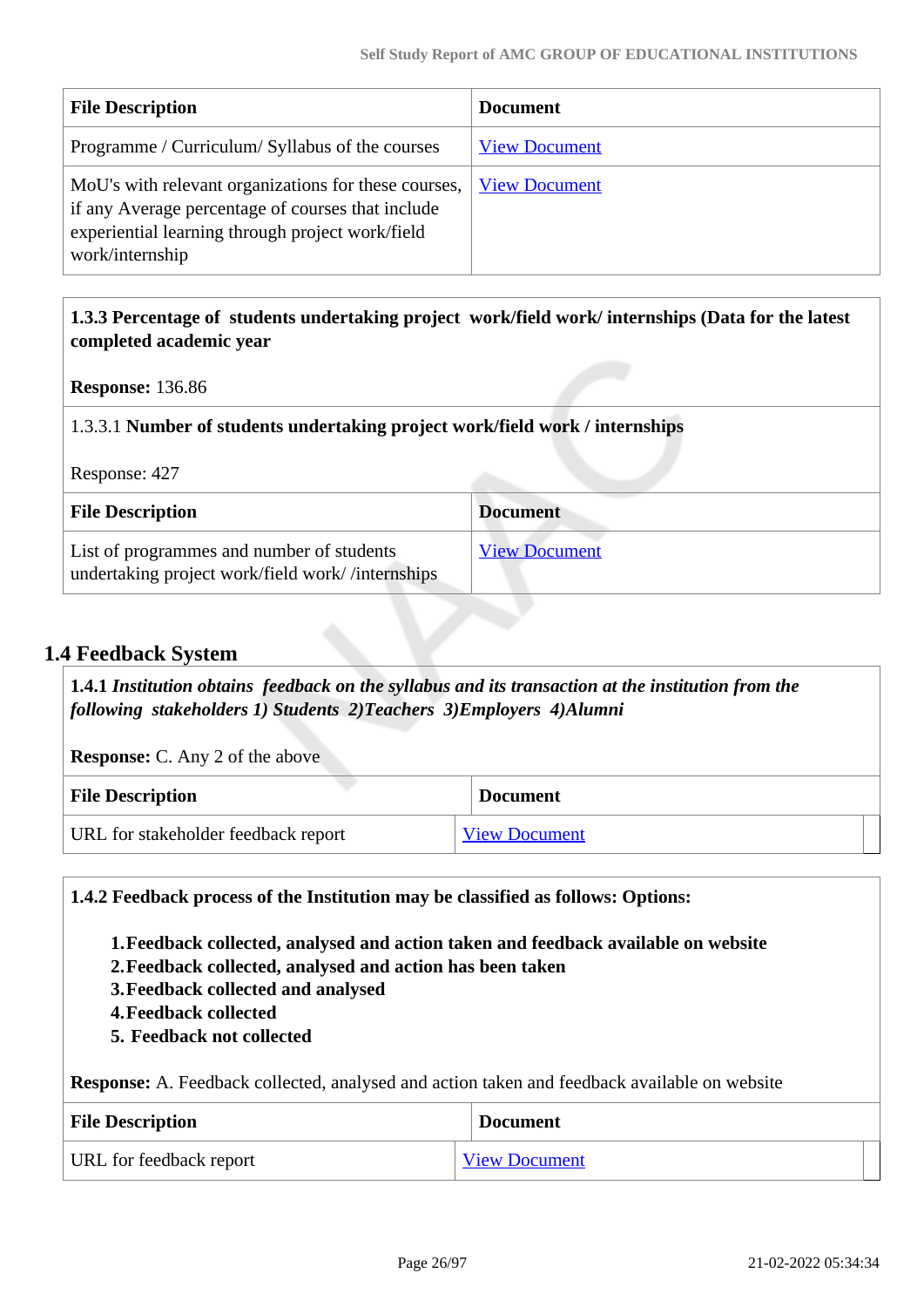| File Description | Document |
|---|---|
| Programme / Curriculum/ Syllabus of the courses | View Document |
| MoU's with relevant organizations for these courses, if any Average percentage of courses that include experiential learning through project work/field work/internship | View Document |

**1.3.3 Percentage of students undertaking project work/field work/ internships (Data for the latest completed academic year**

**Response:** 136.86

1.3.3.1 **Number of students undertaking project work/field work / internships**

Response: 427

| File Description | Document |
|---|---|
| List of programmes and number of students undertaking project work/field work/ /internships | View Document |

## 1.4 Feedback System

**1.4.1** ***Institution obtains feedback on the syllabus and its transaction at the institution from the following stakeholders 1) Students 2)Teachers 3)Employers 4)Alumni***

**Response:** C. Any 2 of the above

| File Description | Document |
|---|---|
| URL for stakeholder feedback report | View Document |

**1.4.2 Feedback process of the Institution may be classified as follows: Options:**

1. **Feedback collected, analysed and action taken and feedback available on website**
2. **Feedback collected, analysed and action has been taken**
3. **Feedback collected and analysed**
4. **Feedback collected**
5. **Feedback not collected**

**Response:** A. Feedback collected, analysed and action taken and feedback available on website

| File Description | Document |
|---|---|
| URL for feedback report | View Document |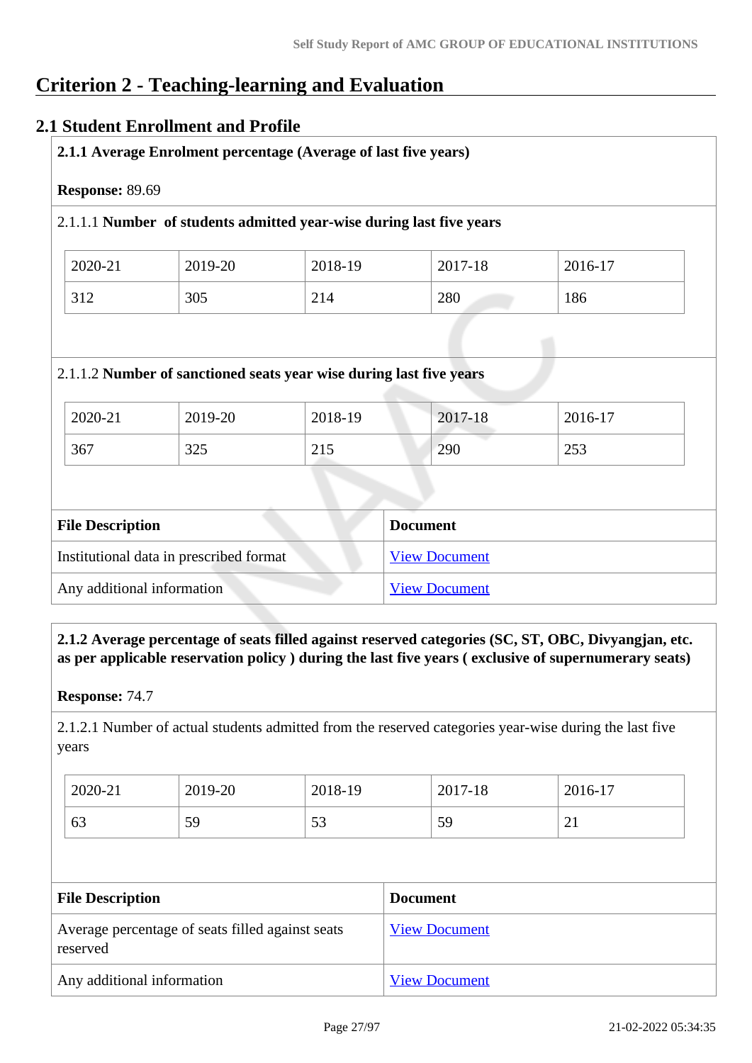# Criterion 2 - Teaching-learning and Evaluation

## 2.1 Student Enrollment and Profile

**2.1.1 Average Enrolment percentage (Average of last five years)**

**Response:** 89.69

2.1.1.1 **Number of students admitted year-wise during last five years**

| 2020-21 | 2019-20 | 2018-19 | 2017-18 | 2016-17 |
|---|---|---|---|---|
| 312 | 305 | 214 | 280 | 186 |

2.1.1.2 **Number of sanctioned seats year wise during last five years**

| 2020-21 | 2019-20 | 2018-19 | 2017-18 | 2016-17 |
|---|---|---|---|---|
| 367 | 325 | 215 | 290 | 253 |

| File Description | Document |
|---|---|
| Institutional data in prescribed format | View Document |
| Any additional information | View Document |

**2.1.2 Average percentage of seats filled against reserved categories (SC, ST, OBC, Divyangjan, etc. as per applicable reservation policy ) during the last five years ( exclusive of supernumerary seats)**

**Response:** 74.7

2.1.2.1 Number of actual students admitted from the reserved categories year-wise during the last five years

| 2020-21 | 2019-20 | 2018-19 | 2017-18 | 2016-17 |
|---|---|---|---|---|
| 63 | 59 | 53 | 59 | 21 |

| File Description | Document |
|---|---|
| Average percentage of seats filled against seats reserved | View Document |
| Any additional information | View Document |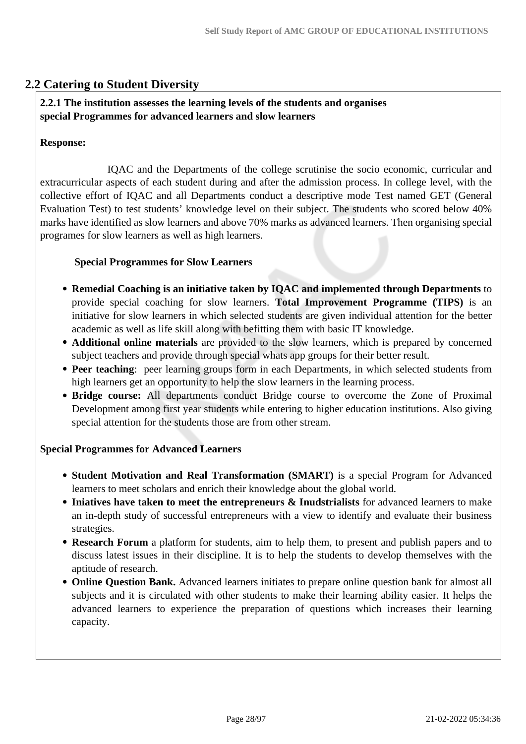## 2.2 Catering to Student Diversity

**2.2.1 The institution assesses the learning levels of the students and organises special Programmes for advanced learners and slow learners**

**Response:**

IQAC and the Departments of the college scrutinise the socio economic, curricular and extracurricular aspects of each student during and after the admission process. In college level, with the collective effort of IQAC and all Departments conduct a descriptive mode Test named GET (General Evaluation Test) to test students' knowledge level on their subject. The students who scored below 40% marks have identified as slow learners and above 70% marks as advanced learners. Then organising special programes for slow learners as well as high learners.

**Special Programmes for Slow Learners**

- **Remedial Coaching is an initiative taken by IQAC and implemented through Departments** to provide special coaching for slow learners. **Total Improvement Programme (TIPS)** is an initiative for slow learners in which selected students are given individual attention for the better academic as well as life skill along with befitting them with basic IT knowledge.
- **Additional online materials** are provided to the slow learners, which is prepared by concerned subject teachers and provide through special whats app groups for their better result.
- **Peer teaching**: peer learning groups form in each Departments, in which selected students from high learners get an opportunity to help the slow learners in the learning process.
- **Bridge course:** All departments conduct Bridge course to overcome the Zone of Proximal Development among first year students while entering to higher education institutions. Also giving special attention for the students those are from other stream.

**Special Programmes for Advanced Learners**

- **Student Motivation and Real Transformation (SMART)** is a special Program for Advanced learners to meet scholars and enrich their knowledge about the global world.
- **Iniatives have taken to meet the entrepreneurs & Inudstrialists** for advanced learners to make an in-depth study of successful entrepreneurs with a view to identify and evaluate their business strategies.
- **Research Forum** a platform for students, aim to help them, to present and publish papers and to discuss latest issues in their discipline. It is to help the students to develop themselves with the aptitude of research.
- **Online Question Bank.** Advanced learners initiates to prepare online question bank for almost all subjects and it is circulated with other students to make their learning ability easier. It helps the advanced learners to experience the preparation of questions which increases their learning capacity.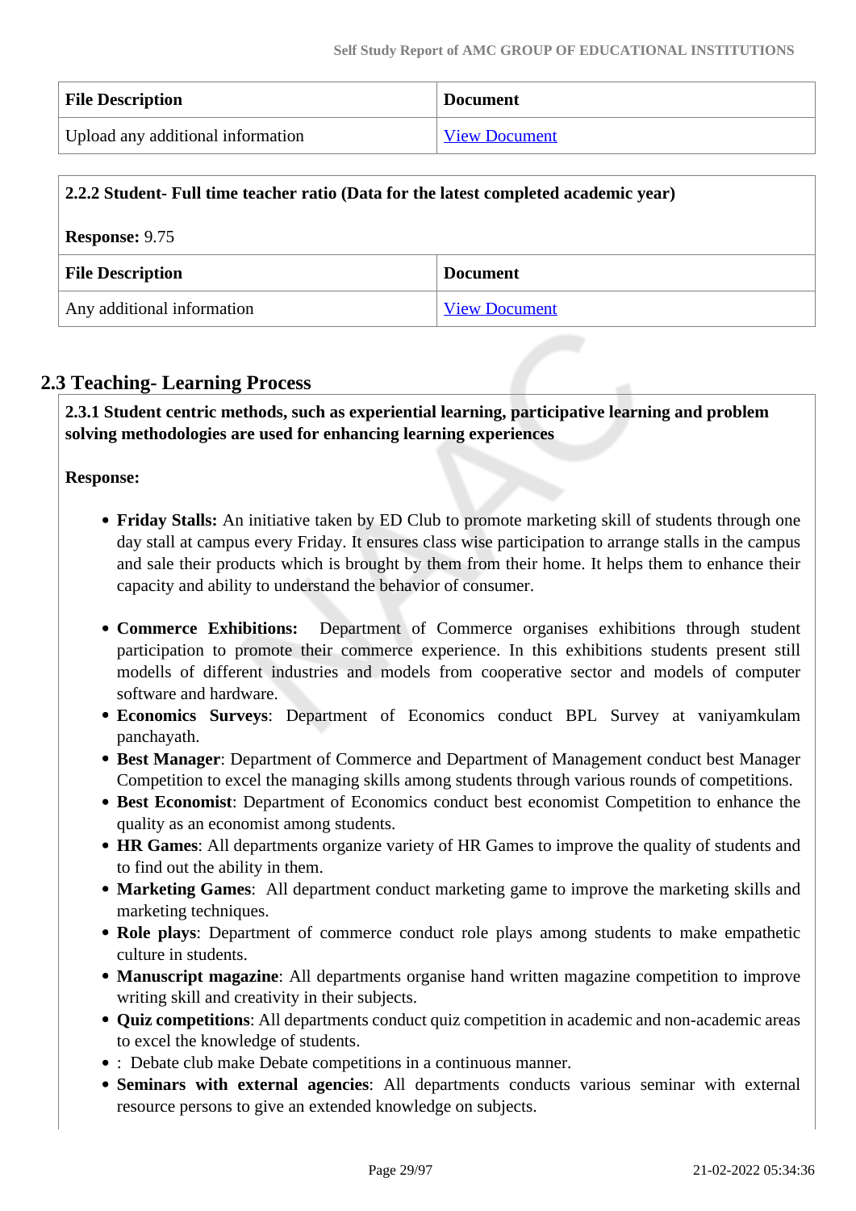| File Description | Document |
|---|---|
| Upload any additional information | View Document |

**2.2.2 Student- Full time teacher ratio (Data for the latest completed academic year)**

**Response:** 9.75

| File Description | Document |
|---|---|
| Any additional information | View Document |

## 2.3 Teaching- Learning Process

**2.3.1 Student centric methods, such as experiential learning, participative learning and problem solving methodologies are used for enhancing learning experiences**

**Response:**

- **Friday Stalls:** An initiative taken by ED Club to promote marketing skill of students through one day stall at campus every Friday. It ensures class wise participation to arrange stalls in the campus and sale their products which is brought by them from their home. It helps them to enhance their capacity and ability to understand the behavior of consumer.

- **Commerce Exhibitions:** Department of Commerce organises exhibitions through student participation to promote their commerce experience. In this exhibitions students present still modells of different industries and models from cooperative sector and models of computer software and hardware.
- **Economics Surveys**: Department of Economics conduct BPL Survey at vaniyamkulam panchayath.
- **Best Manager**: Department of Commerce and Department of Management conduct best Manager Competition to excel the managing skills among students through various rounds of competitions.
- **Best Economist**: Department of Economics conduct best economist Competition to enhance the quality as an economist among students.
- **HR Games**: All departments organize variety of HR Games to improve the quality of students and to find out the ability in them.
- **Marketing Games**: All department conduct marketing game to improve the marketing skills and marketing techniques.
- **Role plays**: Department of commerce conduct role plays among students to make empathetic culture in students.
- **Manuscript magazine**: All departments organise hand written magazine competition to improve writing skill and creativity in their subjects.
- **Quiz competitions**: All departments conduct quiz competition in academic and non-academic areas to excel the knowledge of students.
- : Debate club make Debate competitions in a continuous manner.
- **Seminars with external agencies**: All departments conducts various seminar with external resource persons to give an extended knowledge on subjects.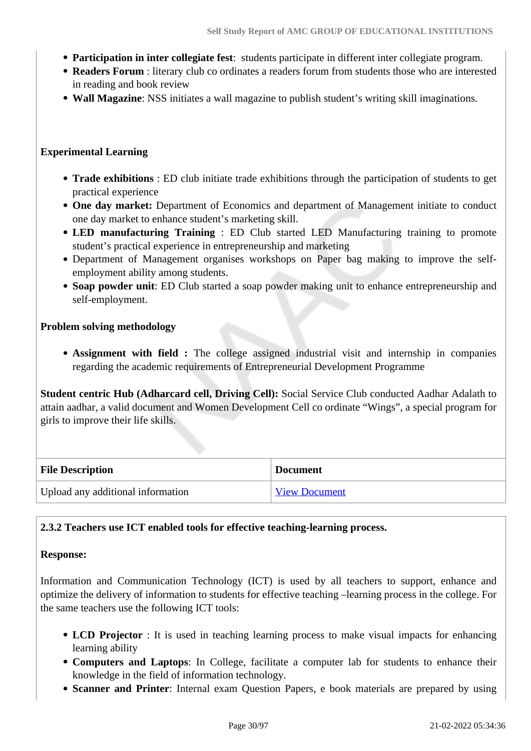- **Participation in inter collegiate fest**:  students participate in different inter collegiate program.
- **Readers Forum** : literary club co ordinates a readers forum from students those who are interested in reading and book review
- **Wall Magazine**: NSS initiates a wall magazine to publish student's writing skill imaginations.

**Experimental Learning**

- **Trade exhibitions** : ED club initiate trade exhibitions through the participation of students to get practical experience
- **One day market:** Department of Economics and department of Management initiate to conduct one day market to enhance student's marketing skill.
- **LED manufacturing Training** : ED Club started LED Manufacturing training to promote student's practical experience in entrepreneurship and marketing
- Department of Management organises workshops on Paper bag making to improve the self-employment ability among students.
- **Soap powder unit**: ED Club started a soap powder making unit to enhance entrepreneurship and self-employment.

**Problem solving methodology**

- **Assignment with field :** The college assigned industrial visit and internship in companies regarding the academic requirements of Entrepreneurial Development Programme

**Student centric Hub (Adharcard cell, Driving Cell):** Social Service Club conducted Aadhar Adalath to attain aadhar, a valid document and Women Development Cell co ordinate "Wings", a special program for girls to improve their life skills.

| File Description | Document |
|---|---|
| Upload any additional information | View Document |

**2.3.2 Teachers use ICT enabled tools for effective teaching-learning process.**

**Response:**

Information and Communication Technology (ICT) is used by all teachers to support, enhance and optimize the delivery of information to students for effective teaching –learning process in the college. For the same teachers use the following ICT tools:

- **LCD Projector** : It is used in teaching learning process to make visual impacts for enhancing learning ability
- **Computers and Laptops**: In College, facilitate a computer lab for students to enhance their knowledge in the field of information technology.
- **Scanner and Printer**: Internal exam Question Papers, e book materials are prepared by using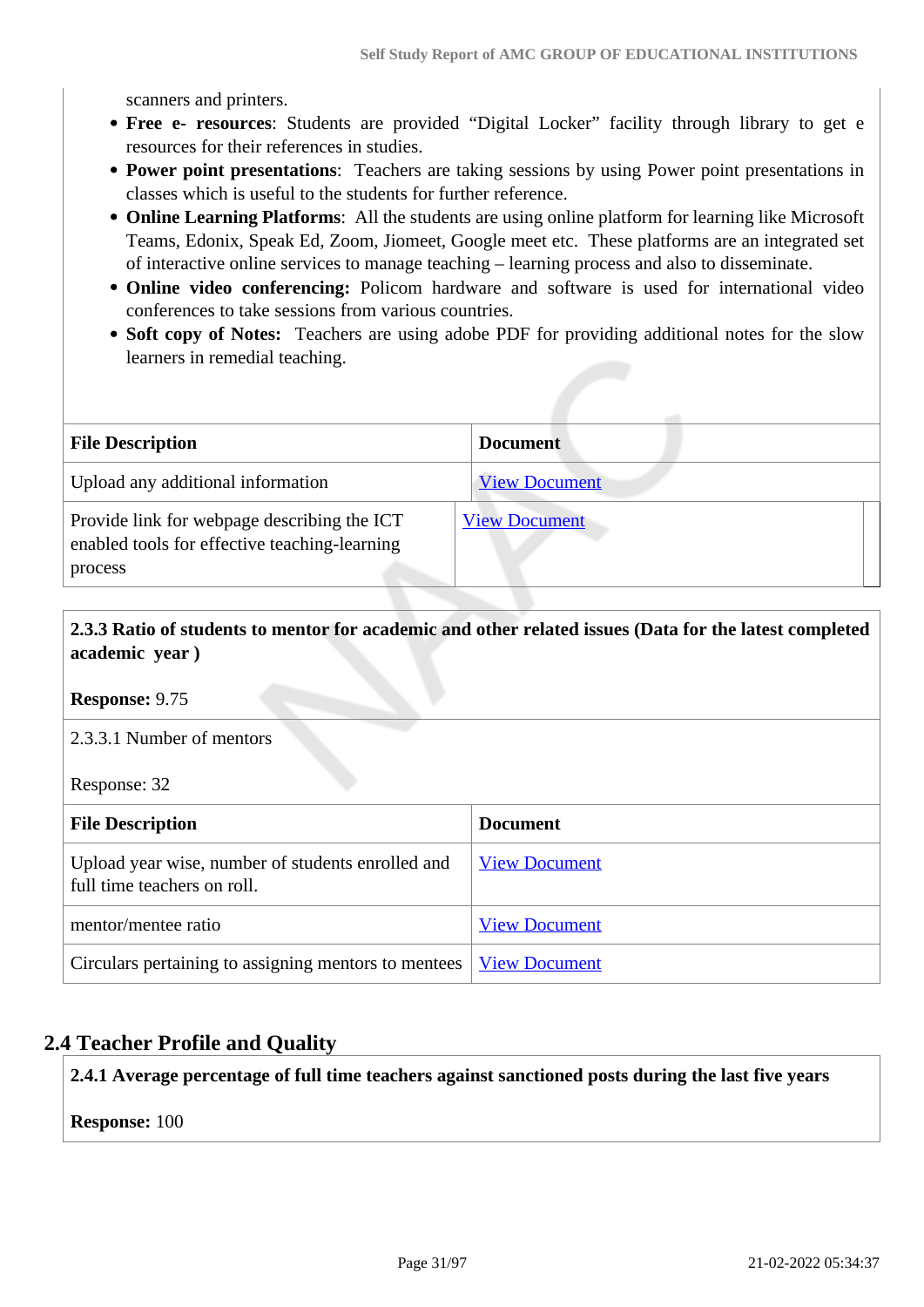scanners and printers.

- **Free e- resources**: Students are provided "Digital Locker" facility through library to get e resources for their references in studies.
- **Power point presentations**: Teachers are taking sessions by using Power point presentations in classes which is useful to the students for further reference.
- **Online Learning Platforms**: All the students are using online platform for learning like Microsoft Teams, Edonix, Speak Ed, Zoom, Jiomeet, Google meet etc. These platforms are an integrated set of interactive online services to manage teaching – learning process and also to disseminate.
- **Online video conferencing:** Policom hardware and software is used for international video conferences to take sessions from various countries.
- **Soft copy of Notes:** Teachers are using adobe PDF for providing additional notes for the slow learners in remedial teaching.

| File Description | Document |
|---|---|
| Upload any additional information | View Document |
| Provide link for webpage describing the ICT enabled tools for effective teaching-learning process | View Document |

**2.3.3 Ratio of students to mentor for academic and other related issues (Data for the latest completed academic year )**

**Response:** 9.75

2.3.3.1 Number of mentors

Response: 32

| File Description | Document |
|---|---|
| Upload year wise, number of students enrolled and full time teachers on roll. | View Document |
| mentor/mentee ratio | View Document |
| Circulars pertaining to assigning mentors to mentees | View Document |

## 2.4 Teacher Profile and Quality

**2.4.1 Average percentage of full time teachers against sanctioned posts during the last five years**

**Response:** 100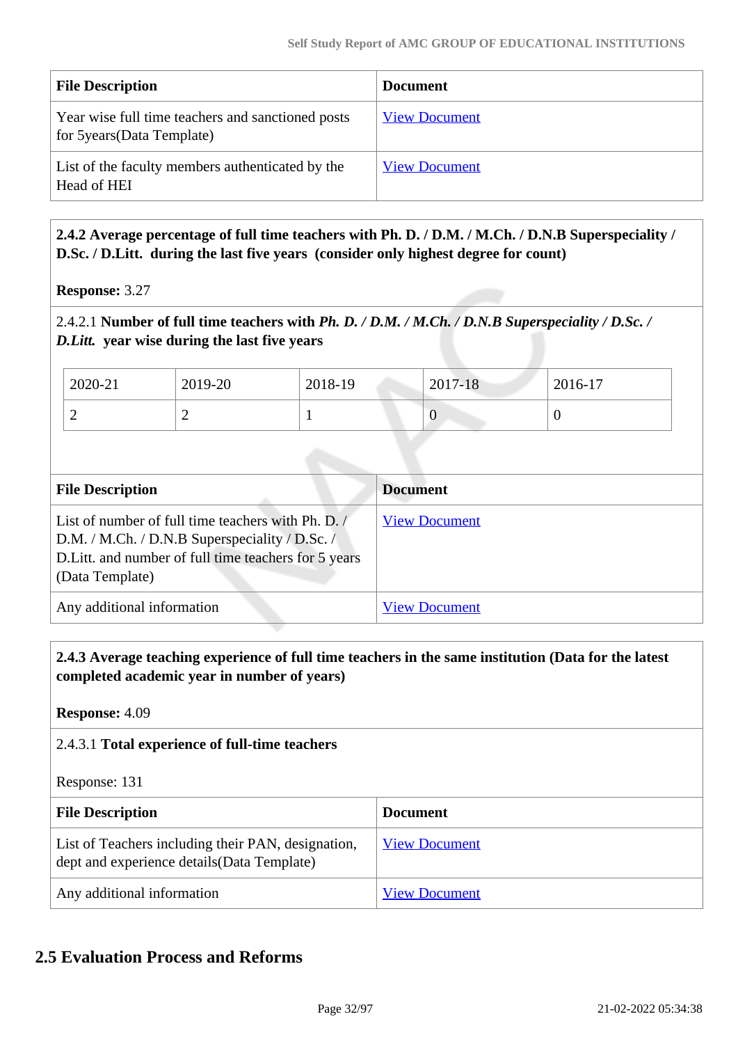| File Description | Document |
| --- | --- |
| Year wise full time teachers and sanctioned posts for 5years(Data Template) | View Document |
| List of the faculty members authenticated by the Head of HEI | View Document |

**2.4.2 Average percentage of full time teachers with Ph. D. / D.M. / M.Ch. / D.N.B Superspeciality / D.Sc. / D.Litt. during the last five years (consider only highest degree for count)**

**Response:** 3.27

2.4.2.1 **Number of full time teachers with *Ph. D. / D.M. / M.Ch. / D.N.B Superspeciality / D.Sc. / D.Litt.* year wise during the last five years**

| 2020-21 | 2019-20 | 2018-19 | 2017-18 | 2016-17 |
| --- | --- | --- | --- | --- |
| 2 | 2 | 1 | 0 | 0 |

| File Description | Document |
| --- | --- |
| List of number of full time teachers with Ph. D. / D.M. / M.Ch. / D.N.B Superspeciality / D.Sc. / D.Litt. and number of full time teachers for 5 years (Data Template) | View Document |
| Any additional information | View Document |

**2.4.3 Average teaching experience of full time teachers in the same institution (Data for the latest completed academic year in number of years)**

**Response:** 4.09

2.4.3.1 **Total experience of full-time teachers**

Response: 131

| File Description | Document |
| --- | --- |
| List of Teachers including their PAN, designation, dept and experience details(Data Template) | View Document |
| Any additional information | View Document |

## 2.5 Evaluation Process and Reforms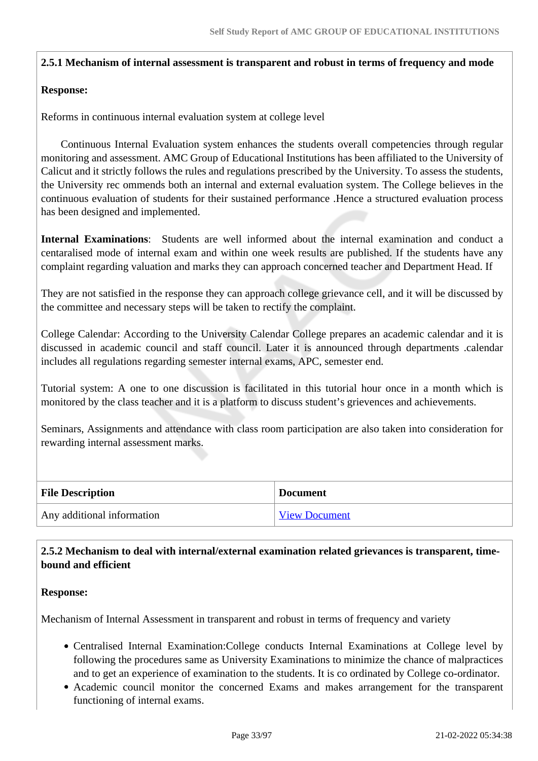**2.5.1 Mechanism of internal assessment is transparent and robust in terms of frequency and mode**

**Response:**

Reforms in continuous internal evaluation system at college level

Continuous Internal Evaluation system enhances the students overall competencies through regular monitoring and assessment. AMC Group of Educational Institutions has been affiliated to the University of Calicut and it strictly follows the rules and regulations prescribed by the University. To assess the students, the University rec ommends both an internal and external evaluation system. The College believes in the continuous evaluation of students for their sustained performance .Hence a structured evaluation process has been designed and implemented.

**Internal Examinations**: Students are well informed about the internal examination and conduct a centaralised mode of internal exam and within one week results are published. If the students have any complaint regarding valuation and marks they can approach concerned teacher and Department Head. If

They are not satisfied in the response they can approach college grievance cell, and it will be discussed by the committee and necessary steps will be taken to rectify the complaint.

College Calendar: According to the University Calendar College prepares an academic calendar and it is discussed in academic council and staff council. Later it is announced through departments .calendar includes all regulations regarding semester internal exams, APC, semester end.

Tutorial system: A one to one discussion is facilitated in this tutorial hour once in a month which is monitored by the class teacher and it is a platform to discuss student's grievences and achievements.

Seminars, Assignments and attendance with class room participation are also taken into consideration for rewarding internal assessment marks.

| File Description | Document |
|---|---|
| Any additional information | View Document |

**2.5.2 Mechanism to deal with internal/external examination related grievances is transparent, time-bound and efficient**

**Response:**

Mechanism of Internal Assessment in transparent and robust in terms of frequency and variety

- Centralised Internal Examination:College conducts Internal Examinations at College level by following the procedures same as University Examinations to minimize the chance of malpractices and to get an experience of examination to the students. It is co ordinated by College co-ordinator.
- Academic council monitor the concerned Exams and makes arrangement for the transparent functioning of internal exams.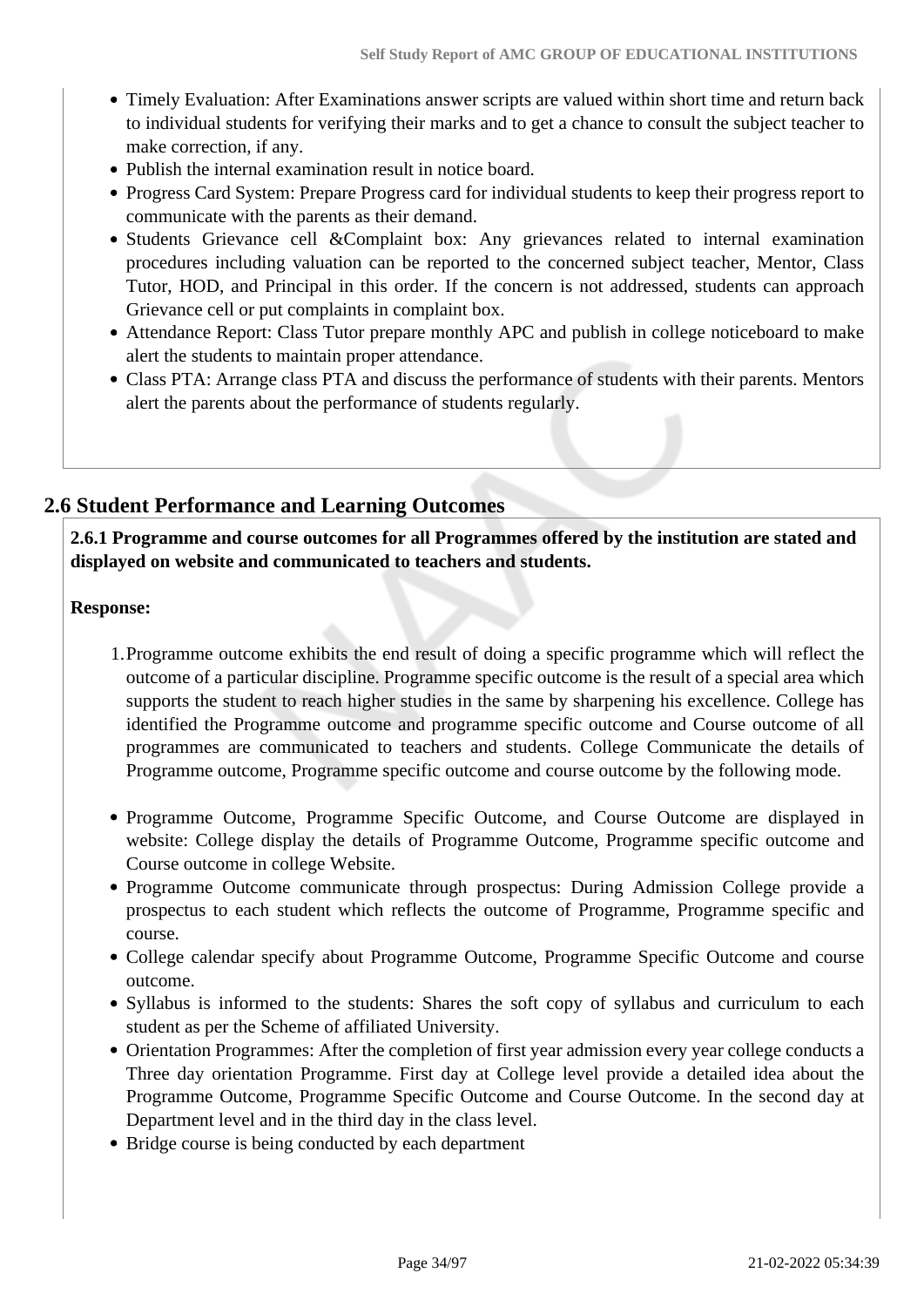- Timely Evaluation: After Examinations answer scripts are valued within short time and return back to individual students for verifying their marks and to get a chance to consult the subject teacher to make correction, if any.
- Publish the internal examination result in notice board.
- Progress Card System: Prepare Progress card for individual students to keep their progress report to communicate with the parents as their demand.
- Students Grievance cell &Complaint box: Any grievances related to internal examination procedures including valuation can be reported to the concerned subject teacher, Mentor, Class Tutor, HOD, and Principal in this order. If the concern is not addressed, students can approach Grievance cell or put complaints in complaint box.
- Attendance Report: Class Tutor prepare monthly APC and publish in college noticeboard to make alert the students to maintain proper attendance.
- Class PTA: Arrange class PTA and discuss the performance of students with their parents. Mentors alert the parents about the performance of students regularly.

## 2.6 Student Performance and Learning Outcomes

**2.6.1 Programme and course outcomes for all Programmes offered by the institution are stated and displayed on website and communicated to teachers and students.**

**Response:**

1. Programme outcome exhibits the end result of doing a specific programme which will reflect the outcome of a particular discipline. Programme specific outcome is the result of a special area which supports the student to reach higher studies in the same by sharpening his excellence. College has identified the Programme outcome and programme specific outcome and Course outcome of all programmes are communicated to teachers and students. College Communicate the details of Programme outcome, Programme specific outcome and course outcome by the following mode.

- Programme Outcome, Programme Specific Outcome, and Course Outcome are displayed in website: College display the details of Programme Outcome, Programme specific outcome and Course outcome in college Website.
- Programme Outcome communicate through prospectus: During Admission College provide a prospectus to each student which reflects the outcome of Programme, Programme specific and course.
- College calendar specify about Programme Outcome, Programme Specific Outcome and course outcome.
- Syllabus is informed to the students: Shares the soft copy of syllabus and curriculum to each student as per the Scheme of affiliated University.
- Orientation Programmes: After the completion of first year admission every year college conducts a Three day orientation Programme. First day at College level provide a detailed idea about the Programme Outcome, Programme Specific Outcome and Course Outcome. In the second day at Department level and in the third day in the class level.
- Bridge course is being conducted by each department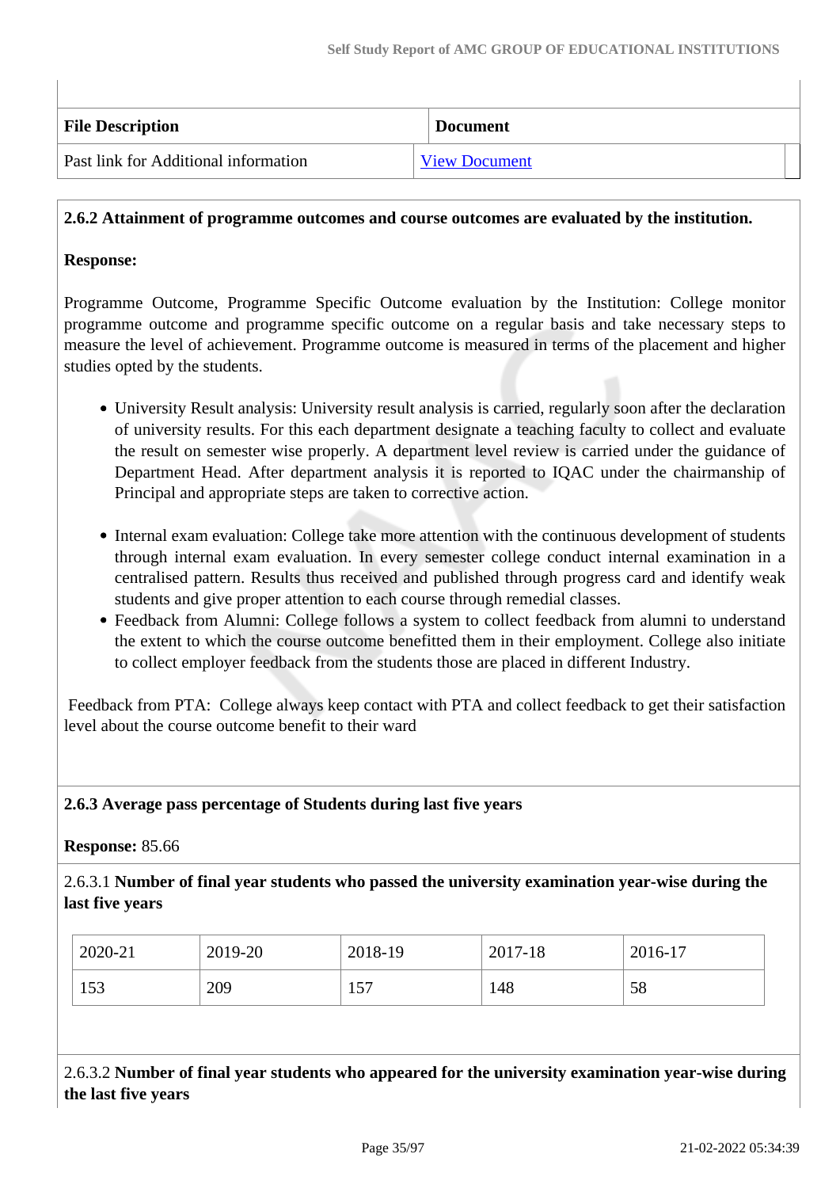| File Description | Document |
|---|---|
| Past link for Additional information | View Document |

**2.6.2 Attainment of programme outcomes and course outcomes are evaluated by the institution.**

**Response:**

Programme Outcome, Programme Specific Outcome evaluation by the Institution: College monitor programme outcome and programme specific outcome on a regular basis and take necessary steps to measure the level of achievement. Programme outcome is measured in terms of the placement and higher studies opted by the students.

- University Result analysis: University result analysis is carried, regularly soon after the declaration of university results. For this each department designate a teaching faculty to collect and evaluate the result on semester wise properly. A department level review is carried under the guidance of Department Head. After department analysis it is reported to IQAC under the chairmanship of Principal and appropriate steps are taken to corrective action.

- Internal exam evaluation: College take more attention with the continuous development of students through internal exam evaluation. In every semester college conduct internal examination in a centralised pattern. Results thus received and published through progress card and identify weak students and give proper attention to each course through remedial classes.
- Feedback from Alumni: College follows a system to collect feedback from alumni to understand the extent to which the course outcome benefitted them in their employment. College also initiate to collect employer feedback from the students those are placed in different Industry.

Feedback from PTA: College always keep contact with PTA and collect feedback to get their satisfaction level about the course outcome benefit to their ward

**2.6.3 Average pass percentage of Students during last five years**

**Response:** 85.66

2.6.3.1 **Number of final year students who passed the university examination year-wise during the last five years**

| 2020-21 | 2019-20 | 2018-19 | 2017-18 | 2016-17 |
|---|---|---|---|---|
| 153 | 209 | 157 | 148 | 58 |

2.6.3.2 **Number of final year students who appeared for the university examination year-wise during the last five years**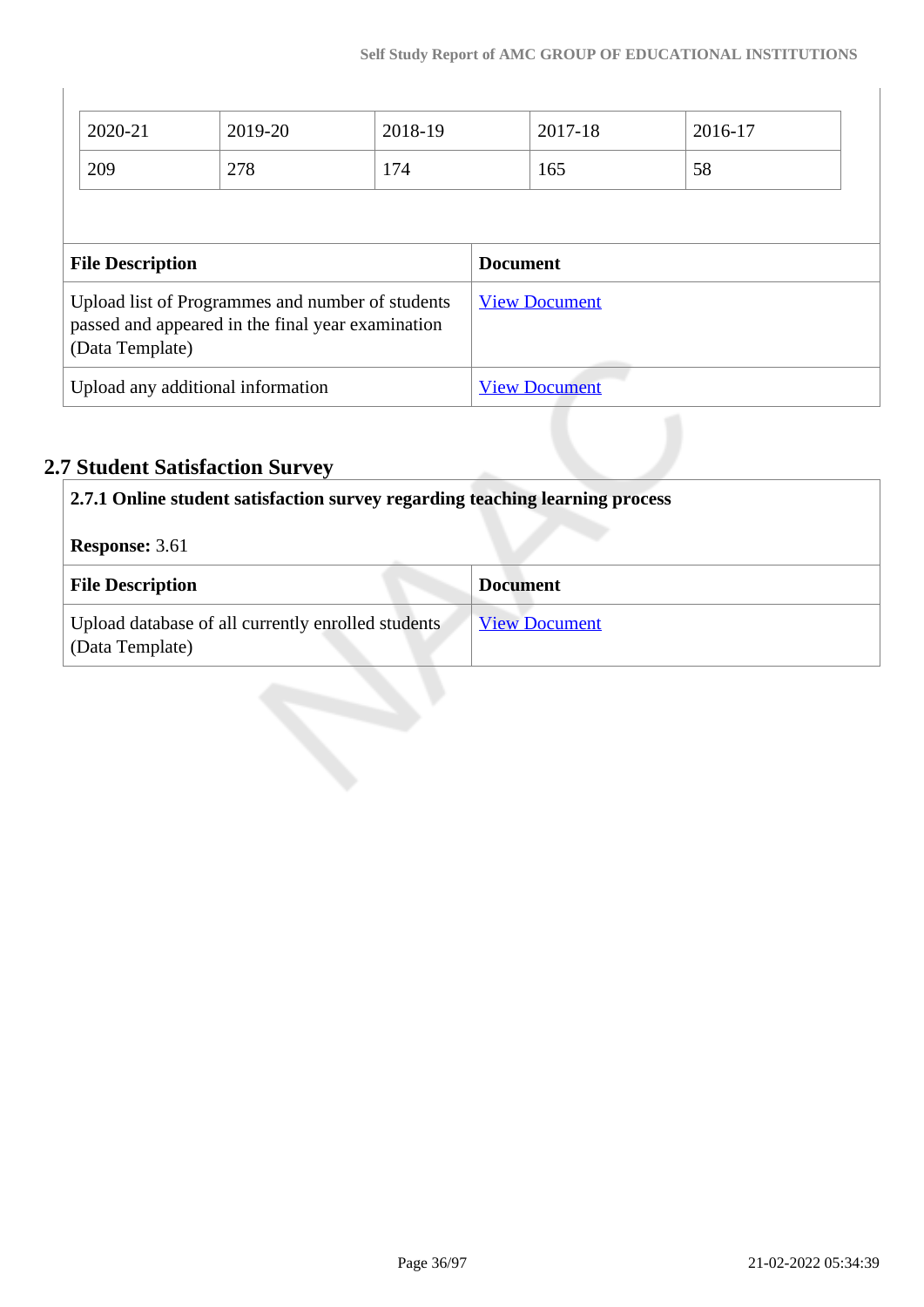| | | | | |
|---|---|---|---|---|
| 2020-21 | 2019-20 | 2018-19 | 2017-18 | 2016-17 |
| 209 | 278 | 174 | 165 | 58 |

| File Description | Document |
|---|---|
| Upload list of Programmes and number of students passed and appeared in the final year examination (Data Template) | View Document |
| Upload any additional information | View Document |

## 2.7 Student Satisfaction Survey

**2.7.1 Online student satisfaction survey regarding teaching learning process**

**Response:** 3.61

| File Description | Document |
|---|---|
| Upload database of all currently enrolled students (Data Template) | View Document |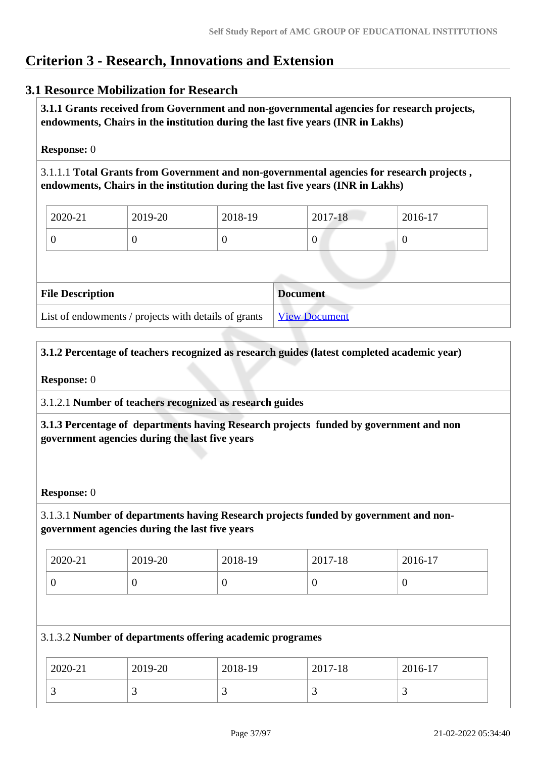# Criterion 3 - Research, Innovations and Extension

## 3.1 Resource Mobilization for Research

**3.1.1 Grants received from Government and non-governmental agencies for research projects, endowments, Chairs in the institution during the last five years (INR in Lakhs)**

**Response:** 0

3.1.1.1 **Total Grants from Government and non-governmental agencies for research projects , endowments, Chairs in the institution during the last five years (INR in Lakhs)**

| 2020-21 | 2019-20 | 2018-19 | 2017-18 | 2016-17 |
|---|---|---|---|---|
| 0 | 0 | 0 | 0 | 0 |

| File Description | Document |
|---|---|
| List of endowments / projects with details of grants | View Document |

**3.1.2 Percentage of teachers recognized as research guides (latest completed academic year)**

**Response:** 0

3.1.2.1 **Number of teachers recognized as research guides**

**3.1.3 Percentage of departments having Research projects funded by government and non government agencies during the last five years**

**Response:** 0

3.1.3.1 **Number of departments having Research projects funded by government and non-government agencies during the last five years**

| 2020-21 | 2019-20 | 2018-19 | 2017-18 | 2016-17 |
|---|---|---|---|---|
| 0 | 0 | 0 | 0 | 0 |

3.1.3.2 **Number of departments offering academic programes**

| 2020-21 | 2019-20 | 2018-19 | 2017-18 | 2016-17 |
|---|---|---|---|---|
| 3 | 3 | 3 | 3 | 3 |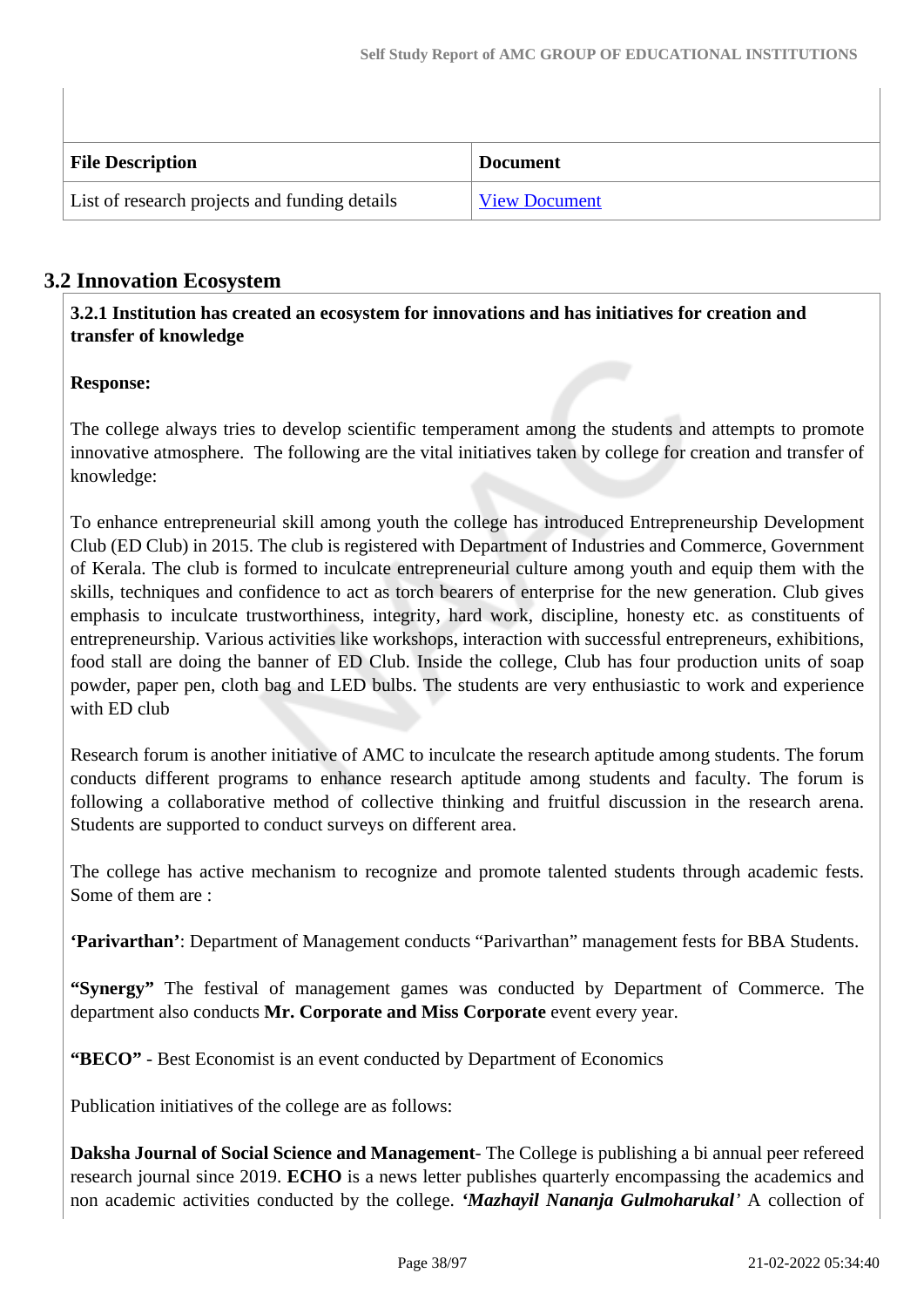| File Description | Document |
|---|---|
| List of research projects and funding details | View Document |

## 3.2 Innovation Ecosystem

**3.2.1 Institution has created an ecosystem for innovations and has initiatives for creation and transfer of knowledge**

**Response:**

The college always tries to develop scientific temperament among the students and attempts to promote innovative atmosphere. The following are the vital initiatives taken by college for creation and transfer of knowledge:

To enhance entrepreneurial skill among youth the college has introduced Entrepreneurship Development Club (ED Club) in 2015. The club is registered with Department of Industries and Commerce, Government of Kerala. The club is formed to inculcate entrepreneurial culture among youth and equip them with the skills, techniques and confidence to act as torch bearers of enterprise for the new generation. Club gives emphasis to inculcate trustworthiness, integrity, hard work, discipline, honesty etc. as constituents of entrepreneurship. Various activities like workshops, interaction with successful entrepreneurs, exhibitions, food stall are doing the banner of ED Club. Inside the college, Club has four production units of soap powder, paper pen, cloth bag and LED bulbs. The students are very enthusiastic to work and experience with ED club

Research forum is another initiative of AMC to inculcate the research aptitude among students. The forum conducts different programs to enhance research aptitude among students and faculty. The forum is following a collaborative method of collective thinking and fruitful discussion in the research arena. Students are supported to conduct surveys on different area.

The college has active mechanism to recognize and promote talented students through academic fests. Some of them are :

**'Parivarthan'**: Department of Management conducts "Parivarthan" management fests for BBA Students.

**"Synergy"** The festival of management games was conducted by Department of Commerce. The department also conducts **Mr. Corporate and Miss Corporate** event every year.

**"BECO"** - Best Economist is an event conducted by Department of Economics

Publication initiatives of the college are as follows:

**Daksha Journal of Social Science and Management**- The College is publishing a bi annual peer refereed research journal since 2019. **ECHO** is a news letter publishes quarterly encompassing the academics and non academic activities conducted by the college. ***'Mazhayil Nananja Gulmoharukal'*** A collection of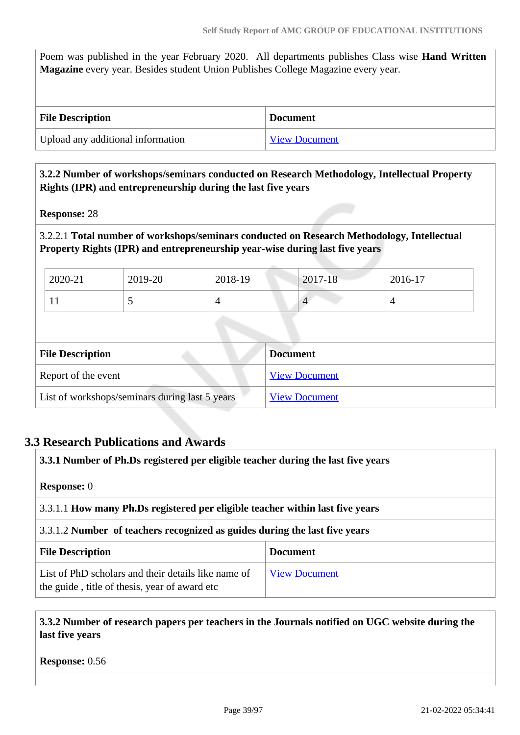Poem was published in the year February 2020. All departments publishes Class wise **Hand Written Magazine** every year. Besides student Union Publishes College Magazine every year.

| File Description | Document |
|---|---|
| Upload any additional information | View Document |

**3.2.2 Number of workshops/seminars conducted on Research Methodology, Intellectual Property Rights (IPR) and entrepreneurship during the last five years**

**Response:** 28

3.2.2.1 **Total number of workshops/seminars conducted on Research Methodology, Intellectual Property Rights (IPR) and entrepreneurship year-wise during last five years**

| 2020-21 | 2019-20 | 2018-19 | 2017-18 | 2016-17 |
|---|---|---|---|---|
| 11 | 5 | 4 | 4 | 4 |

| File Description | Document |
|---|---|
| Report of the event | View Document |
| List of workshops/seminars during last 5 years | View Document |

## 3.3 Research Publications and Awards

**3.3.1 Number of Ph.Ds registered per eligible teacher during the last five years**

**Response:** 0

3.3.1.1 **How many Ph.Ds registered per eligible teacher within last five years**

3.3.1.2 **Number of teachers recognized as guides during the last five years**

| File Description | Document |
|---|---|
| List of PhD scholars and their details like name of the guide , title of thesis, year of award etc | View Document |

**3.3.2 Number of research papers per teachers in the Journals notified on UGC website during the last five years**

**Response:** 0.56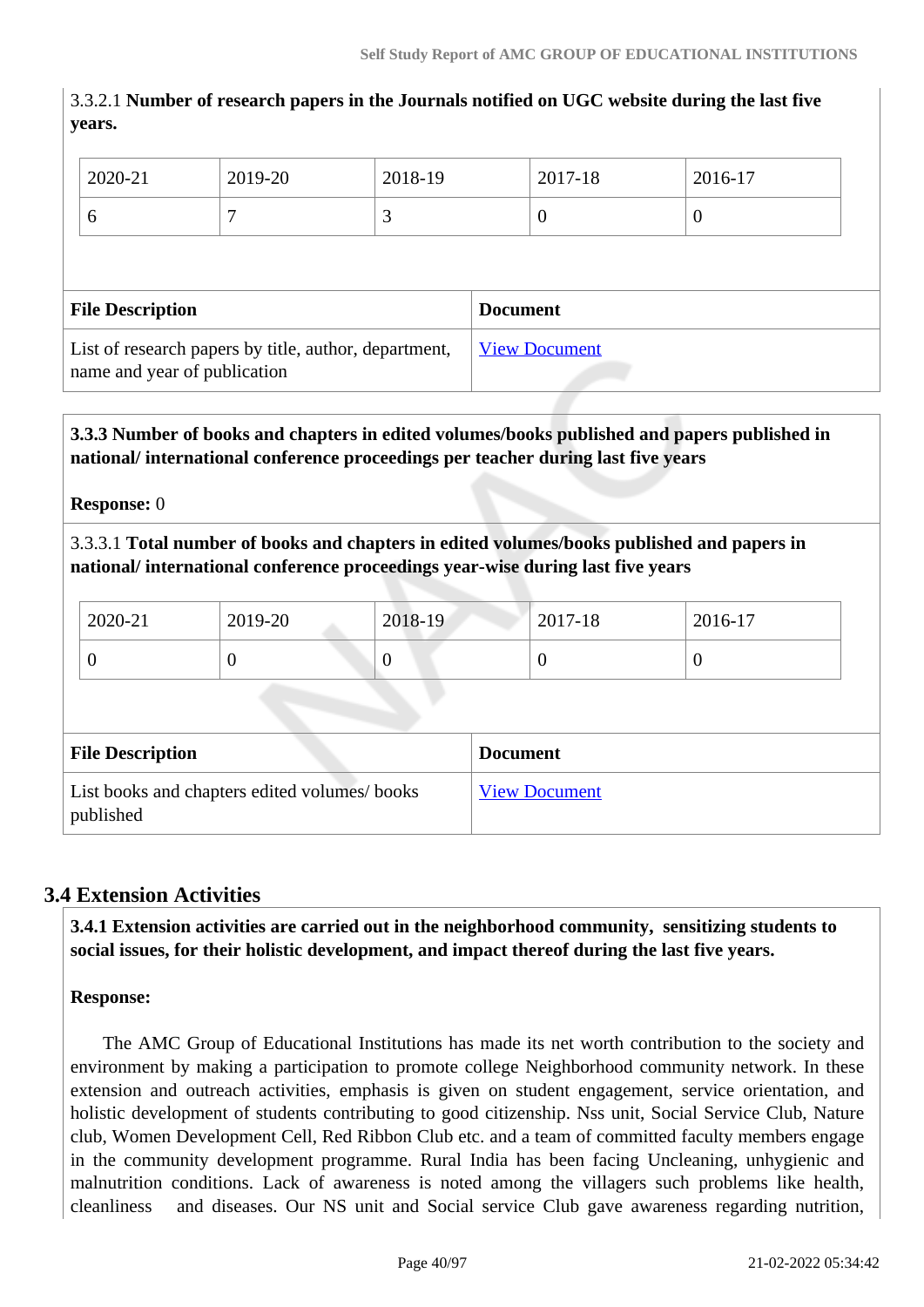3.3.2.1 **Number of research papers in the Journals notified on UGC website during the last five years.**

| 2020-21 | 2019-20 | 2018-19 | 2017-18 | 2016-17 |
|---|---|---|---|---|
| 6 | 7 | 3 | 0 | 0 |

| File Description | Document |
|---|---|
| List of research papers by title, author, department, name and year of publication | View Document |

**3.3.3 Number of books and chapters in edited volumes/books published and papers published in national/ international conference proceedings per teacher during last five years**

**Response:** 0

3.3.3.1 **Total number of books and chapters in edited volumes/books published and papers in national/ international conference proceedings year-wise during last five years**

| 2020-21 | 2019-20 | 2018-19 | 2017-18 | 2016-17 |
|---|---|---|---|---|
| 0 | 0 | 0 | 0 | 0 |

| File Description | Document |
|---|---|
| List books and chapters edited volumes/ books published | View Document |

## 3.4 Extension Activities

**3.4.1 Extension activities are carried out in the neighborhood community, sensitizing students to social issues, for their holistic development, and impact thereof during the last five years.**

**Response:**

The AMC Group of Educational Institutions has made its net worth contribution to the society and environment by making a participation to promote college Neighborhood community network. In these extension and outreach activities, emphasis is given on student engagement, service orientation, and holistic development of students contributing to good citizenship. Nss unit, Social Service Club, Nature club, Women Development Cell, Red Ribbon Club etc. and a team of committed faculty members engage in the community development programme. Rural India has been facing Uncleaning, unhygienic and malnutrition conditions. Lack of awareness is noted among the villagers such problems like health, cleanliness and diseases. Our NS unit and Social service Club gave awareness regarding nutrition,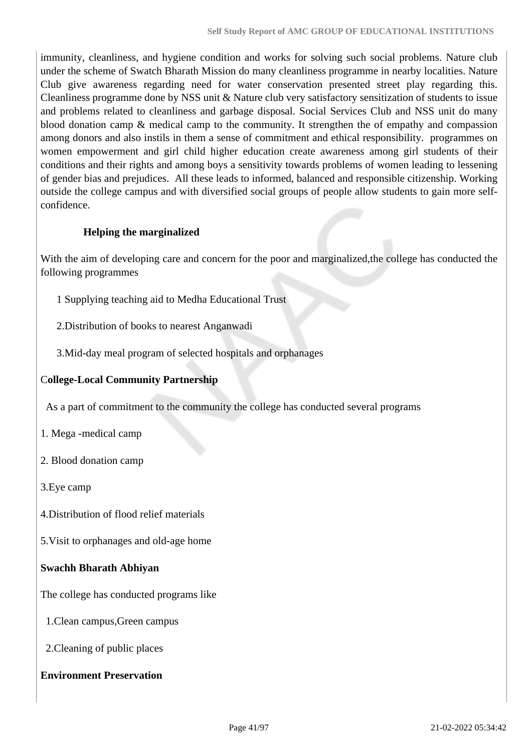immunity, cleanliness, and hygiene condition and works for solving such social problems. Nature club under the scheme of Swatch Bharath Mission do many cleanliness programme in nearby localities. Nature Club give awareness regarding need for water conservation presented street play regarding this. Cleanliness programme done by NSS unit & Nature club very satisfactory sensitization of students to issue and problems related to cleanliness and garbage disposal. Social Services Club and NSS unit do many blood donation camp & medical camp to the community. It strengthen the of empathy and compassion among donors and also instils in them a sense of commitment and ethical responsibility. programmes on women empowerment and girl child higher education create awareness among girl students of their conditions and their rights and among boys a sensitivity towards problems of women leading to lessening of gender bias and prejudices. All these leads to informed, balanced and responsible citizenship. Working outside the college campus and with diversified social groups of people allow students to gain more self-confidence.

**Helping the marginalized**

With the aim of developing care and concern for the poor and marginalized,the college has conducted the following programmes

1 Supplying teaching aid to Medha Educational Trust

2.Distribution of books to nearest Anganwadi

3.Mid-day meal program of selected hospitals and orphanages

C**ollege-Local Community Partnership**

As a part of commitment to the community the college has conducted several programs

1. Mega -medical camp

2. Blood donation camp

3.Eye camp

4.Distribution of flood relief materials

5.Visit to orphanages and old-age home

**Swachh Bharath Abhiyan**

The college has conducted programs like

1.Clean campus,Green campus

2.Cleaning of public places

**Environment Preservation**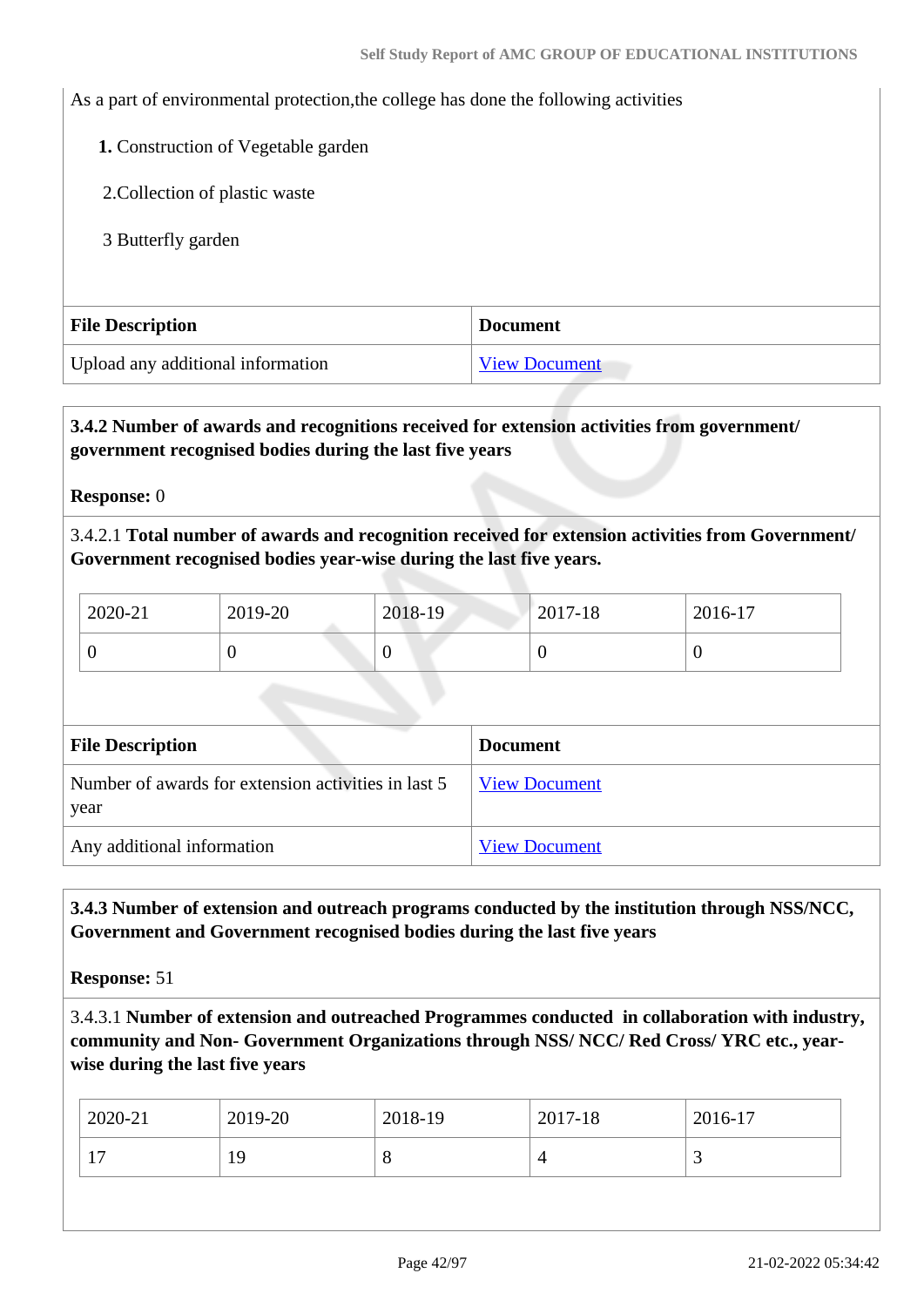As a part of environmental protection,the college has done the following activities

1. Construction of Vegetable garden

2.Collection of plastic waste

3 Butterfly garden

| File Description | Document |
|---|---|
| Upload any additional information | View Document |

**3.4.2 Number of awards and recognitions received for extension activities from government/ government recognised bodies during the last five years**

**Response:** 0

3.4.2.1 **Total number of awards and recognition received for extension activities from Government/ Government recognised bodies year-wise during the last five years.**

| 2020-21 | 2019-20 | 2018-19 | 2017-18 | 2016-17 |
|---|---|---|---|---|
| 0 | 0 | 0 | 0 | 0 |

| File Description | Document |
|---|---|
| Number of awards for extension activities in last 5 year | View Document |
| Any additional information | View Document |

**3.4.3 Number of extension and outreach programs conducted by the institution through NSS/NCC, Government and Government recognised bodies during the last five years**

**Response:** 51

3.4.3.1 **Number of extension and outreached Programmes conducted in collaboration with industry, community and Non- Government Organizations through NSS/ NCC/ Red Cross/ YRC etc., year-wise during the last five years**

| 2020-21 | 2019-20 | 2018-19 | 2017-18 | 2016-17 |
|---|---|---|---|---|
| 17 | 19 | 8 | 4 | 3 |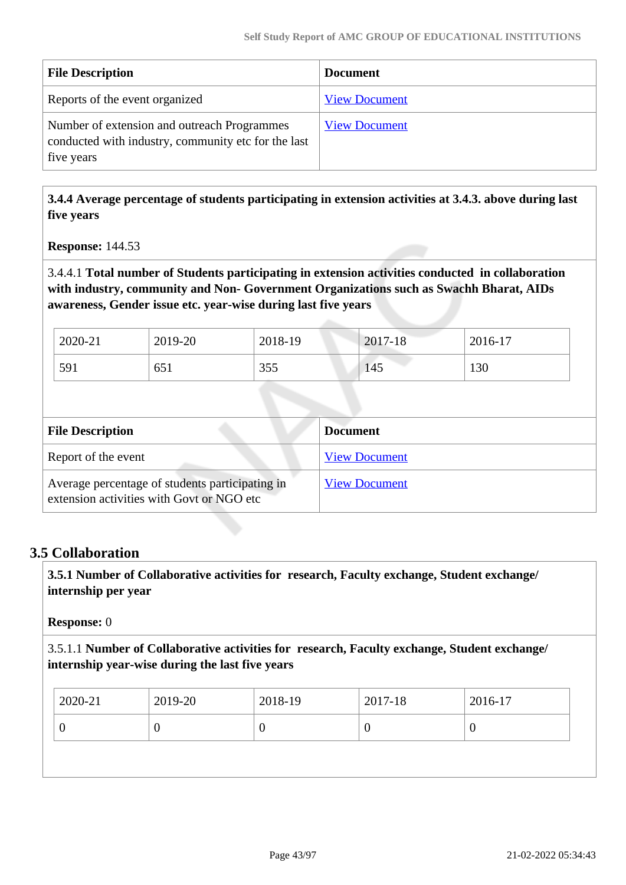| File Description | Document |
|---|---|
| Reports of the event organized | View Document |
| Number of extension and outreach Programmes conducted with industry, community etc for the last five years | View Document |

**3.4.4 Average percentage of students participating in extension activities at 3.4.3. above during last five years**

**Response:** 144.53

3.4.4.1 **Total number of Students participating in extension activities conducted in collaboration with industry, community and Non- Government Organizations such as Swachh Bharat, AIDs awareness, Gender issue etc. year-wise during last five years**

| 2020-21 | 2019-20 | 2018-19 | 2017-18 | 2016-17 |
|---|---|---|---|---|
| 591 | 651 | 355 | 145 | 130 |

| File Description | Document |
|---|---|
| Report of the event | View Document |
| Average percentage of students participating in extension activities with Govt or NGO etc | View Document |

## 3.5 Collaboration

**3.5.1 Number of Collaborative activities for research, Faculty exchange, Student exchange/ internship per year**

**Response:** 0

3.5.1.1 **Number of Collaborative activities for research, Faculty exchange, Student exchange/ internship year-wise during the last five years**

| 2020-21 | 2019-20 | 2018-19 | 2017-18 | 2016-17 |
|---|---|---|---|---|
| 0 | 0 | 0 | 0 | 0 |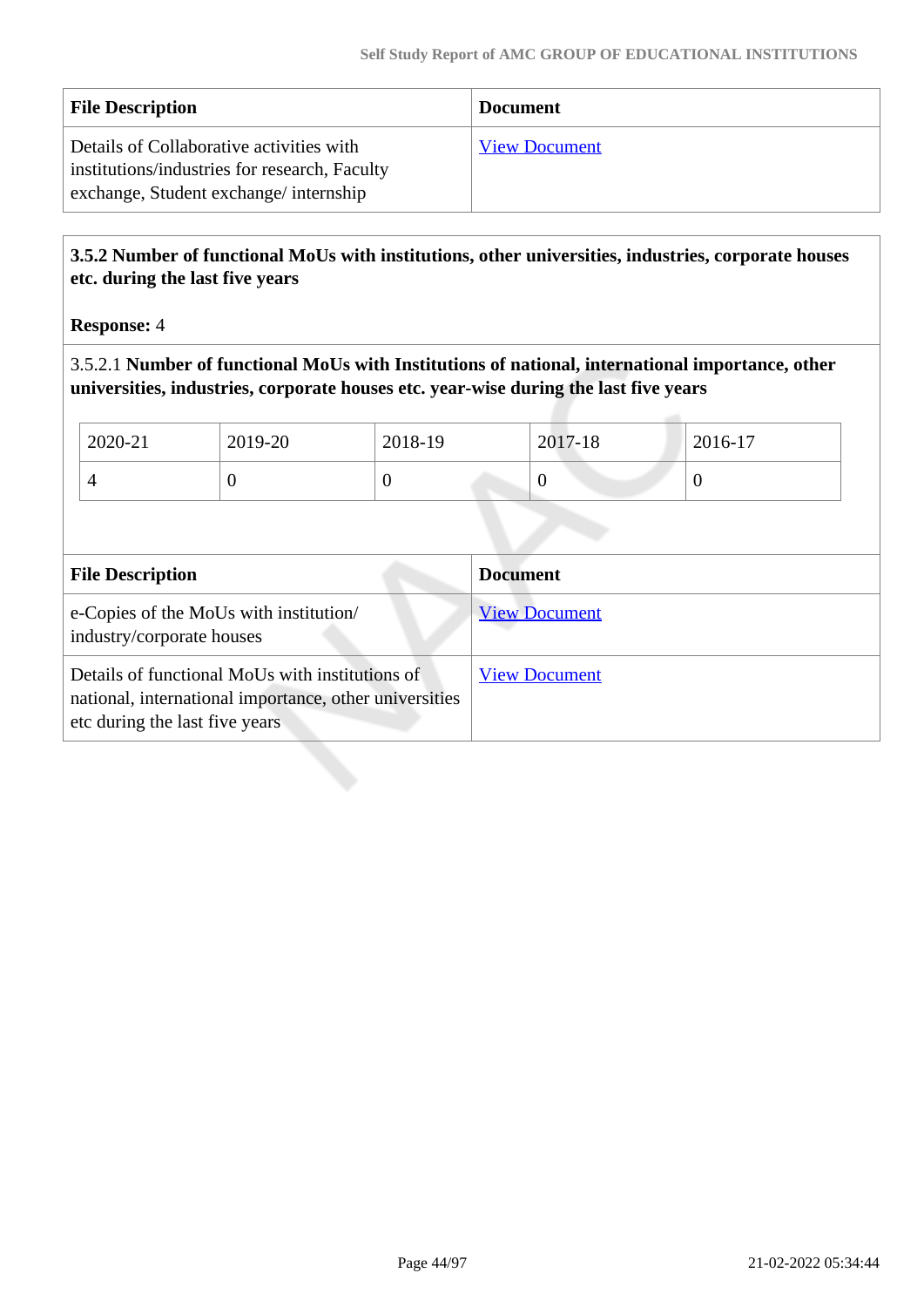| File Description | Document |
|---|---|
| Details of Collaborative activities with institutions/industries for research, Faculty exchange, Student exchange/ internship | View Document |

**3.5.2 Number of functional MoUs with institutions, other universities, industries, corporate houses etc. during the last five years**

**Response:** 4

3.5.2.1 **Number of functional MoUs with Institutions of national, international importance, other universities, industries, corporate houses etc. year-wise during the last five years**

| 2020-21 | 2019-20 | 2018-19 | 2017-18 | 2016-17 |
|---|---|---|---|---|
| 4 | 0 | 0 | 0 | 0 |

| File Description | Document |
|---|---|
| e-Copies of the MoUs with institution/ industry/corporate houses | View Document |
| Details of functional MoUs with institutions of national, international importance, other universities etc during the last five years | View Document |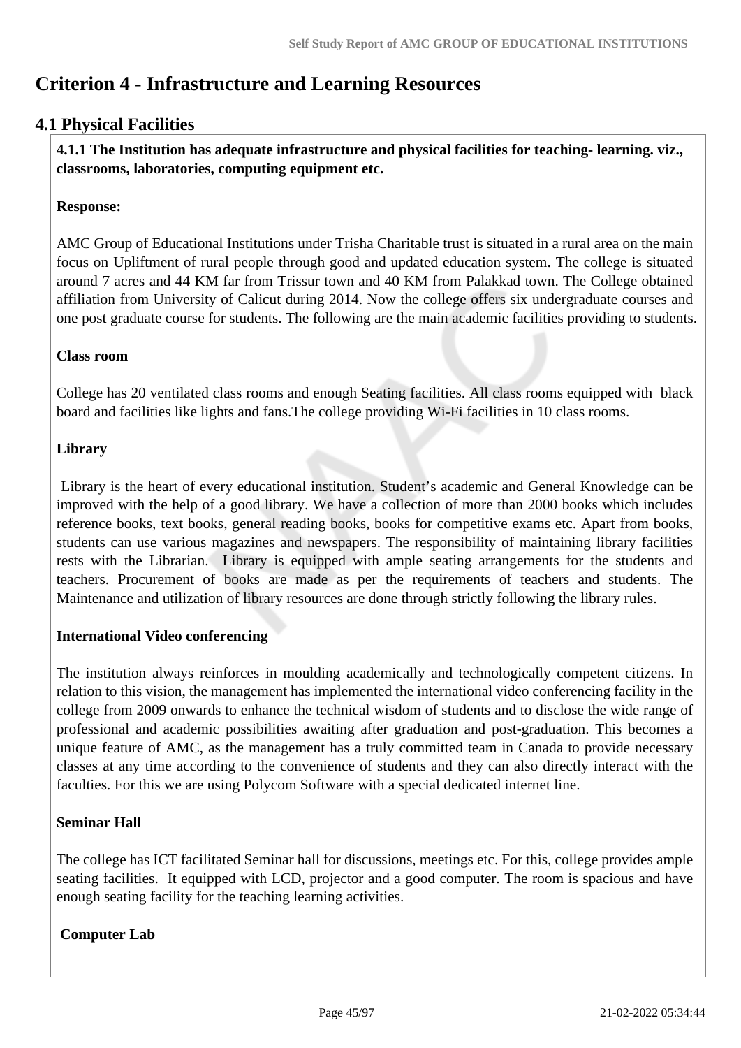# Criterion 4 - Infrastructure and Learning Resources

## 4.1 Physical Facilities

**4.1.1 The Institution has adequate infrastructure and physical facilities for teaching- learning. viz., classrooms, laboratories, computing equipment etc.**

**Response:**

AMC Group of Educational Institutions under Trisha Charitable trust is situated in a rural area on the main focus on Upliftment of rural people through good and updated education system. The college is situated around 7 acres and 44 KM far from Trissur town and 40 KM from Palakkad town. The College obtained affiliation from University of Calicut during 2014. Now the college offers six undergraduate courses and one post graduate course for students. The following are the main academic facilities providing to students.

**Class room**

College has 20 ventilated class rooms and enough Seating facilities. All class rooms equipped with black board and facilities like lights and fans.The college providing Wi-Fi facilities in 10 class rooms.

**Library**

Library is the heart of every educational institution. Student's academic and General Knowledge can be improved with the help of a good library. We have a collection of more than 2000 books which includes reference books, text books, general reading books, books for competitive exams etc. Apart from books, students can use various magazines and newspapers. The responsibility of maintaining library facilities rests with the Librarian. Library is equipped with ample seating arrangements for the students and teachers. Procurement of books are made as per the requirements of teachers and students. The Maintenance and utilization of library resources are done through strictly following the library rules.

**International Video conferencing**

The institution always reinforces in moulding academically and technologically competent citizens. In relation to this vision, the management has implemented the international video conferencing facility in the college from 2009 onwards to enhance the technical wisdom of students and to disclose the wide range of professional and academic possibilities awaiting after graduation and post-graduation. This becomes a unique feature of AMC, as the management has a truly committed team in Canada to provide necessary classes at any time according to the convenience of students and they can also directly interact with the faculties. For this we are using Polycom Software with a special dedicated internet line.

**Seminar Hall**

The college has ICT facilitated Seminar hall for discussions, meetings etc. For this, college provides ample seating facilities. It equipped with LCD, projector and a good computer. The room is spacious and have enough seating facility for the teaching learning activities.

**Computer Lab**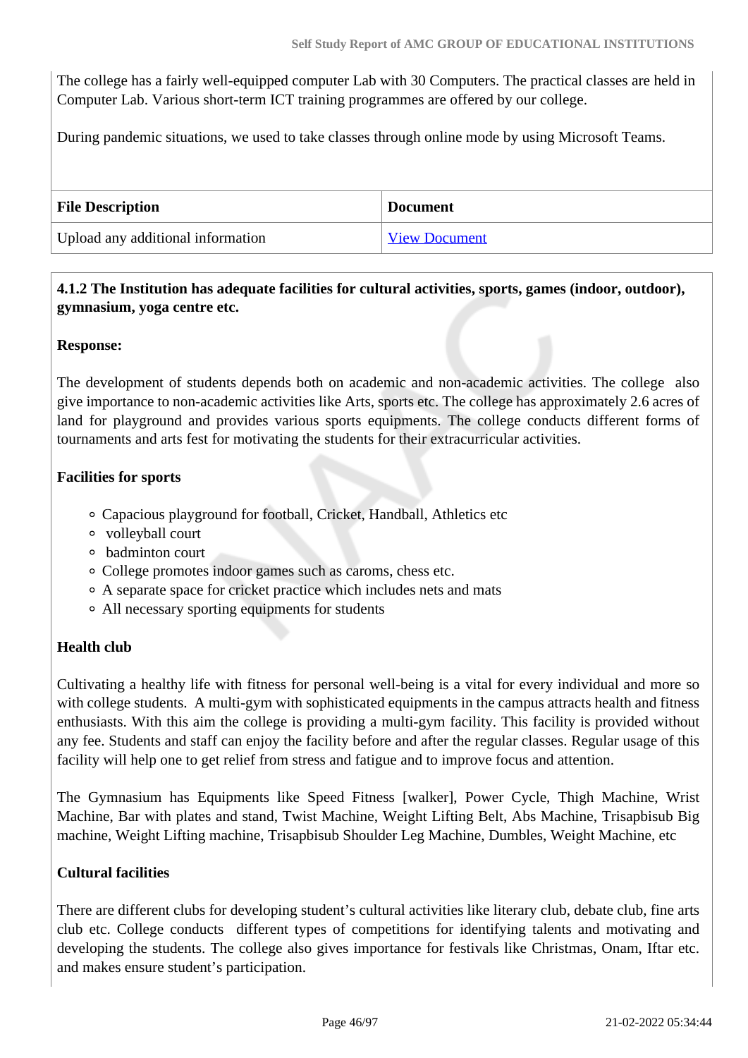The college has a fairly well-equipped computer Lab with 30 Computers. The practical classes are held in Computer Lab. Various short-term ICT training programmes are offered by our college.

During pandemic situations, we used to take classes through online mode by using Microsoft Teams.

| File Description | Document |
| --- | --- |
| Upload any additional information | View Document |

**4.1.2 The Institution has adequate facilities for cultural activities, sports, games (indoor, outdoor), gymnasium, yoga centre etc.**

**Response:**

The development of students depends both on academic and non-academic activities. The college also give importance to non-academic activities like Arts, sports etc. The college has approximately 2.6 acres of land for playground and provides various sports equipments. The college conducts different forms of tournaments and arts fest for motivating the students for their extracurricular activities.

**Facilities for sports**

- Capacious playground for football, Cricket, Handball, Athletics etc
- volleyball court
- badminton court
- College promotes indoor games such as caroms, chess etc.
- A separate space for cricket practice which includes nets and mats
- All necessary sporting equipments for students

**Health club**

Cultivating a healthy life with fitness for personal well-being is a vital for every individual and more so with college students. A multi-gym with sophisticated equipments in the campus attracts health and fitness enthusiasts. With this aim the college is providing a multi-gym facility. This facility is provided without any fee. Students and staff can enjoy the facility before and after the regular classes. Regular usage of this facility will help one to get relief from stress and fatigue and to improve focus and attention.

The Gymnasium has Equipments like Speed Fitness [walker], Power Cycle, Thigh Machine, Wrist Machine, Bar with plates and stand, Twist Machine, Weight Lifting Belt, Abs Machine, Trisapbisub Big machine, Weight Lifting machine, Trisapbisub Shoulder Leg Machine, Dumbles, Weight Machine, etc

**Cultural facilities**

There are different clubs for developing student's cultural activities like literary club, debate club, fine arts club etc. College conducts different types of competitions for identifying talents and motivating and developing the students. The college also gives importance for festivals like Christmas, Onam, Iftar etc. and makes ensure student's participation.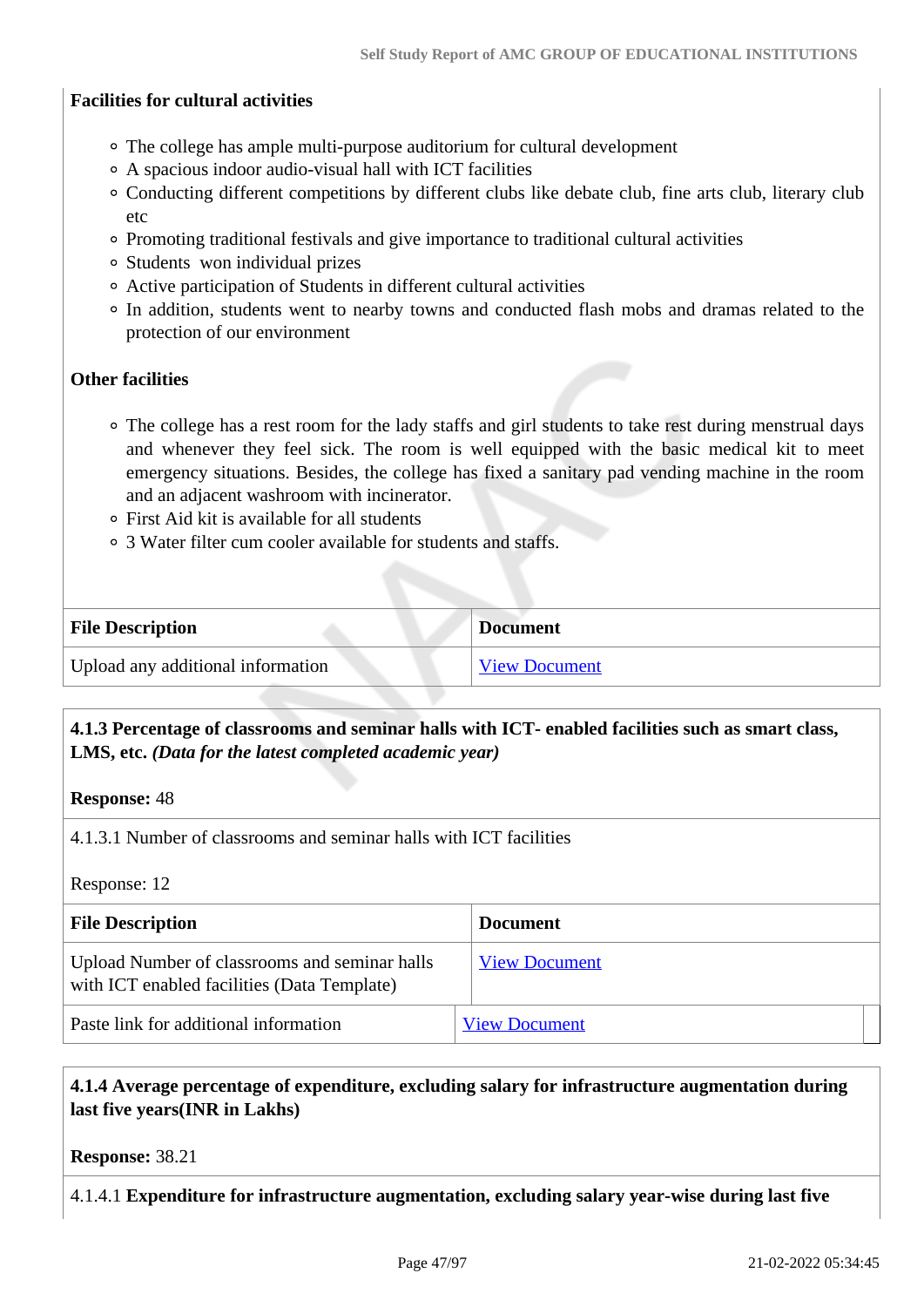**Facilities for cultural activities**

- The college has ample multi-purpose auditorium for cultural development
- A spacious indoor audio-visual hall with ICT facilities
- Conducting different competitions by different clubs like debate club, fine arts club, literary club etc
- Promoting traditional festivals and give importance to traditional cultural activities
- Students won individual prizes
- Active participation of Students in different cultural activities
- In addition, students went to nearby towns and conducted flash mobs and dramas related to the protection of our environment

**Other facilities**

- The college has a rest room for the lady staffs and girl students to take rest during menstrual days and whenever they feel sick. The room is well equipped with the basic medical kit to meet emergency situations. Besides, the college has fixed a sanitary pad vending machine in the room and an adjacent washroom with incinerator.
- First Aid kit is available for all students
- 3 Water filter cum cooler available for students and staffs.

| File Description | Document |
|---|---|
| Upload any additional information | View Document |

**4.1.3 Percentage of classrooms and seminar halls with ICT- enabled facilities such as smart class, LMS, etc.** ***(Data for the latest completed academic year)***

**Response:** 48

4.1.3.1 Number of classrooms and seminar halls with ICT facilities

Response: 12

| File Description | Document |
|---|---|
| Upload Number of classrooms and seminar halls with ICT enabled facilities (Data Template) | View Document |
| Paste link for additional information | View Document |

**4.1.4 Average percentage of expenditure, excluding salary for infrastructure augmentation during last five years(INR in Lakhs)**

**Response:** 38.21

4.1.4.1 **Expenditure for infrastructure augmentation, excluding salary year-wise during last five**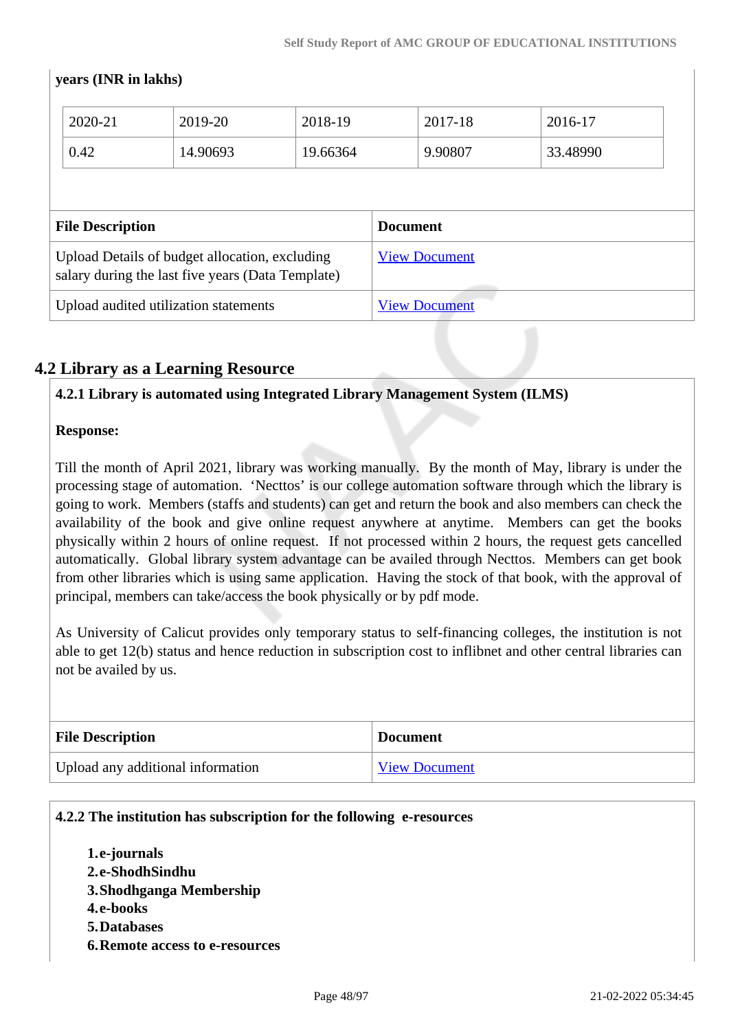**years (INR in lakhs)**

| 2020-21 | 2019-20 | 2018-19 | 2017-18 | 2016-17 |
|---|---|---|---|---|
| 0.42 | 14.90693 | 19.66364 | 9.90807 | 33.48990 |

| File Description | Document |
|---|---|
| Upload Details of budget allocation, excluding salary during the last five years (Data Template) | View Document |
| Upload audited utilization statements | View Document |

## 4.2 Library as a Learning Resource

**4.2.1 Library is automated using Integrated Library Management System (ILMS)**

**Response:**

Till the month of April 2021, library was working manually. By the month of May, library is under the processing stage of automation. 'Necttos' is our college automation software through which the library is going to work. Members (staffs and students) can get and return the book and also members can check the availability of the book and give online request anywhere at anytime. Members can get the books physically within 2 hours of online request. If not processed within 2 hours, the request gets cancelled automatically. Global library system advantage can be availed through Necttos. Members can get book from other libraries which is using same application. Having the stock of that book, with the approval of principal, members can take/access the book physically or by pdf mode.

As University of Calicut provides only temporary status to self-financing colleges, the institution is not able to get 12(b) status and hence reduction in subscription cost to inflibnet and other central libraries can not be availed by us.

| File Description | Document |
|---|---|
| Upload any additional information | View Document |

**4.2.2 The institution has subscription for the following e-resources**

1. **e-journals**
2. **e-ShodhSindhu**
3. **Shodhganga Membership**
4. **e-books**
5. **Databases**
6. **Remote access to e-resources**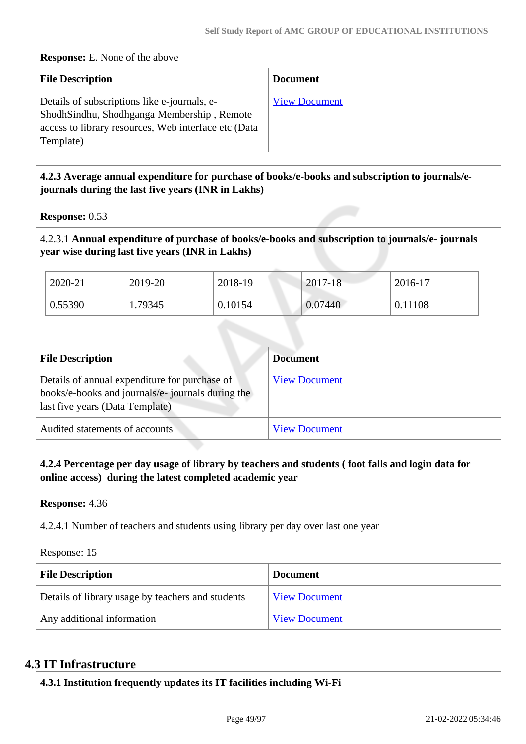**Response:** E. None of the above

| File Description | Document |
|---|---|
| Details of subscriptions like e-journals, e-ShodhSindhu, Shodhganga Membership , Remote access to library resources, Web interface etc (Data Template) | View Document |

**4.2.3 Average annual expenditure for purchase of books/e-books and subscription to journals/e-journals during the last five years (INR in Lakhs)**

**Response:** 0.53

4.2.3.1 **Annual expenditure of purchase of books/e-books and subscription to journals/e- journals year wise during last five years (INR in Lakhs)**

| 2020-21 | 2019-20 | 2018-19 | 2017-18 | 2016-17 |
|---|---|---|---|---|
| 0.55390 | 1.79345 | 0.10154 | 0.07440 | 0.11108 |

| File Description | Document |
|---|---|
| Details of annual expenditure for purchase of books/e-books and journals/e- journals during the last five years (Data Template) | View Document |
| Audited statements of accounts | View Document |

**4.2.4 Percentage per day usage of library by teachers and students ( foot falls and login data for online access) during the latest completed academic year**

**Response:** 4.36

4.2.4.1 Number of teachers and students using library per day over last one year

Response: 15

| File Description | Document |
|---|---|
| Details of library usage by teachers and students | View Document |
| Any additional information | View Document |

## 4.3 IT Infrastructure

**4.3.1 Institution frequently updates its IT facilities including Wi-Fi**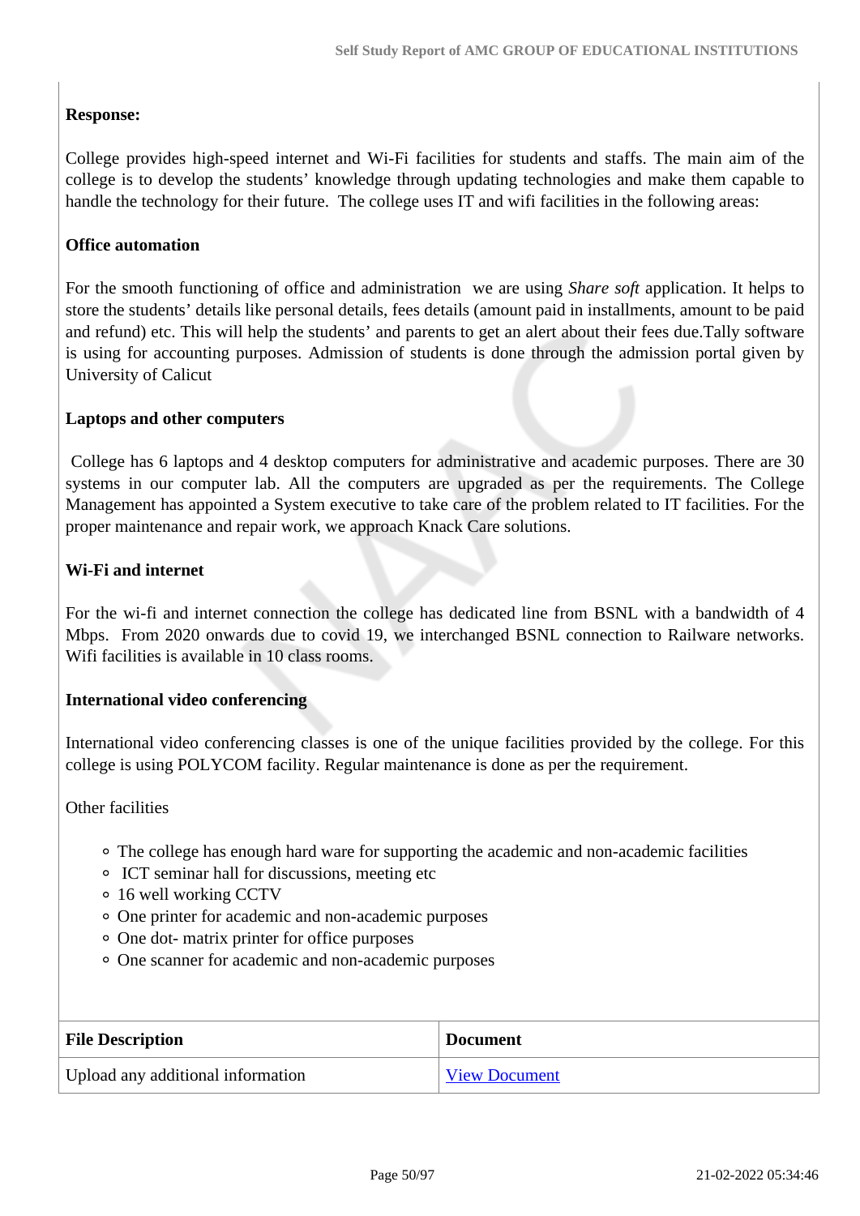**Response:**

College provides high-speed internet and Wi-Fi facilities for students and staffs. The main aim of the college is to develop the students' knowledge through updating technologies and make them capable to handle the technology for their future. The college uses IT and wifi facilities in the following areas:

**Office automation**

For the smooth functioning of office and administration we are using *Share soft* application. It helps to store the students' details like personal details, fees details (amount paid in installments, amount to be paid and refund) etc. This will help the students' and parents to get an alert about their fees due.Tally software is using for accounting purposes. Admission of students is done through the admission portal given by University of Calicut

**Laptops and other computers**

College has 6 laptops and 4 desktop computers for administrative and academic purposes. There are 30 systems in our computer lab. All the computers are upgraded as per the requirements. The College Management has appointed a System executive to take care of the problem related to IT facilities. For the proper maintenance and repair work, we approach Knack Care solutions.

**Wi-Fi and internet**

For the wi-fi and internet connection the college has dedicated line from BSNL with a bandwidth of 4 Mbps. From 2020 onwards due to covid 19, we interchanged BSNL connection to Railware networks. Wifi facilities is available in 10 class rooms.

**International video conferencing**

International video conferencing classes is one of the unique facilities provided by the college. For this college is using POLYCOM facility. Regular maintenance is done as per the requirement.

Other facilities

- The college has enough hard ware for supporting the academic and non-academic facilities
- ICT seminar hall for discussions, meeting etc
- 16 well working CCTV
- One printer for academic and non-academic purposes
- One dot- matrix printer for office purposes
- One scanner for academic and non-academic purposes

| File Description | Document |
|---|---|
| Upload any additional information | View Document |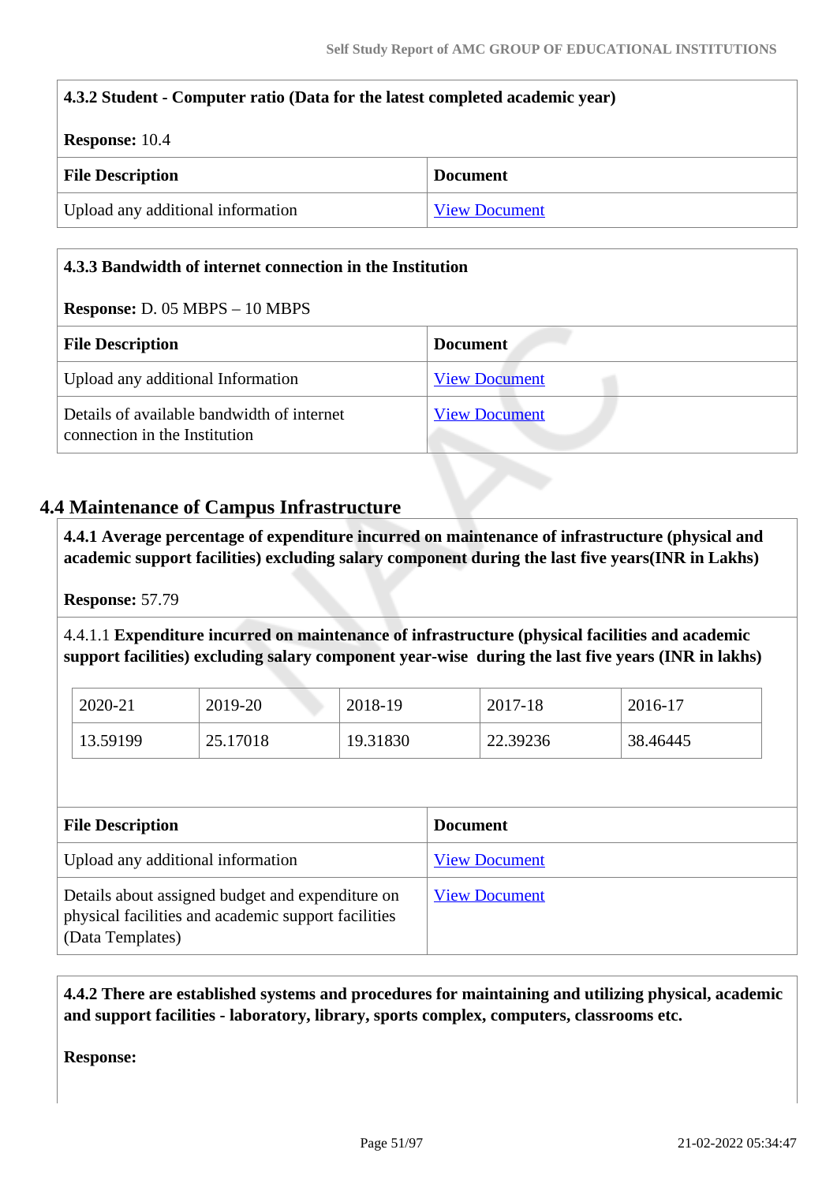**4.3.2 Student - Computer ratio (Data for the latest completed academic year)**

**Response:** 10.4

| File Description | Document |
|---|---|
| Upload any additional information | View Document |

**4.3.3 Bandwidth of internet connection in the Institution**

**Response:** D. 05 MBPS – 10 MBPS

| File Description | Document |
|---|---|
| Upload any additional Information | View Document |
| Details of available bandwidth of internet connection in the Institution | View Document |

## 4.4 Maintenance of Campus Infrastructure

**4.4.1 Average percentage of expenditure incurred on maintenance of infrastructure (physical and academic support facilities) excluding salary component during the last five years(INR in Lakhs)**

**Response:** 57.79

4.4.1.1 **Expenditure incurred on maintenance of infrastructure (physical facilities and academic support facilities) excluding salary component year-wise during the last five years (INR in lakhs)**

| 2020-21 | 2019-20 | 2018-19 | 2017-18 | 2016-17 |
|---|---|---|---|---|
| 13.59199 | 25.17018 | 19.31830 | 22.39236 | 38.46445 |

| File Description | Document |
|---|---|
| Upload any additional information | View Document |
| Details about assigned budget and expenditure on physical facilities and academic support facilities (Data Templates) | View Document |

**4.4.2 There are established systems and procedures for maintaining and utilizing physical, academic and support facilities - laboratory, library, sports complex, computers, classrooms etc.**

**Response:**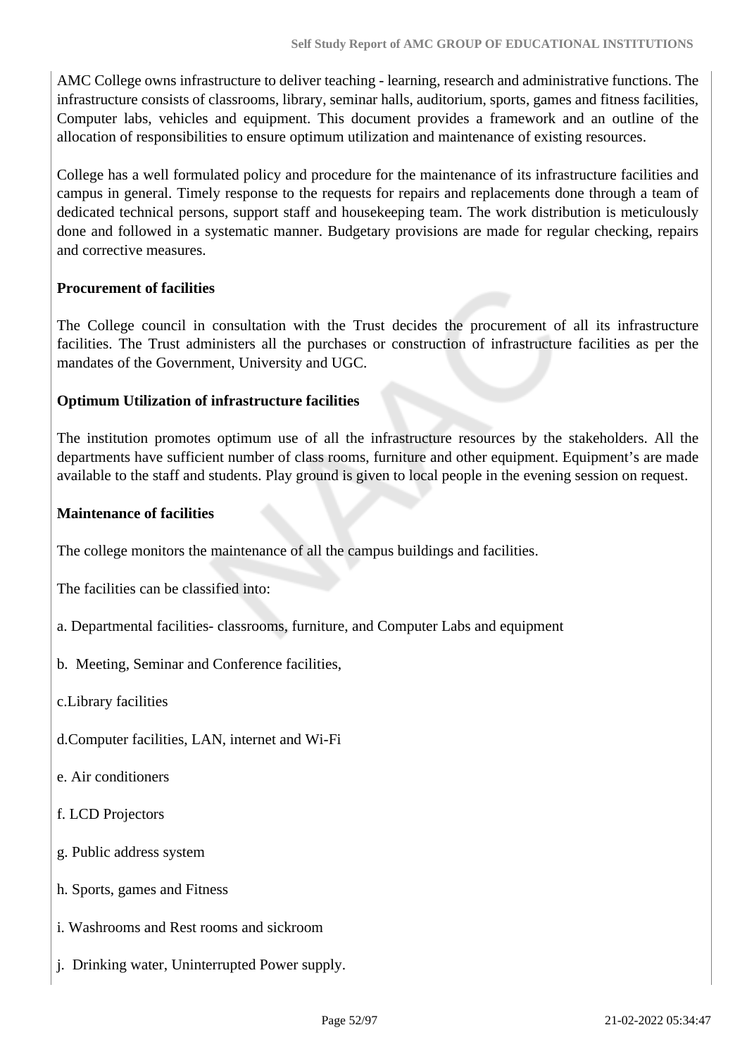AMC College owns infrastructure to deliver teaching - learning, research and administrative functions. The infrastructure consists of classrooms, library, seminar halls, auditorium, sports, games and fitness facilities, Computer labs, vehicles and equipment. This document provides a framework and an outline of the allocation of responsibilities to ensure optimum utilization and maintenance of existing resources.

College has a well formulated policy and procedure for the maintenance of its infrastructure facilities and campus in general. Timely response to the requests for repairs and replacements done through a team of dedicated technical persons, support staff and housekeeping team. The work distribution is meticulously done and followed in a systematic manner. Budgetary provisions are made for regular checking, repairs and corrective measures.

**Procurement of facilities**

The College council in consultation with the Trust decides the procurement of all its infrastructure facilities. The Trust administers all the purchases or construction of infrastructure facilities as per the mandates of the Government, University and UGC.

**Optimum Utilization of infrastructure facilities**

The institution promotes optimum use of all the infrastructure resources by the stakeholders. All the departments have sufficient number of class rooms, furniture and other equipment. Equipment's are made available to the staff and students. Play ground is given to local people in the evening session on request.

**Maintenance of facilities**

The college monitors the maintenance of all the campus buildings and facilities.

The facilities can be classified into:

a. Departmental facilities- classrooms, furniture, and Computer Labs and equipment

b. Meeting, Seminar and Conference facilities,

c.Library facilities

d.Computer facilities, LAN, internet and Wi-Fi

e. Air conditioners

f. LCD Projectors

g. Public address system

h. Sports, games and Fitness

i. Washrooms and Rest rooms and sickroom

j. Drinking water, Uninterrupted Power supply.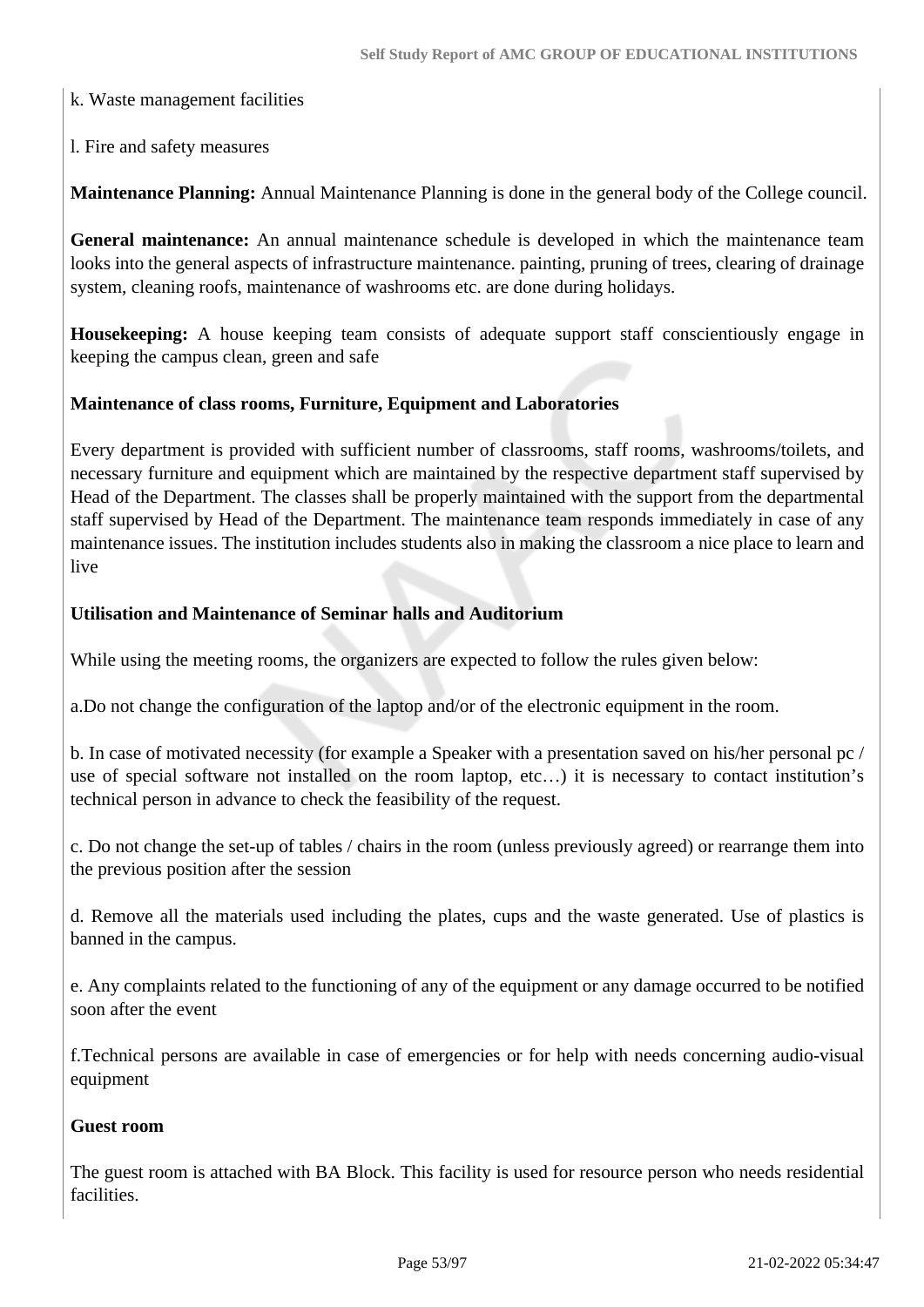k. Waste management facilities

l. Fire and safety measures

**Maintenance Planning:** Annual Maintenance Planning is done in the general body of the College council.

**General maintenance:** An annual maintenance schedule is developed in which the maintenance team looks into the general aspects of infrastructure maintenance. painting, pruning of trees, clearing of drainage system, cleaning roofs, maintenance of washrooms etc. are done during holidays.

**Housekeeping:** A house keeping team consists of adequate support staff conscientiously engage in keeping the campus clean, green and safe

**Maintenance of class rooms, Furniture, Equipment and Laboratories**

Every department is provided with sufficient number of classrooms, staff rooms, washrooms/toilets, and necessary furniture and equipment which are maintained by the respective department staff supervised by Head of the Department. The classes shall be properly maintained with the support from the departmental staff supervised by Head of the Department. The maintenance team responds immediately in case of any maintenance issues. The institution includes students also in making the classroom a nice place to learn and live

**Utilisation and Maintenance of Seminar halls and Auditorium**

While using the meeting rooms, the organizers are expected to follow the rules given below:

a.Do not change the configuration of the laptop and/or of the electronic equipment in the room.

b. In case of motivated necessity (for example a Speaker with a presentation saved on his/her personal pc / use of special software not installed on the room laptop, etc…) it is necessary to contact institution's technical person in advance to check the feasibility of the request.

c. Do not change the set-up of tables / chairs in the room (unless previously agreed) or rearrange them into the previous position after the session

d. Remove all the materials used including the plates, cups and the waste generated. Use of plastics is banned in the campus.

e. Any complaints related to the functioning of any of the equipment or any damage occurred to be notified soon after the event

f.Technical persons are available in case of emergencies or for help with needs concerning audio-visual equipment

**Guest room**

The guest room is attached with BA Block. This facility is used for resource person who needs residential facilities.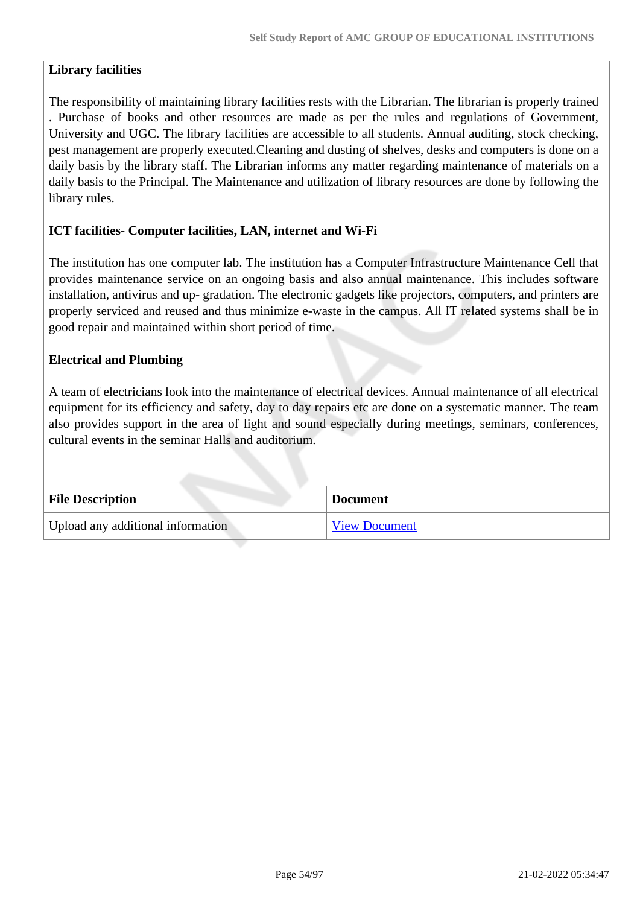**Library facilities**

The responsibility of maintaining library facilities rests with the Librarian. The librarian is properly trained . Purchase of books and other resources are made as per the rules and regulations of Government, University and UGC. The library facilities are accessible to all students. Annual auditing, stock checking, pest management are properly executed.Cleaning and dusting of shelves, desks and computers is done on a daily basis by the library staff. The Librarian informs any matter regarding maintenance of materials on a daily basis to the Principal. The Maintenance and utilization of library resources are done by following the library rules.

**ICT facilities- Computer facilities, LAN, internet and Wi-Fi**

The institution has one computer lab. The institution has a Computer Infrastructure Maintenance Cell that provides maintenance service on an ongoing basis and also annual maintenance. This includes software installation, antivirus and up- gradation. The electronic gadgets like projectors, computers, and printers are properly serviced and reused and thus minimize e-waste in the campus. All IT related systems shall be in good repair and maintained within short period of time.

**Electrical and Plumbing**

A team of electricians look into the maintenance of electrical devices. Annual maintenance of all electrical equipment for its efficiency and safety, day to day repairs etc are done on a systematic manner. The team also provides support in the area of light and sound especially during meetings, seminars, conferences, cultural events in the seminar Halls and auditorium.

| File Description | Document |
|---|---|
| Upload any additional information | View Document |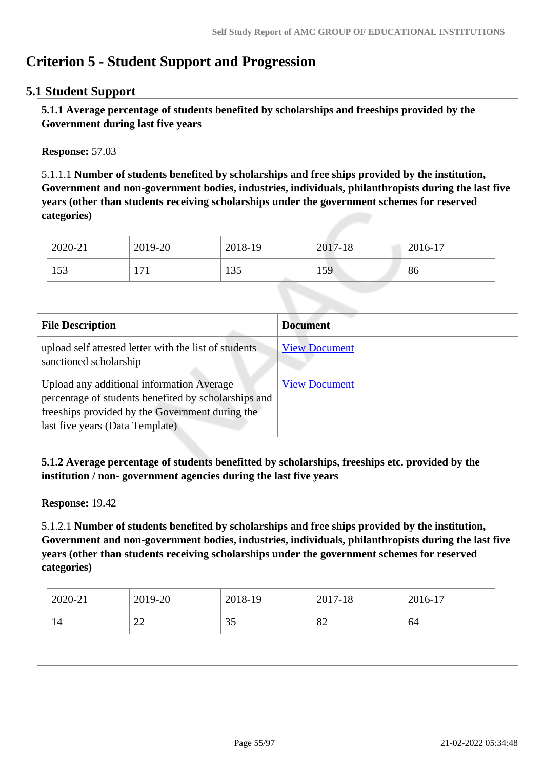# Criterion 5 - Student Support and Progression

## 5.1 Student Support

**5.1.1 Average percentage of students benefited by scholarships and freeships provided by the Government during last five years**

**Response:** 57.03

5.1.1.1 **Number of students benefited by scholarships and free ships provided by the institution, Government and non-government bodies, industries, individuals, philanthropists during the last five years (other than students receiving scholarships under the government schemes for reserved categories)**

| 2020-21 | 2019-20 | 2018-19 | 2017-18 | 2016-17 |
|---|---|---|---|---|
| 153 | 171 | 135 | 159 | 86 |

| File Description | Document |
|---|---|
| upload self attested letter with the list of students sanctioned scholarship | View Document |
| Upload any additional information Average percentage of students benefited by scholarships and freeships provided by the Government during the last five years (Data Template) | View Document |

**5.1.2 Average percentage of students benefitted by scholarships, freeships etc. provided by the institution / non- government agencies during the last five years**

**Response:** 19.42

5.1.2.1 **Number of students benefited by scholarships and free ships provided by the institution, Government and non-government bodies, industries, individuals, philanthropists during the last five years (other than students receiving scholarships under the government schemes for reserved categories)**

| 2020-21 | 2019-20 | 2018-19 | 2017-18 | 2016-17 |
|---|---|---|---|---|
| 14 | 22 | 35 | 82 | 64 |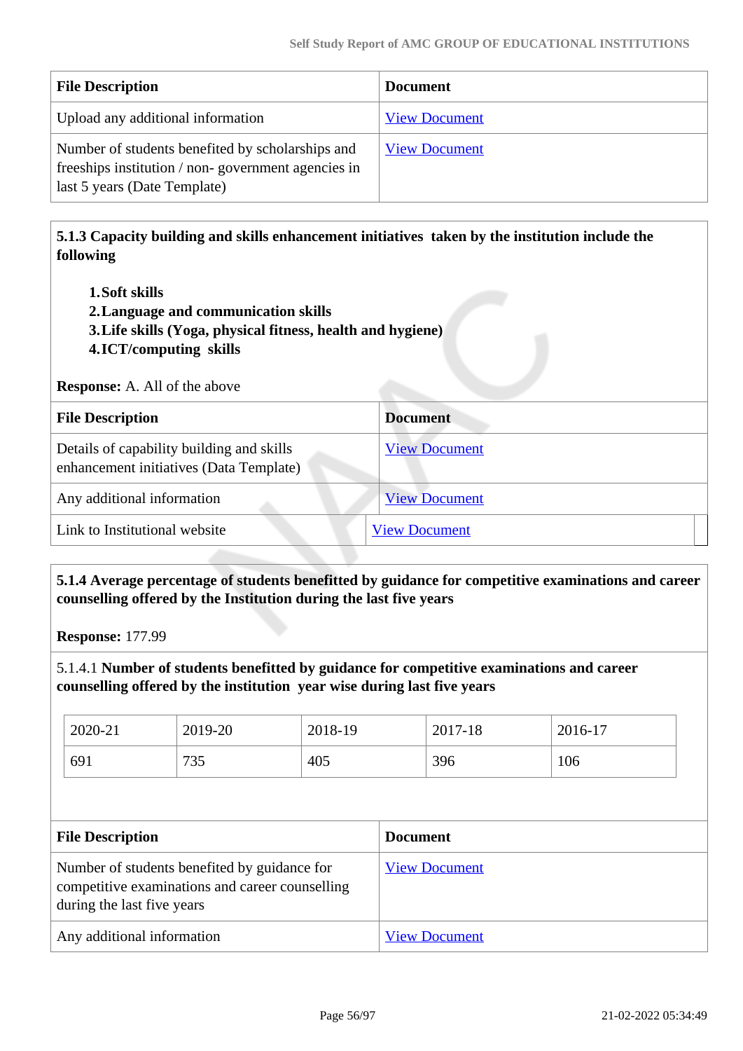| File Description | Document |
|---|---|
| Upload any additional information | View Document |
| Number of students benefited by scholarships and freeships institution / non- government agencies in last 5 years (Date Template) | View Document |

**5.1.3 Capacity building and skills enhancement initiatives taken by the institution include the following**

1. **Soft skills**
2. **Language and communication skills**
3. **Life skills (Yoga, physical fitness, health and hygiene)**
4. **ICT/computing skills**

**Response:** A. All of the above

| File Description | Document |
|---|---|
| Details of capability building and skills enhancement initiatives (Data Template) | View Document |
| Any additional information | View Document |
| Link to Institutional website | View Document |

**5.1.4 Average percentage of students benefitted by guidance for competitive examinations and career counselling offered by the Institution during the last five years**

**Response:** 177.99

5.1.4.1 **Number of students benefitted by guidance for competitive examinations and career counselling offered by the institution year wise during last five years**

| 2020-21 | 2019-20 | 2018-19 | 2017-18 | 2016-17 |
|---|---|---|---|---|
| 691 | 735 | 405 | 396 | 106 |

| File Description | Document |
|---|---|
| Number of students benefited by guidance for competitive examinations and career counselling during the last five years | View Document |
| Any additional information | View Document |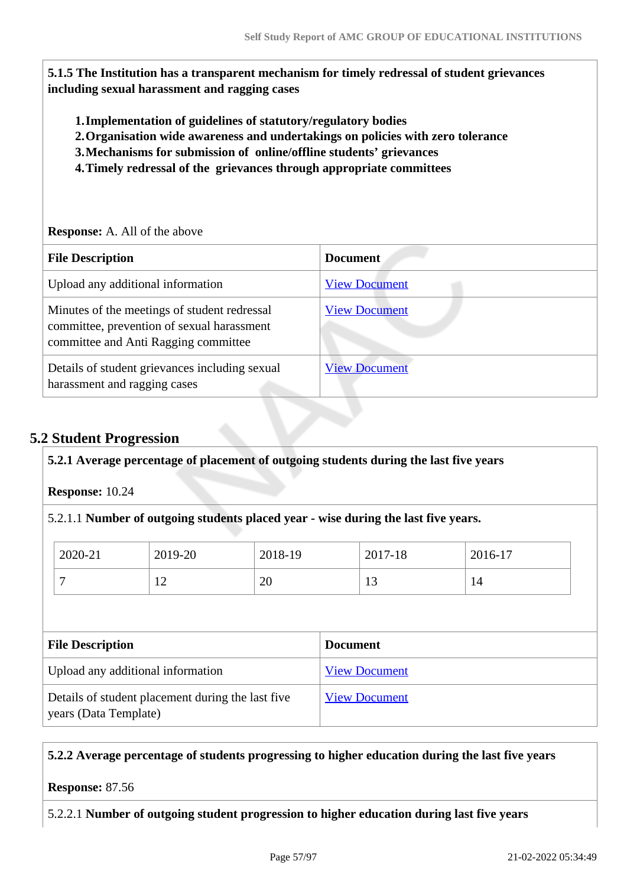**5.1.5 The Institution has a transparent mechanism for timely redressal of student grievances including sexual harassment and ragging cases**

1. **Implementation of guidelines of statutory/regulatory bodies**
2. **Organisation wide awareness and undertakings on policies with zero tolerance**
3. **Mechanisms for submission of online/offline students' grievances**
4. **Timely redressal of the grievances through appropriate committees**

**Response:** A. All of the above

| File Description | Document |
|---|---|
| Upload any additional information | View Document |
| Minutes of the meetings of student redressal committee, prevention of sexual harassment committee and Anti Ragging committee | View Document |
| Details of student grievances including sexual harassment and ragging cases | View Document |

## 5.2 Student Progression

**5.2.1 Average percentage of placement of outgoing students during the last five years**

**Response:** 10.24

5.2.1.1 **Number of outgoing students placed year - wise during the last five years.**

| 2020-21 | 2019-20 | 2018-19 | 2017-18 | 2016-17 |
|---|---|---|---|---|
| 7 | 12 | 20 | 13 | 14 |

| File Description | Document |
|---|---|
| Upload any additional information | View Document |
| Details of student placement during the last five years (Data Template) | View Document |

**5.2.2 Average percentage of students progressing to higher education during the last five years**

**Response:** 87.56

5.2.2.1 **Number of outgoing student progression to higher education during last five years**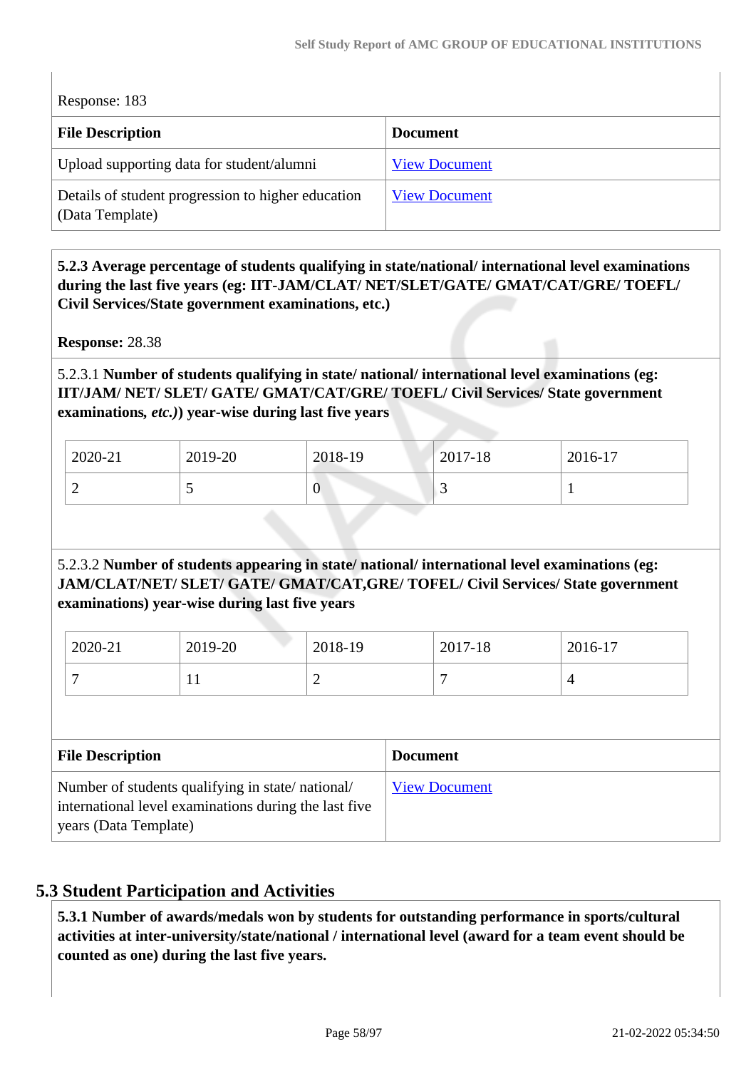Response: 183

| File Description | Document |
|---|---|
| Upload supporting data for student/alumni | View Document |
| Details of student progression to higher education (Data Template) | View Document |

**5.2.3 Average percentage of students qualifying in state/national/ international level examinations during the last five years (eg: IIT-JAM/CLAT/ NET/SLET/GATE/ GMAT/CAT/GRE/ TOEFL/ Civil Services/State government examinations, etc.)**

**Response:** 28.38

5.2.3.1 **Number of students qualifying in state/ national/ international level examinations (eg: IIT/JAM/ NET/ SLET/ GATE/ GMAT/CAT/GRE/ TOEFL/ Civil Services/ State government examinations*, etc.)*) year-wise during last five years**

| 2020-21 | 2019-20 | 2018-19 | 2017-18 | 2016-17 |
|---|---|---|---|---|
| 2 | 5 | 0 | 3 | 1 |

5.2.3.2 **Number of students appearing in state/ national/ international level examinations (eg: JAM/CLAT/NET/ SLET/ GATE/ GMAT/CAT,GRE/ TOFEL/ Civil Services/ State government examinations) year-wise during last five years**

| 2020-21 | 2019-20 | 2018-19 | 2017-18 | 2016-17 |
|---|---|---|---|---|
| 7 | 11 | 2 | 7 | 4 |

| File Description | Document |
|---|---|
| Number of students qualifying in state/ national/ international level examinations during the last five years (Data Template) | View Document |

## 5.3 Student Participation and Activities

**5.3.1 Number of awards/medals won by students for outstanding performance in sports/cultural activities at inter-university/state/national / international level (award for a team event should be counted as one) during the last five years.**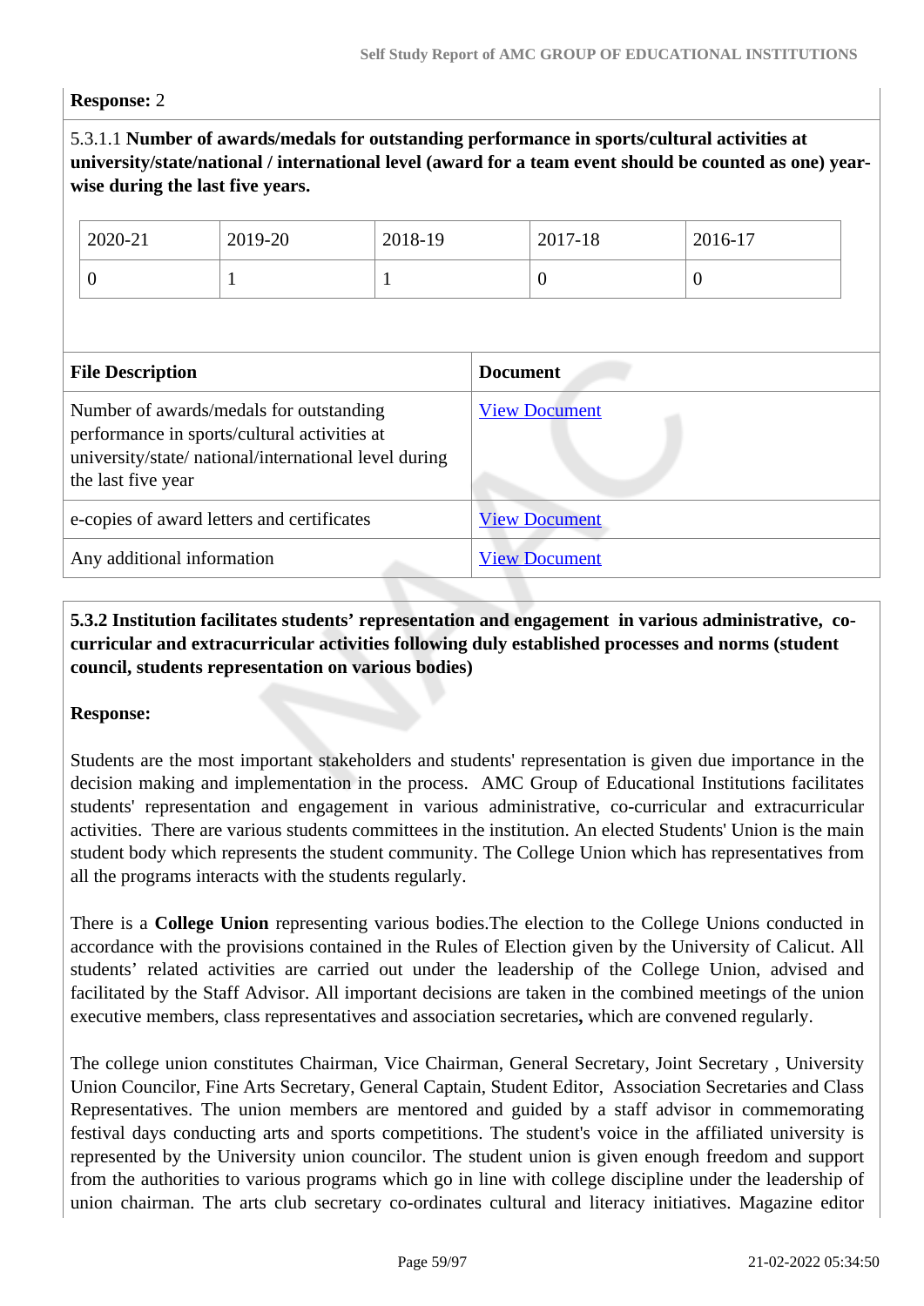**Response:** 2

5.3.1.1 **Number of awards/medals for outstanding performance in sports/cultural activities at university/state/national / international level (award for a team event should be counted as one) year-wise during the last five years.**

| 2020-21 | 2019-20 | 2018-19 | 2017-18 | 2016-17 |
|---|---|---|---|---|
| 0 | 1 | 1 | 0 | 0 |

| File Description | Document |
|---|---|
| Number of awards/medals for outstanding performance in sports/cultural activities at university/state/ national/international level during the last five year | View Document |
| e-copies of award letters and certificates | View Document |
| Any additional information | View Document |

**5.3.2 Institution facilitates students' representation and engagement in various administrative, co-curricular and extracurricular activities following duly established processes and norms (student council, students representation on various bodies)**

**Response:**

Students are the most important stakeholders and students' representation is given due importance in the decision making and implementation in the process. AMC Group of Educational Institutions facilitates students' representation and engagement in various administrative, co-curricular and extracurricular activities. There are various students committees in the institution. An elected Students' Union is the main student body which represents the student community. The College Union which has representatives from all the programs interacts with the students regularly.

There is a **College Union** representing various bodies.The election to the College Unions conducted in accordance with the provisions contained in the Rules of Election given by the University of Calicut. All students' related activities are carried out under the leadership of the College Union, advised and facilitated by the Staff Advisor. All important decisions are taken in the combined meetings of the union executive members, class representatives and association secretaries**,** which are convened regularly.

The college union constitutes Chairman, Vice Chairman, General Secretary, Joint Secretary , University Union Councilor, Fine Arts Secretary, General Captain, Student Editor, Association Secretaries and Class Representatives. The union members are mentored and guided by a staff advisor in commemorating festival days conducting arts and sports competitions. The student's voice in the affiliated university is represented by the University union councilor. The student union is given enough freedom and support from the authorities to various programs which go in line with college discipline under the leadership of union chairman. The arts club secretary co-ordinates cultural and literacy initiatives. Magazine editor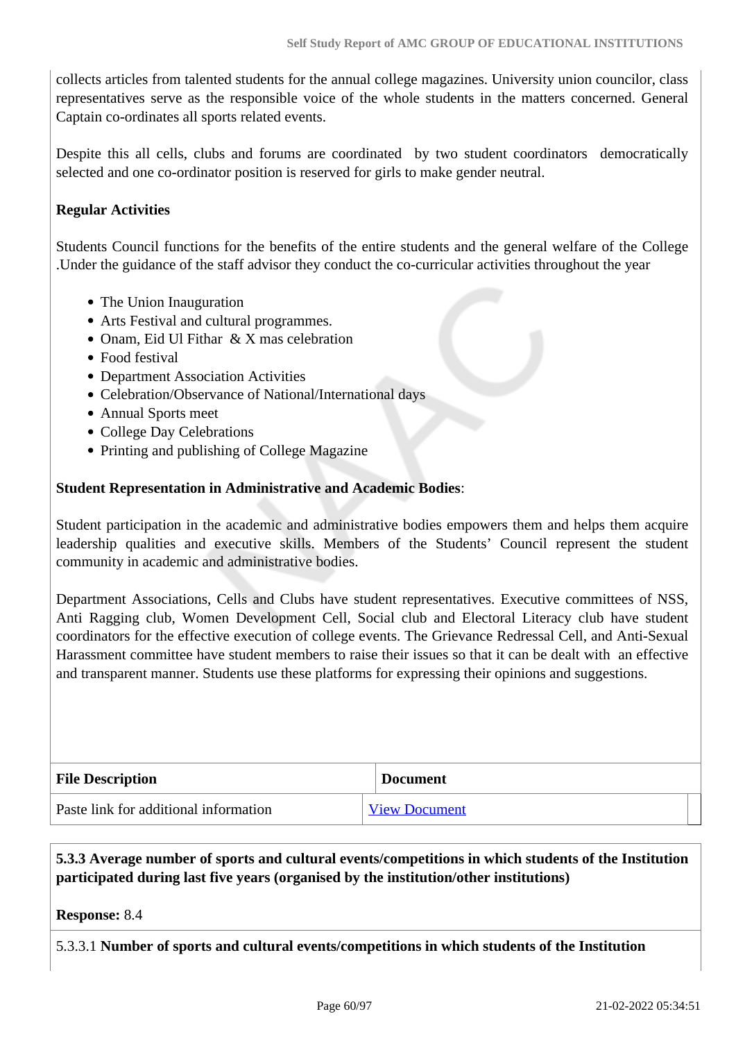collects articles from talented students for the annual college magazines. University union councilor, class representatives serve as the responsible voice of the whole students in the matters concerned. General Captain co-ordinates all sports related events.

Despite this all cells, clubs and forums are coordinated by two student coordinators democratically selected and one co-ordinator position is reserved for girls to make gender neutral.

**Regular Activities**

Students Council functions for the benefits of the entire students and the general welfare of the College .Under the guidance of the staff advisor they conduct the co-curricular activities throughout the year

- The Union Inauguration
- Arts Festival and cultural programmes.
- Onam, Eid Ul Fithar & X mas celebration
- Food festival
- Department Association Activities
- Celebration/Observance of National/International days
- Annual Sports meet
- College Day Celebrations
- Printing and publishing of College Magazine

**Student Representation in Administrative and Academic Bodies**:

Student participation in the academic and administrative bodies empowers them and helps them acquire leadership qualities and executive skills. Members of the Students' Council represent the student community in academic and administrative bodies.

Department Associations, Cells and Clubs have student representatives. Executive committees of NSS, Anti Ragging club, Women Development Cell, Social club and Electoral Literacy club have student coordinators for the effective execution of college events. The Grievance Redressal Cell, and Anti-Sexual Harassment committee have student members to raise their issues so that it can be dealt with an effective and transparent manner. Students use these platforms for expressing their opinions and suggestions.

| File Description | Document |
|---|---|
| Paste link for additional information | View Document |

**5.3.3 Average number of sports and cultural events/competitions in which students of the Institution participated during last five years (organised by the institution/other institutions)**

**Response:** 8.4

5.3.3.1 **Number of sports and cultural events/competitions in which students of the Institution**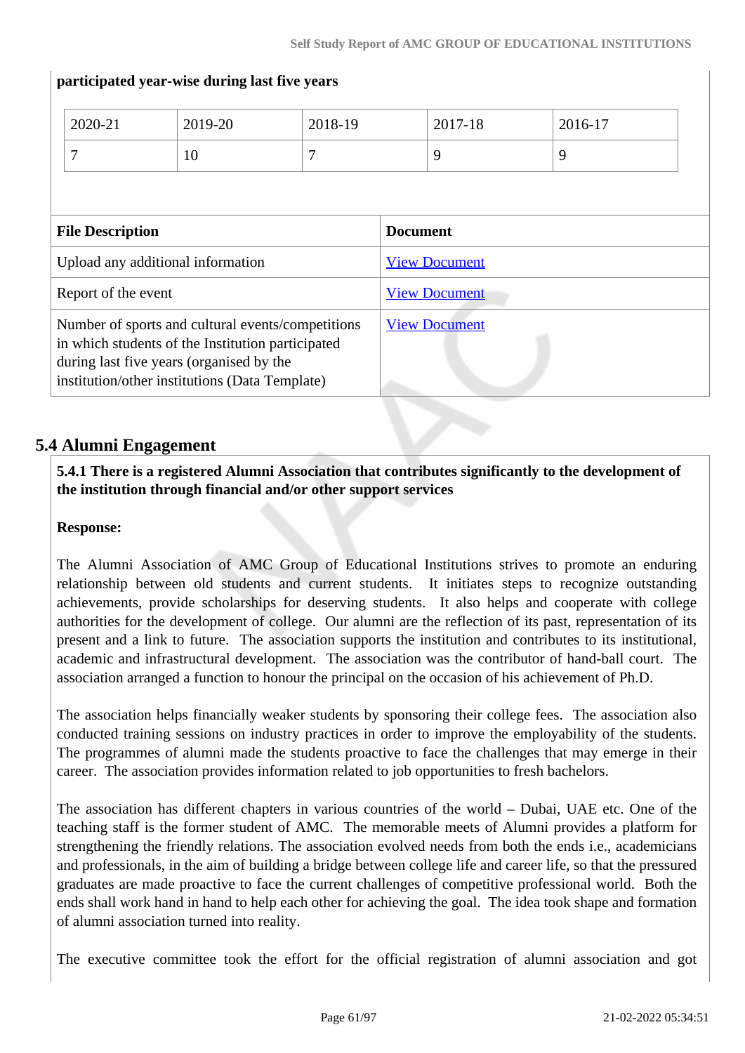**participated year-wise during last five years**

| 2020-21 | 2019-20 | 2018-19 | 2017-18 | 2016-17 |
|---|---|---|---|---|
| 7 | 10 | 7 | 9 | 9 |

| File Description | Document |
|---|---|
| Upload any additional information | View Document |
| Report of the event | View Document |
| Number of sports and cultural events/competitions in which students of the Institution participated during last five years (organised by the institution/other institutions (Data Template) | View Document |

## 5.4 Alumni Engagement

**5.4.1 There is a registered Alumni Association that contributes significantly to the development of the institution through financial and/or other support services**

**Response:**

The Alumni Association of AMC Group of Educational Institutions strives to promote an enduring relationship between old students and current students. It initiates steps to recognize outstanding achievements, provide scholarships for deserving students. It also helps and cooperate with college authorities for the development of college. Our alumni are the reflection of its past, representation of its present and a link to future. The association supports the institution and contributes to its institutional, academic and infrastructural development. The association was the contributor of hand-ball court. The association arranged a function to honour the principal on the occasion of his achievement of Ph.D.

The association helps financially weaker students by sponsoring their college fees. The association also conducted training sessions on industry practices in order to improve the employability of the students. The programmes of alumni made the students proactive to face the challenges that may emerge in their career. The association provides information related to job opportunities to fresh bachelors.

The association has different chapters in various countries of the world – Dubai, UAE etc. One of the teaching staff is the former student of AMC. The memorable meets of Alumni provides a platform for strengthening the friendly relations. The association evolved needs from both the ends i.e., academicians and professionals, in the aim of building a bridge between college life and career life, so that the pressured graduates are made proactive to face the current challenges of competitive professional world. Both the ends shall work hand in hand to help each other for achieving the goal. The idea took shape and formation of alumni association turned into reality.

The executive committee took the effort for the official registration of alumni association and got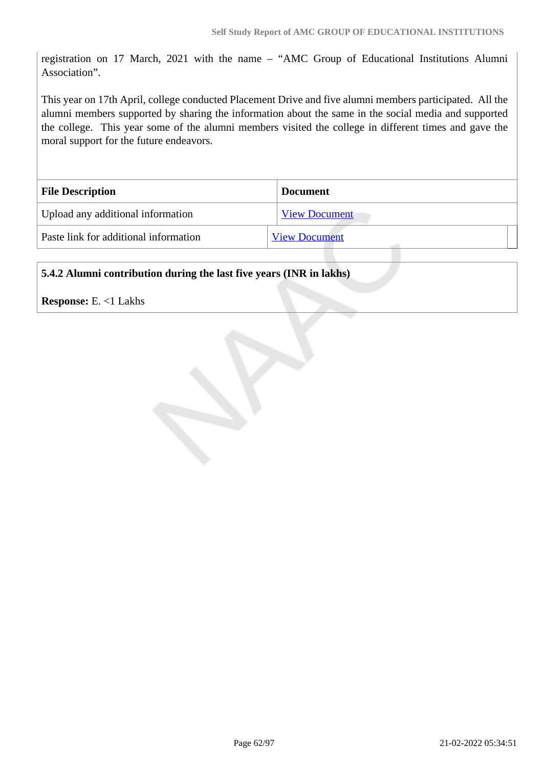registration on 17 March, 2021 with the name – "AMC Group of Educational Institutions Alumni Association".

This year on 17th April, college conducted Placement Drive and five alumni members participated. All the alumni members supported by sharing the information about the same in the social media and supported the college. This year some of the alumni members visited the college in different times and gave the moral support for the future endeavors.

| File Description | Document |
|---|---|
| Upload any additional information | View Document |
| Paste link for additional information | View Document |

**5.4.2 Alumni contribution during the last five years (INR in lakhs)**

**Response:** E. <1 Lakhs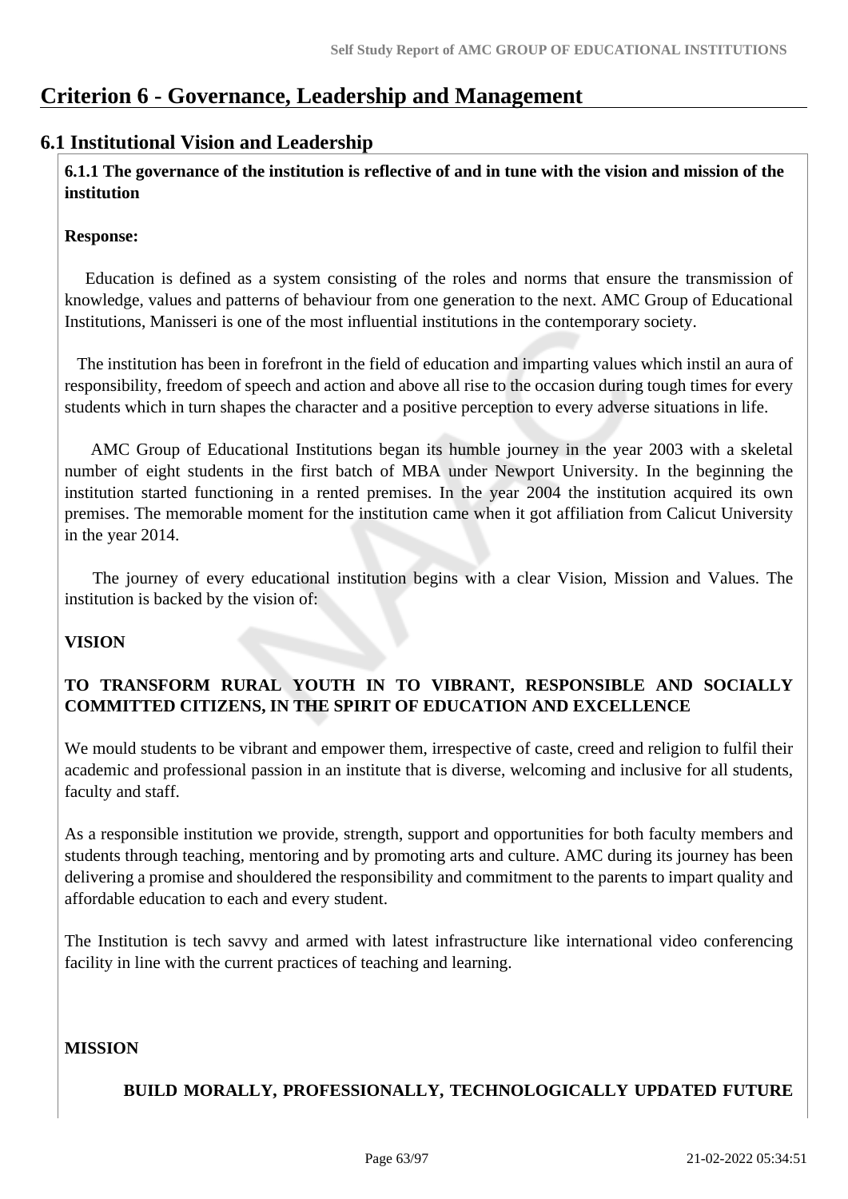# Criterion 6 - Governance, Leadership and Management

## 6.1 Institutional Vision and Leadership

**6.1.1 The governance of the institution is reflective of and in tune with the vision and mission of the institution**

**Response:**

Education is defined as a system consisting of the roles and norms that ensure the transmission of knowledge, values and patterns of behaviour from one generation to the next. AMC Group of Educational Institutions, Manisseri is one of the most influential institutions in the contemporary society.

The institution has been in forefront in the field of education and imparting values which instil an aura of responsibility, freedom of speech and action and above all rise to the occasion during tough times for every students which in turn shapes the character and a positive perception to every adverse situations in life.

AMC Group of Educational Institutions began its humble journey in the year 2003 with a skeletal number of eight students in the first batch of MBA under Newport University. In the beginning the institution started functioning in a rented premises. In the year 2004 the institution acquired its own premises. The memorable moment for the institution came when it got affiliation from Calicut University in the year 2014.

The journey of every educational institution begins with a clear Vision, Mission and Values. The institution is backed by the vision of:

**VISION**

**TO TRANSFORM RURAL YOUTH IN TO VIBRANT, RESPONSIBLE AND SOCIALLY COMMITTED CITIZENS, IN THE SPIRIT OF EDUCATION AND EXCELLENCE**

We mould students to be vibrant and empower them, irrespective of caste, creed and religion to fulfil their academic and professional passion in an institute that is diverse, welcoming and inclusive for all students, faculty and staff.

As a responsible institution we provide, strength, support and opportunities for both faculty members and students through teaching, mentoring and by promoting arts and culture. AMC during its journey has been delivering a promise and shouldered the responsibility and commitment to the parents to impart quality and affordable education to each and every student.

The Institution is tech savvy and armed with latest infrastructure like international video conferencing facility in line with the current practices of teaching and learning.

**MISSION**

**BUILD MORALLY, PROFESSIONALLY, TECHNOLOGICALLY UPDATED FUTURE**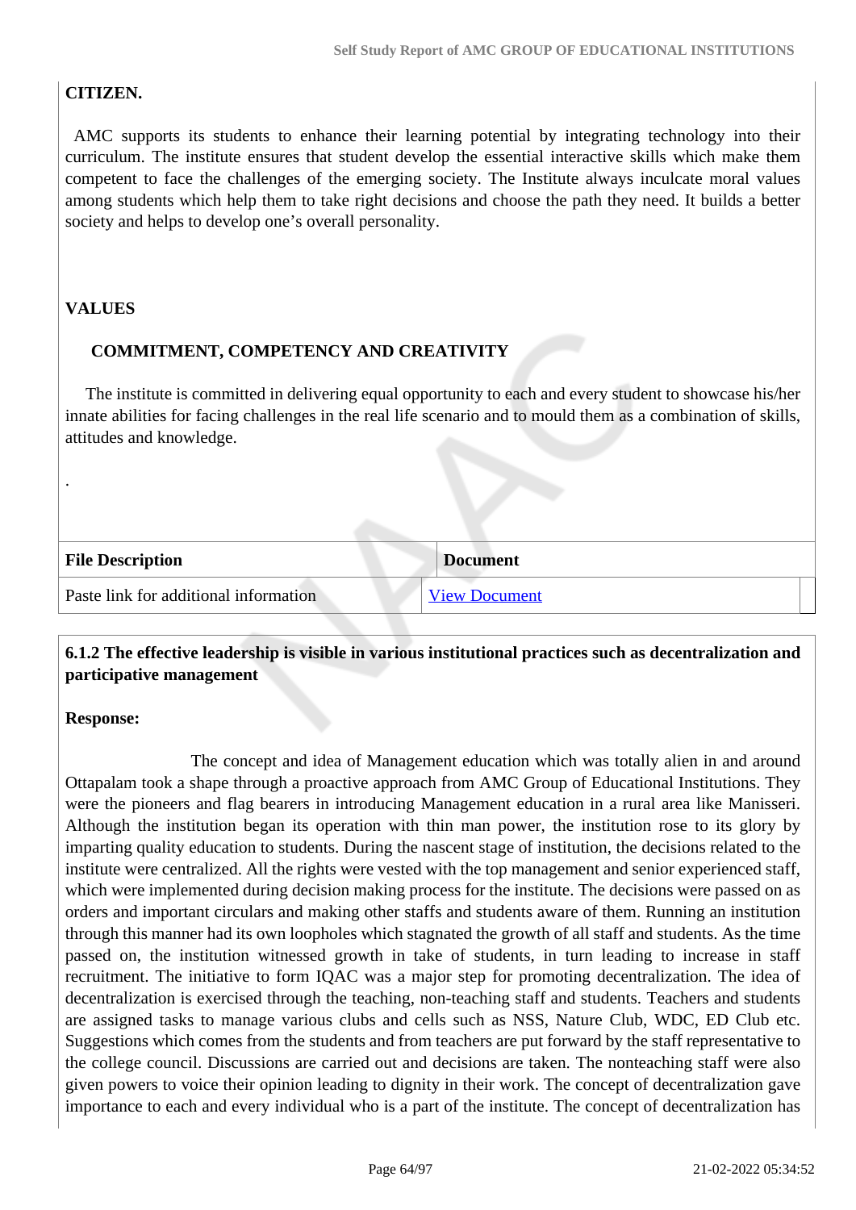**CITIZEN.**

AMC supports its students to enhance their learning potential by integrating technology into their curriculum. The institute ensures that student develop the essential interactive skills which make them competent to face the challenges of the emerging society. The Institute always inculcate moral values among students which help them to take right decisions and choose the path they need. It builds a better society and helps to develop one's overall personality.

**VALUES**

**COMMITMENT, COMPETENCY AND CREATIVITY**

The institute is committed in delivering equal opportunity to each and every student to showcase his/her innate abilities for facing challenges in the real life scenario and to mould them as a combination of skills, attitudes and knowledge.

.

| File Description | Document |
|---|---|
| Paste link for additional information | View Document |

**6.1.2 The effective leadership is visible in various institutional practices such as decentralization and participative management**

**Response:**

The concept and idea of Management education which was totally alien in and around Ottapalam took a shape through a proactive approach from AMC Group of Educational Institutions. They were the pioneers and flag bearers in introducing Management education in a rural area like Manisseri. Although the institution began its operation with thin man power, the institution rose to its glory by imparting quality education to students. During the nascent stage of institution, the decisions related to the institute were centralized. All the rights were vested with the top management and senior experienced staff, which were implemented during decision making process for the institute. The decisions were passed on as orders and important circulars and making other staffs and students aware of them. Running an institution through this manner had its own loopholes which stagnated the growth of all staff and students. As the time passed on, the institution witnessed growth in take of students, in turn leading to increase in staff recruitment. The initiative to form IQAC was a major step for promoting decentralization. The idea of decentralization is exercised through the teaching, non-teaching staff and students. Teachers and students are assigned tasks to manage various clubs and cells such as NSS, Nature Club, WDC, ED Club etc. Suggestions which comes from the students and from teachers are put forward by the staff representative to the college council. Discussions are carried out and decisions are taken. The nonteaching staff were also given powers to voice their opinion leading to dignity in their work. The concept of decentralization gave importance to each and every individual who is a part of the institute. The concept of decentralization has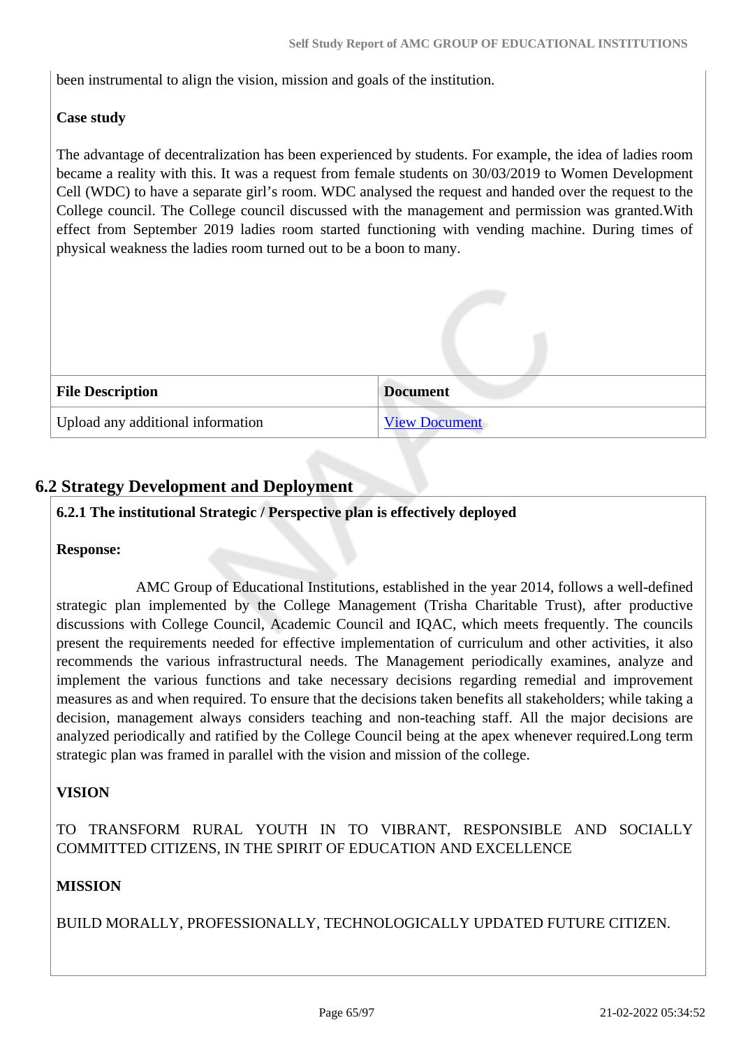been instrumental to align the vision, mission and goals of the institution.

**Case study**

The advantage of decentralization has been experienced by students. For example, the idea of ladies room became a reality with this. It was a request from female students on 30/03/2019 to Women Development Cell (WDC) to have a separate girl's room. WDC analysed the request and handed over the request to the College council. The College council discussed with the management and permission was granted.With effect from September 2019 ladies room started functioning with vending machine. During times of physical weakness the ladies room turned out to be a boon to many.

| File Description | Document |
|---|---|
| Upload any additional information | View Document |

## 6.2 Strategy Development and Deployment

**6.2.1 The institutional Strategic / Perspective plan is effectively deployed**

**Response:**

AMC Group of Educational Institutions, established in the year 2014, follows a well-defined strategic plan implemented by the College Management (Trisha Charitable Trust), after productive discussions with College Council, Academic Council and IQAC, which meets frequently. The councils present the requirements needed for effective implementation of curriculum and other activities, it also recommends the various infrastructural needs. The Management periodically examines, analyze and implement the various functions and take necessary decisions regarding remedial and improvement measures as and when required. To ensure that the decisions taken benefits all stakeholders; while taking a decision, management always considers teaching and non-teaching staff. All the major decisions are analyzed periodically and ratified by the College Council being at the apex whenever required.Long term strategic plan was framed in parallel with the vision and mission of the college.

**VISION**

TO TRANSFORM RURAL YOUTH IN TO VIBRANT, RESPONSIBLE AND SOCIALLY COMMITTED CITIZENS, IN THE SPIRIT OF EDUCATION AND EXCELLENCE

**MISSION**

BUILD MORALLY, PROFESSIONALLY, TECHNOLOGICALLY UPDATED FUTURE CITIZEN.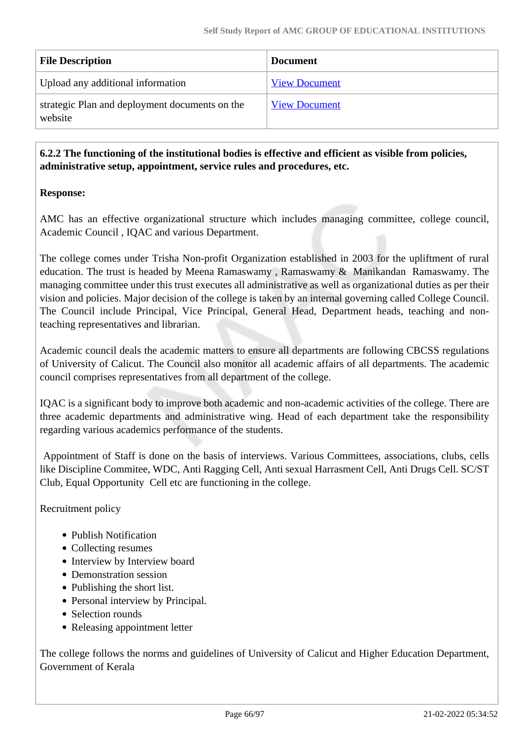| File Description | Document |
|---|---|
| Upload any additional information | View Document |
| strategic Plan and deployment documents on the website | View Document |

**6.2.2 The functioning of the institutional bodies is effective and efficient as visible from policies, administrative setup, appointment, service rules and procedures, etc.**

**Response:**

AMC has an effective organizational structure which includes managing committee, college council, Academic Council , IQAC and various Department.

The college comes under Trisha Non-profit Organization established in 2003 for the upliftment of rural education. The trust is headed by Meena Ramaswamy , Ramaswamy & Manikandan Ramaswamy. The managing committee under this trust executes all administrative as well as organizational duties as per their vision and policies. Major decision of the college is taken by an internal governing called College Council. The Council include Principal, Vice Principal, General Head, Department heads, teaching and non-teaching representatives and librarian.

Academic council deals the academic matters to ensure all departments are following CBCSS regulations of University of Calicut. The Council also monitor all academic affairs of all departments. The academic council comprises representatives from all department of the college.

IQAC is a significant body to improve both academic and non-academic activities of the college. There are three academic departments and administrative wing. Head of each department take the responsibility regarding various academics performance of the students.

Appointment of Staff is done on the basis of interviews. Various Committees, associations, clubs, cells like Discipline Commitee, WDC, Anti Ragging Cell, Anti sexual Harrasment Cell, Anti Drugs Cell. SC/ST Club, Equal Opportunity Cell etc are functioning in the college.

Recruitment policy

- Publish Notification
- Collecting resumes
- Interview by Interview board
- Demonstration session
- Publishing the short list.
- Personal interview by Principal.
- Selection rounds
- Releasing appointment letter

The college follows the norms and guidelines of University of Calicut and Higher Education Department, Government of Kerala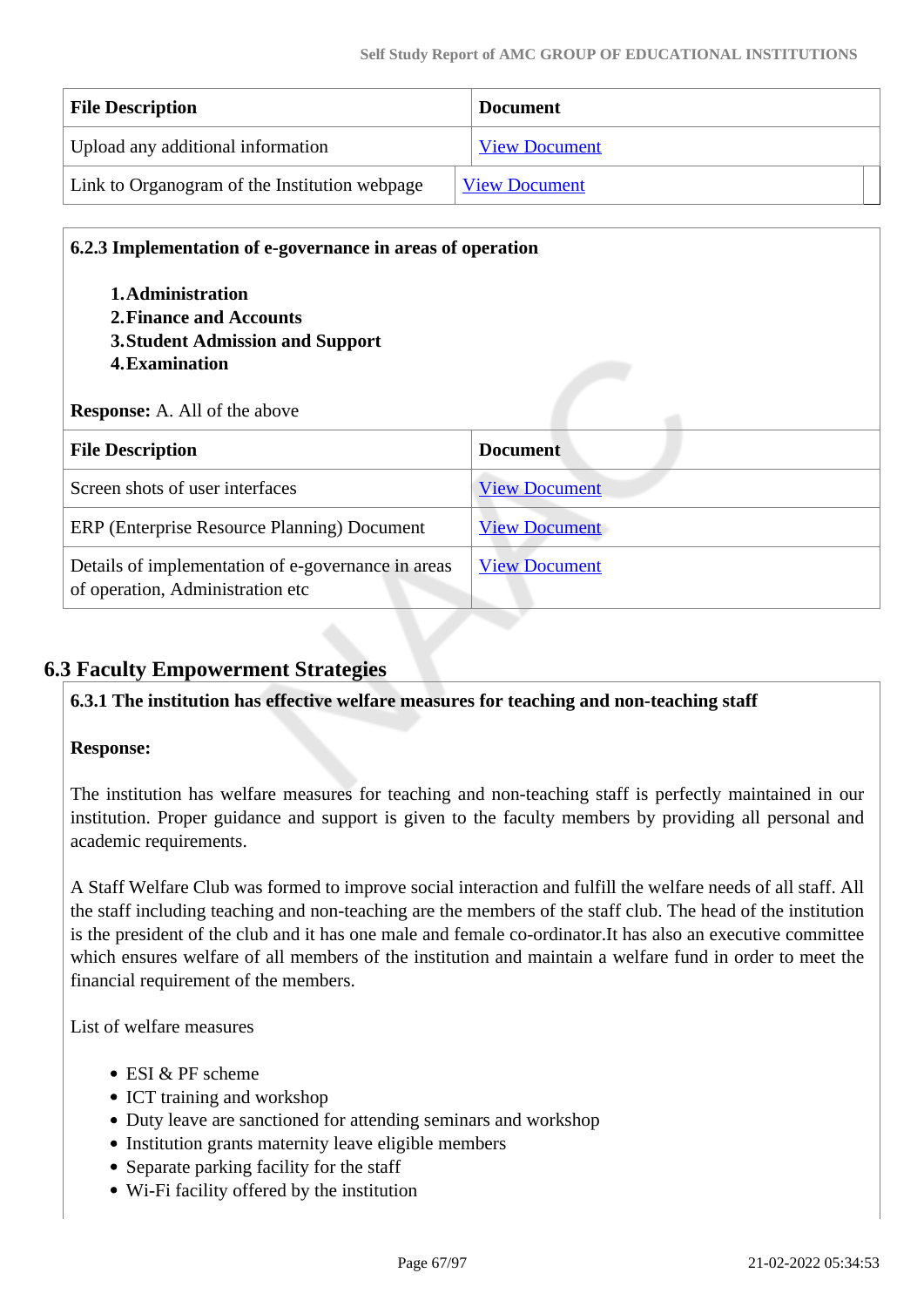| File Description | Document |
| --- | --- |
| Upload any additional information | View Document |
| Link to Organogram of the Institution webpage | View Document |

**6.2.3 Implementation of e-governance in areas of operation**

1. **Administration**
2. **Finance and Accounts**
3. **Student Admission and Support**
4. **Examination**

**Response:** A. All of the above

| File Description | Document |
| --- | --- |
| Screen shots of user interfaces | View Document |
| ERP (Enterprise Resource Planning) Document | View Document |
| Details of implementation of e-governance in areas of operation, Administration etc | View Document |

## 6.3 Faculty Empowerment Strategies

**6.3.1 The institution has effective welfare measures for teaching and non-teaching staff**

**Response:**

The institution has welfare measures for teaching and non-teaching staff is perfectly maintained in our institution. Proper guidance and support is given to the faculty members by providing all personal and academic requirements.

A Staff Welfare Club was formed to improve social interaction and fulfill the welfare needs of all staff. All the staff including teaching and non-teaching are the members of the staff club. The head of the institution is the president of the club and it has one male and female co-ordinator.It has also an executive committee which ensures welfare of all members of the institution and maintain a welfare fund in order to meet the financial requirement of the members.

List of welfare measures

- ESI & PF scheme
- ICT training and workshop
- Duty leave are sanctioned for attending seminars and workshop
- Institution grants maternity leave eligible members
- Separate parking facility for the staff
- Wi-Fi facility offered by the institution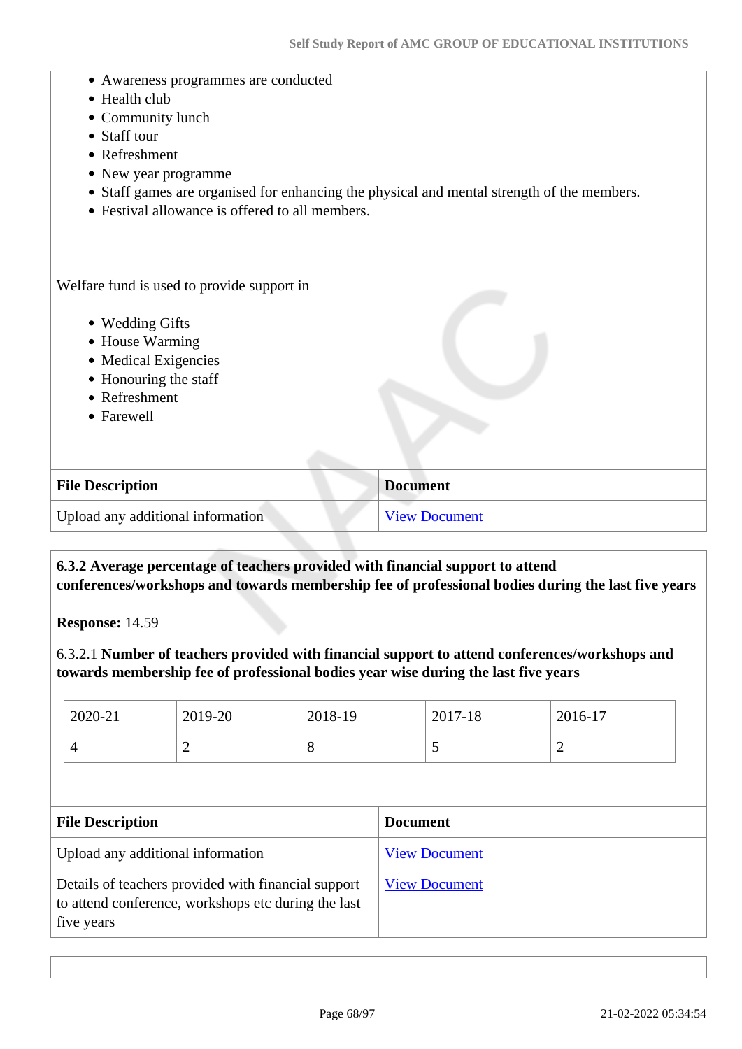- Awareness programmes are conducted
- Health club
- Community lunch
- Staff tour
- Refreshment
- New year programme
- Staff games are organised for enhancing the physical and mental strength of the members.
- Festival allowance is offered to all members.

Welfare fund is used to provide support in

- Wedding Gifts
- House Warming
- Medical Exigencies
- Honouring the staff
- Refreshment
- Farewell

| File Description | Document |
|---|---|
| Upload any additional information | View Document |

**6.3.2 Average percentage of teachers provided with financial support to attend conferences/workshops and towards membership fee of professional bodies during the last five years**

**Response:** 14.59

6.3.2.1 **Number of teachers provided with financial support to attend conferences/workshops and towards membership fee of professional bodies year wise during the last five years**

| 2020-21 | 2019-20 | 2018-19 | 2017-18 | 2016-17 |
|---|---|---|---|---|
| 4 | 2 | 8 | 5 | 2 |

| File Description | Document |
|---|---|
| Upload any additional information | View Document |
| Details of teachers provided with financial support to attend conference, workshops etc during the last five years | View Document |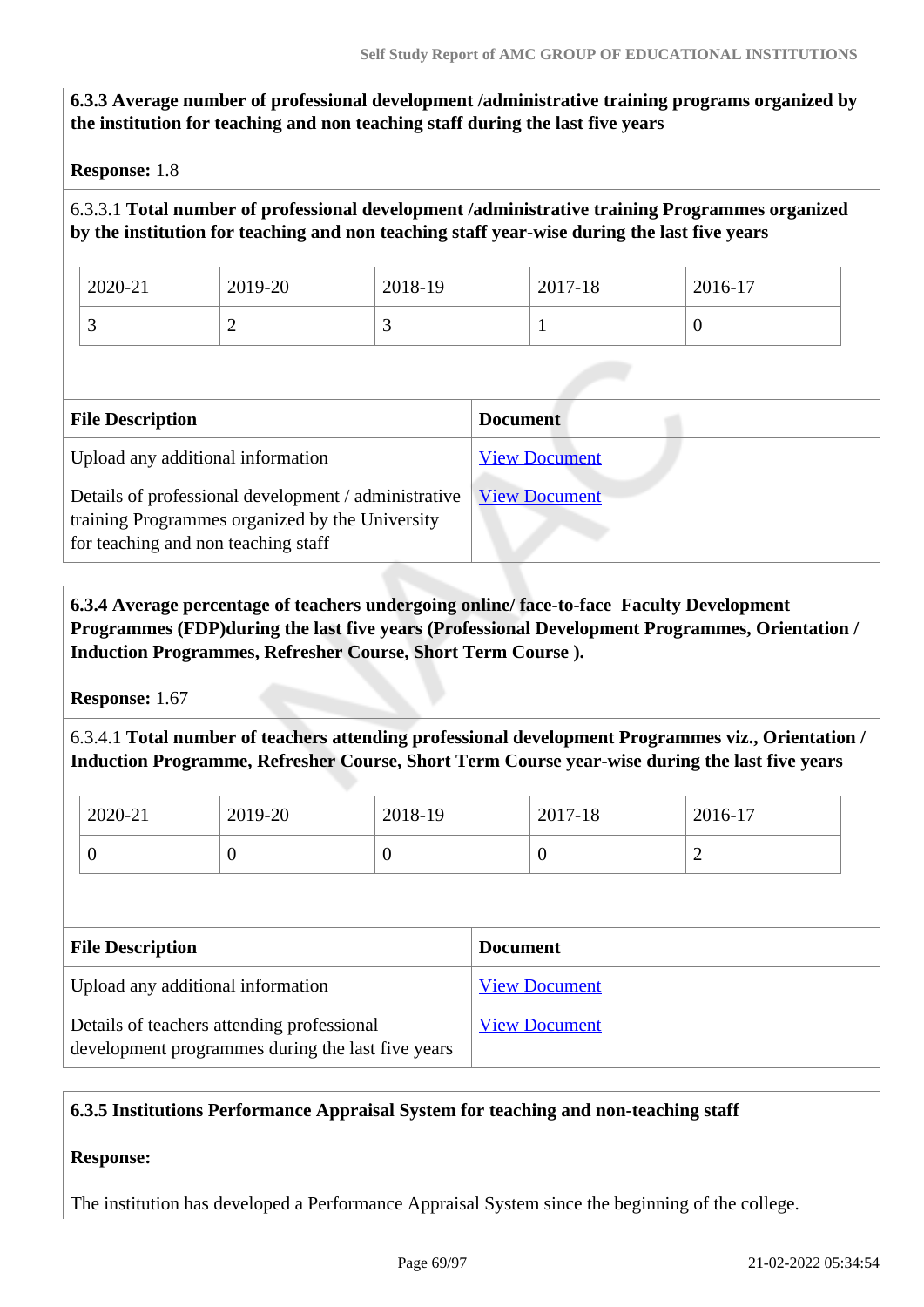**6.3.3 Average number of professional development /administrative training programs organized by the institution for teaching and non teaching staff during the last five years**

**Response:** 1.8

6.3.3.1 **Total number of professional development /administrative training Programmes organized by the institution for teaching and non teaching staff year-wise during the last five years**

| 2020-21 | 2019-20 | 2018-19 | 2017-18 | 2016-17 |
|---|---|---|---|---|
| 3 | 2 | 3 | 1 | 0 |

| File Description | Document |
|---|---|
| Upload any additional information | View Document |
| Details of professional development / administrative training Programmes organized by the University for teaching and non teaching staff | View Document |

**6.3.4 Average percentage of teachers undergoing online/ face-to-face Faculty Development Programmes (FDP)during the last five years (Professional Development Programmes, Orientation / Induction Programmes, Refresher Course, Short Term Course ).**

**Response:** 1.67

6.3.4.1 **Total number of teachers attending professional development Programmes viz., Orientation / Induction Programme, Refresher Course, Short Term Course year-wise during the last five years**

| 2020-21 | 2019-20 | 2018-19 | 2017-18 | 2016-17 |
|---|---|---|---|---|
| 0 | 0 | 0 | 0 | 2 |

| File Description | Document |
|---|---|
| Upload any additional information | View Document |
| Details of teachers attending professional development programmes during the last five years | View Document |

**6.3.5 Institutions Performance Appraisal System for teaching and non-teaching staff**

**Response:**

The institution has developed a Performance Appraisal System since the beginning of the college.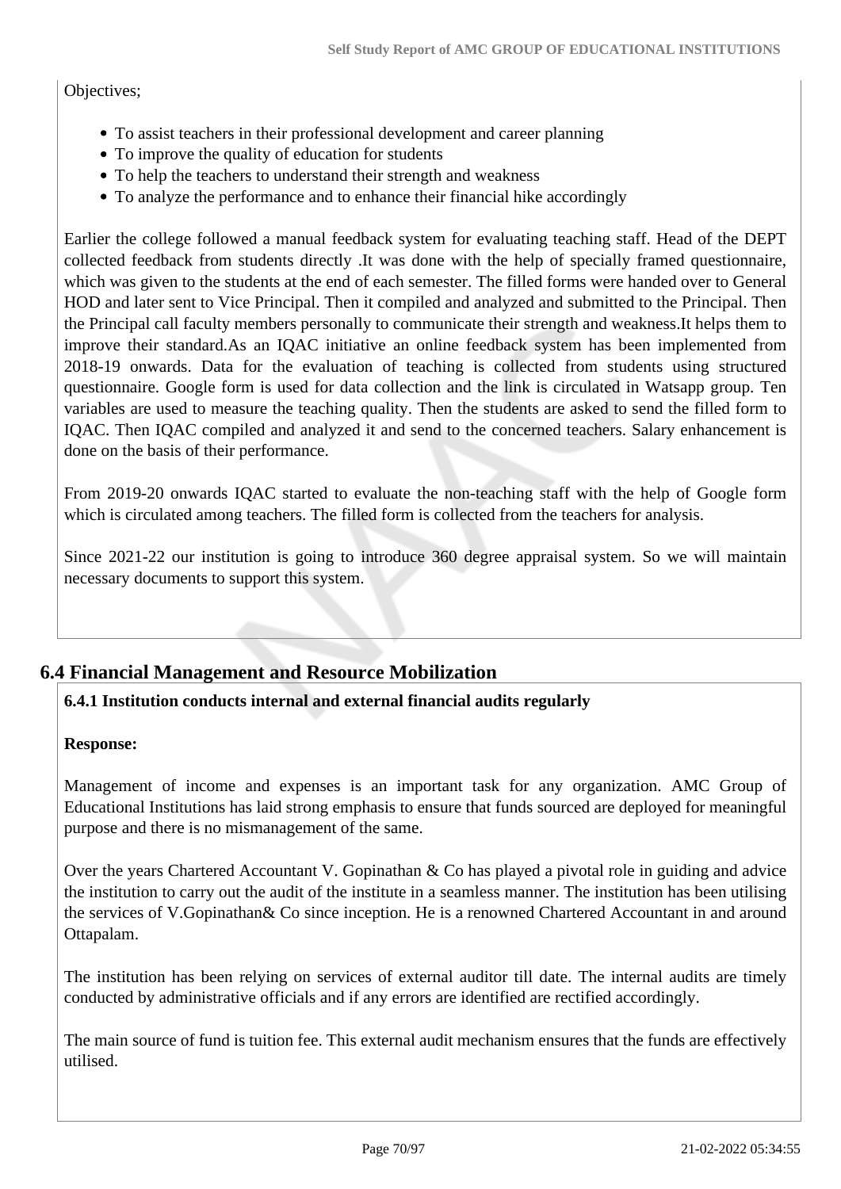Objectives;

- To assist teachers in their professional development and career planning
- To improve the quality of education for students
- To help the teachers to understand their strength and weakness
- To analyze the performance and to enhance their financial hike accordingly

Earlier the college followed a manual feedback system for evaluating teaching staff. Head of the DEPT collected feedback from students directly .It was done with the help of specially framed questionnaire, which was given to the students at the end of each semester. The filled forms were handed over to General HOD and later sent to Vice Principal. Then it compiled and analyzed and submitted to the Principal. Then the Principal call faculty members personally to communicate their strength and weakness.It helps them to improve their standard.As an IQAC initiative an online feedback system has been implemented from 2018-19 onwards. Data for the evaluation of teaching is collected from students using structured questionnaire. Google form is used for data collection and the link is circulated in Watsapp group. Ten variables are used to measure the teaching quality. Then the students are asked to send the filled form to IQAC. Then IQAC compiled and analyzed it and send to the concerned teachers. Salary enhancement is done on the basis of their performance.

From 2019-20 onwards IQAC started to evaluate the non-teaching staff with the help of Google form which is circulated among teachers. The filled form is collected from the teachers for analysis.

Since 2021-22 our institution is going to introduce 360 degree appraisal system. So we will maintain necessary documents to support this system.

## 6.4 Financial Management and Resource Mobilization

**6.4.1 Institution conducts internal and external financial audits regularly**

**Response:**

Management of income and expenses is an important task for any organization. AMC Group of Educational Institutions has laid strong emphasis to ensure that funds sourced are deployed for meaningful purpose and there is no mismanagement of the same.

Over the years Chartered Accountant V. Gopinathan & Co has played a pivotal role in guiding and advice the institution to carry out the audit of the institute in a seamless manner. The institution has been utilising the services of V.Gopinathan& Co since inception. He is a renowned Chartered Accountant in and around Ottapalam.

The institution has been relying on services of external auditor till date. The internal audits are timely conducted by administrative officials and if any errors are identified are rectified accordingly.

The main source of fund is tuition fee. This external audit mechanism ensures that the funds are effectively utilised.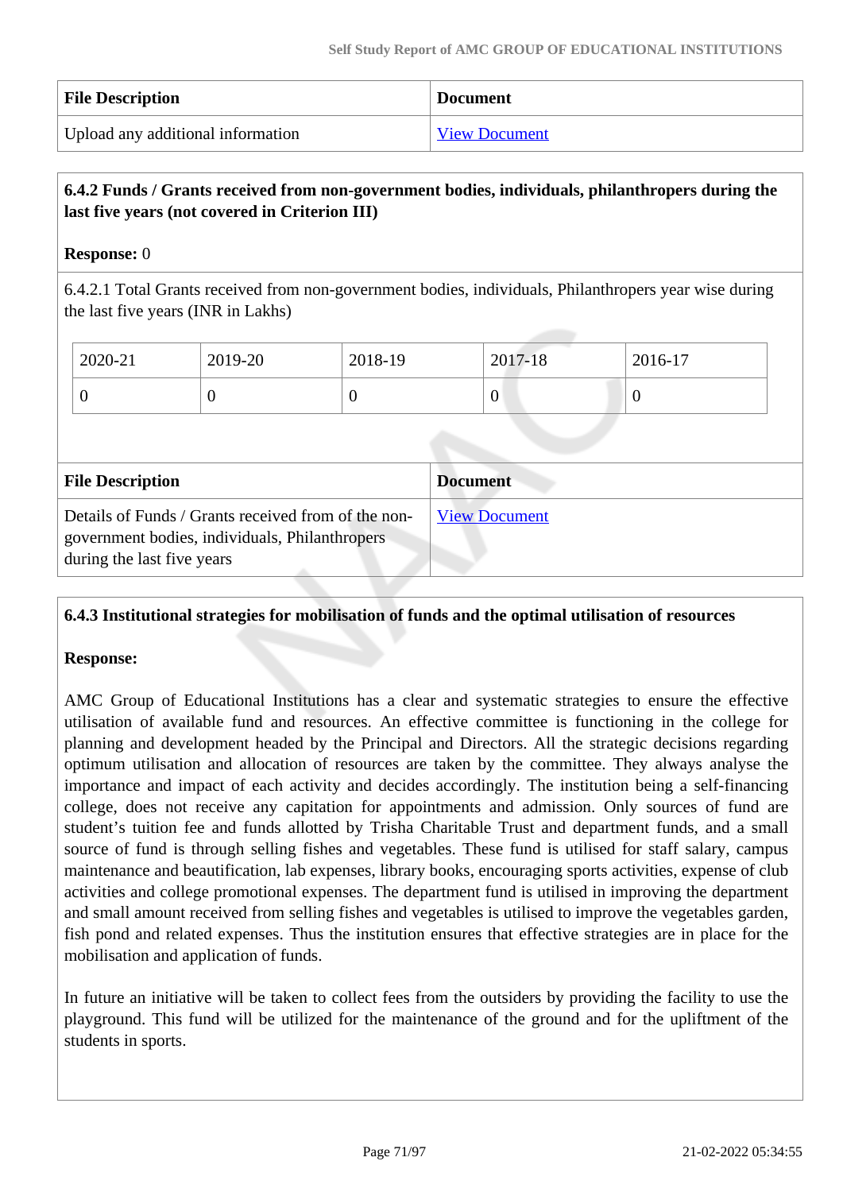| File Description | Document |
|---|---|
| Upload any additional information | View Document |

**6.4.2 Funds / Grants received from non-government bodies, individuals, philanthropers during the last five years (not covered in Criterion III)**

**Response:** 0

6.4.2.1 Total Grants received from non-government bodies, individuals, Philanthropers year wise during the last five years (INR in Lakhs)

| 2020-21 | 2019-20 | 2018-19 | 2017-18 | 2016-17 |
|---|---|---|---|---|
| 0 | 0 | 0 | 0 | 0 |

| File Description | Document |
|---|---|
| Details of Funds / Grants received from of the non-government bodies, individuals, Philanthropers during the last five years | View Document |

**6.4.3 Institutional strategies for mobilisation of funds and the optimal utilisation of resources**

**Response:**

AMC Group of Educational Institutions has a clear and systematic strategies to ensure the effective utilisation of available fund and resources. An effective committee is functioning in the college for planning and development headed by the Principal and Directors. All the strategic decisions regarding optimum utilisation and allocation of resources are taken by the committee. They always analyse the importance and impact of each activity and decides accordingly. The institution being a self-financing college, does not receive any capitation for appointments and admission. Only sources of fund are student's tuition fee and funds allotted by Trisha Charitable Trust and department funds, and a small source of fund is through selling fishes and vegetables. These fund is utilised for staff salary, campus maintenance and beautification, lab expenses, library books, encouraging sports activities, expense of club activities and college promotional expenses. The department fund is utilised in improving the department and small amount received from selling fishes and vegetables is utilised to improve the vegetables garden, fish pond and related expenses. Thus the institution ensures that effective strategies are in place for the mobilisation and application of funds.

In future an initiative will be taken to collect fees from the outsiders by providing the facility to use the playground. This fund will be utilized for the maintenance of the ground and for the upliftment of the students in sports.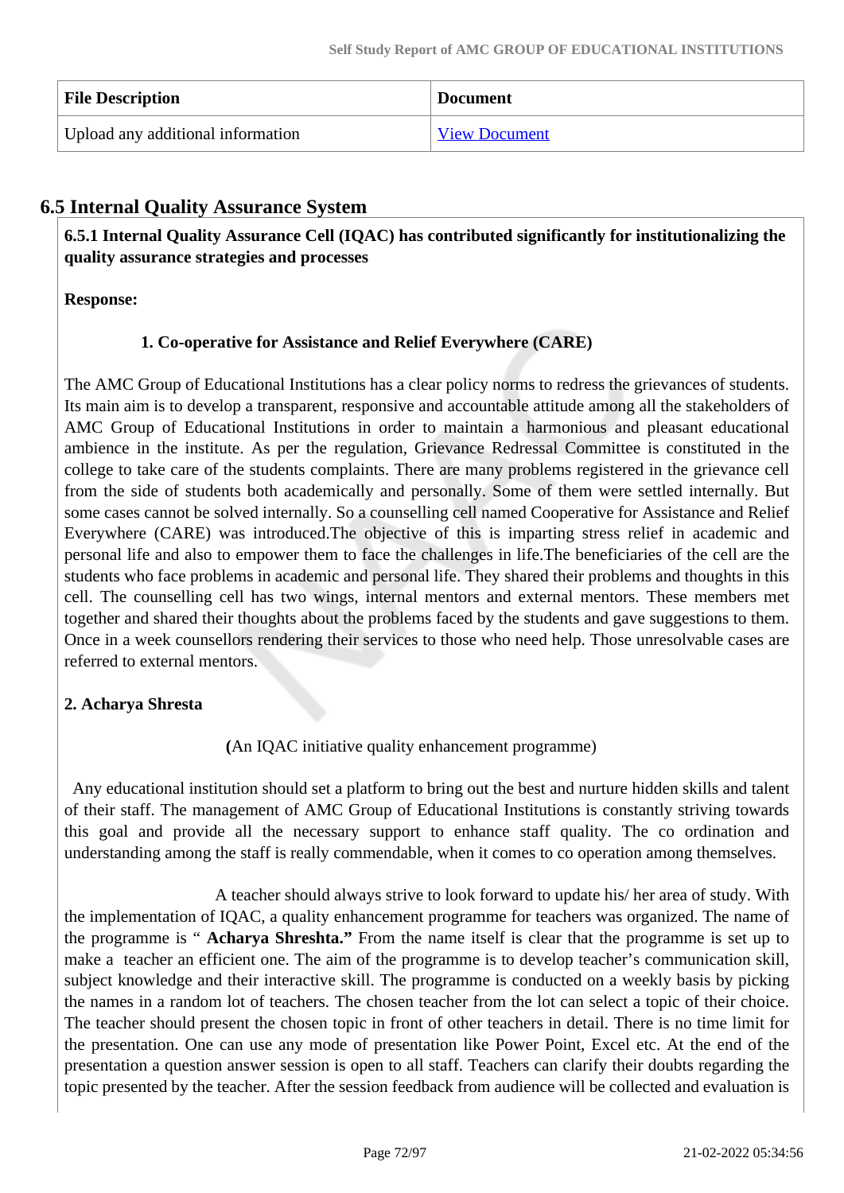| File Description | Document |
|---|---|
| Upload any additional information | View Document |

## 6.5 Internal Quality Assurance System

**6.5.1 Internal Quality Assurance Cell (IQAC) has contributed significantly for institutionalizing the quality assurance strategies and processes**

**Response:**

**1. Co-operative for Assistance and Relief Everywhere (CARE)**

The AMC Group of Educational Institutions has a clear policy norms to redress the grievances of students. Its main aim is to develop a transparent, responsive and accountable attitude among all the stakeholders of AMC Group of Educational Institutions in order to maintain a harmonious and pleasant educational ambience in the institute. As per the regulation, Grievance Redressal Committee is constituted in the college to take care of the students complaints. There are many problems registered in the grievance cell from the side of students both academically and personally. Some of them were settled internally. But some cases cannot be solved internally. So a counselling cell named Cooperative for Assistance and Relief Everywhere (CARE) was introduced.The objective of this is imparting stress relief in academic and personal life and also to empower them to face the challenges in life.The beneficiaries of the cell are the students who face problems in academic and personal life. They shared their problems and thoughts in this cell. The counselling cell has two wings, internal mentors and external mentors. These members met together and shared their thoughts about the problems faced by the students and gave suggestions to them. Once in a week counsellors rendering their services to those who need help. Those unresolvable cases are referred to external mentors.

**2. Acharya Shresta**

(An IQAC initiative quality enhancement programme)

Any educational institution should set a platform to bring out the best and nurture hidden skills and talent of their staff. The management of AMC Group of Educational Institutions is constantly striving towards this goal and provide all the necessary support to enhance staff quality. The co ordination and understanding among the staff is really commendable, when it comes to co operation among themselves.

A teacher should always strive to look forward to update his/ her area of study. With the implementation of IQAC, a quality enhancement programme for teachers was organized. The name of the programme is " **Acharya Shreshta."** From the name itself is clear that the programme is set up to make a teacher an efficient one. The aim of the programme is to develop teacher's communication skill, subject knowledge and their interactive skill. The programme is conducted on a weekly basis by picking the names in a random lot of teachers. The chosen teacher from the lot can select a topic of their choice. The teacher should present the chosen topic in front of other teachers in detail. There is no time limit for the presentation. One can use any mode of presentation like Power Point, Excel etc. At the end of the presentation a question answer session is open to all staff. Teachers can clarify their doubts regarding the topic presented by the teacher. After the session feedback from audience will be collected and evaluation is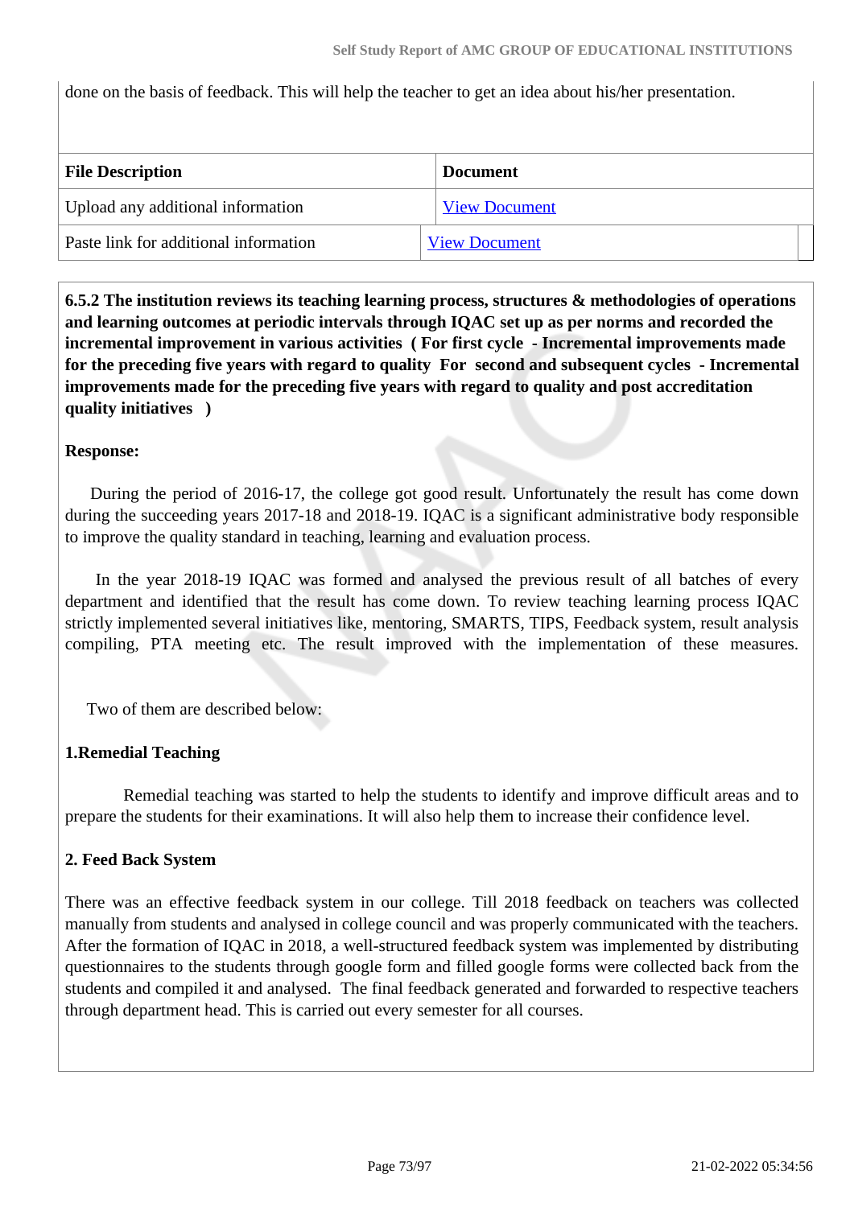done on the basis of feedback. This will help the teacher to get an idea about his/her presentation.

| File Description | Document |
|---|---|
| Upload any additional information | View Document |
| Paste link for additional information | View Document |

**6.5.2 The institution reviews its teaching learning process, structures & methodologies of operations and learning outcomes at periodic intervals through IQAC set up as per norms and recorded the incremental improvement in various activities ( For first cycle - Incremental improvements made for the preceding five years with regard to quality For second and subsequent cycles - Incremental improvements made for the preceding five years with regard to quality and post accreditation quality initiatives )**

**Response:**

During the period of 2016-17, the college got good result. Unfortunately the result has come down during the succeeding years 2017-18 and 2018-19. IQAC is a significant administrative body responsible to improve the quality standard in teaching, learning and evaluation process.

In the year 2018-19 IQAC was formed and analysed the previous result of all batches of every department and identified that the result has come down. To review teaching learning process IQAC strictly implemented several initiatives like, mentoring, SMARTS, TIPS, Feedback system, result analysis compiling, PTA meeting etc. The result improved with the implementation of these measures.

Two of them are described below:

**1.Remedial Teaching**

Remedial teaching was started to help the students to identify and improve difficult areas and to prepare the students for their examinations. It will also help them to increase their confidence level.

**2. Feed Back System**

There was an effective feedback system in our college. Till 2018 feedback on teachers was collected manually from students and analysed in college council and was properly communicated with the teachers. After the formation of IQAC in 2018, a well-structured feedback system was implemented by distributing questionnaires to the students through google form and filled google forms were collected back from the students and compiled it and analysed. The final feedback generated and forwarded to respective teachers through department head. This is carried out every semester for all courses.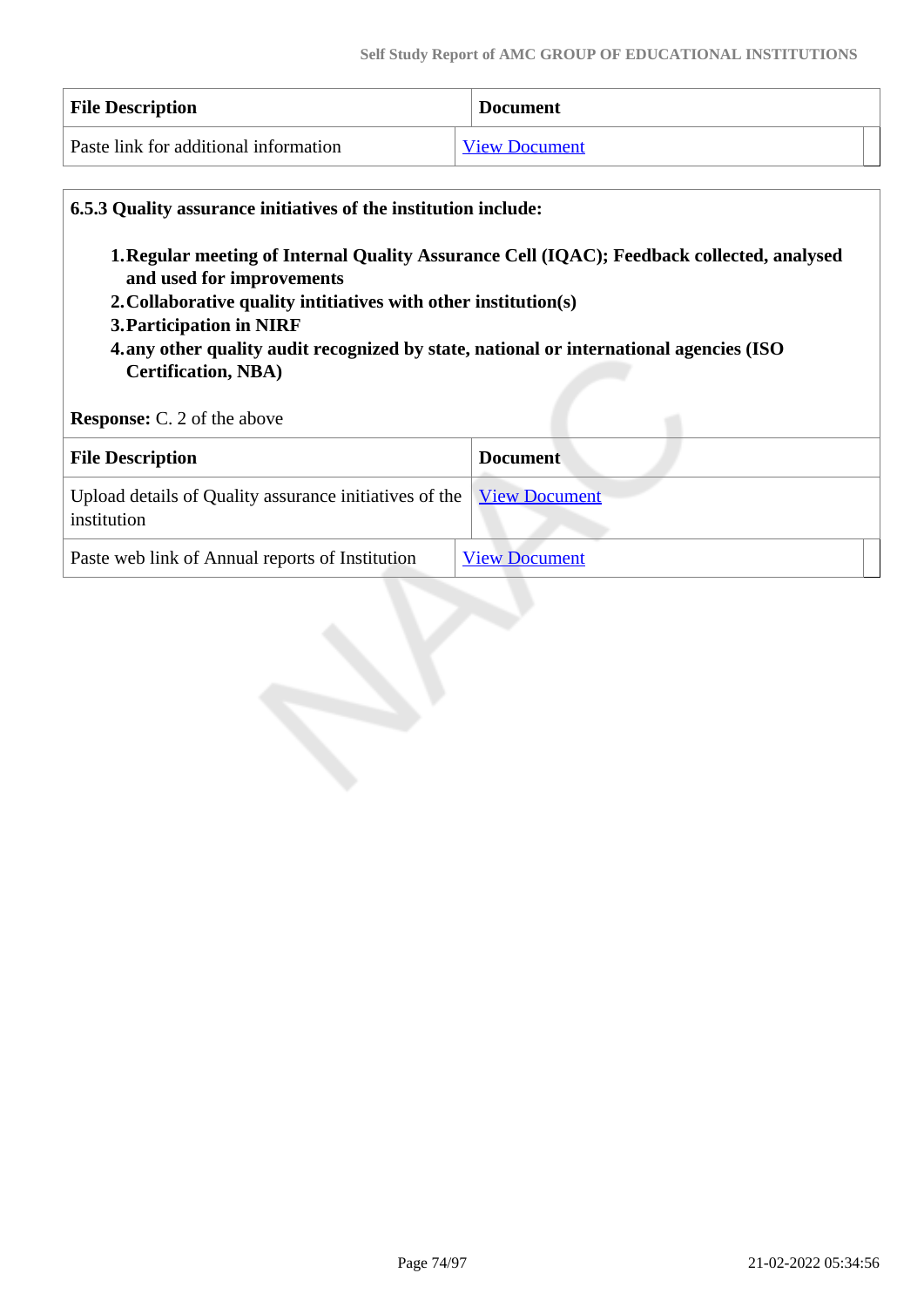| File Description | Document |
|---|---|
| Paste link for additional information | View Document |

**6.5.3 Quality assurance initiatives of the institution include:**

1. **Regular meeting of Internal Quality Assurance Cell (IQAC); Feedback collected, analysed and used for improvements**
2. **Collaborative quality intitiatives with other institution(s)**
3. **Participation in NIRF**
4. **any other quality audit recognized by state, national or international agencies (ISO Certification, NBA)**

**Response:** C. 2 of the above

| File Description | Document |
|---|---|
| Upload details of Quality assurance initiatives of the institution | View Document |
| Paste web link of Annual reports of Institution | View Document |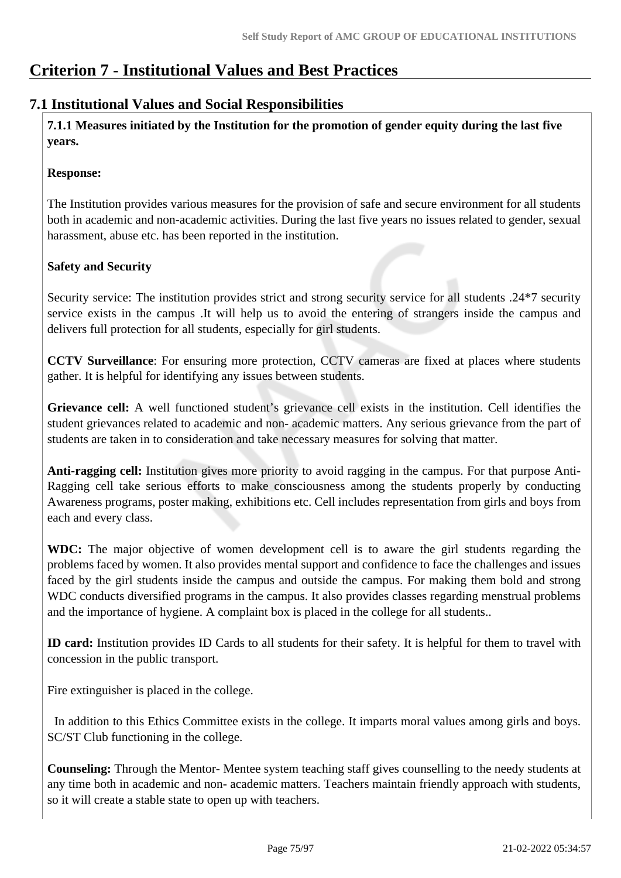# Criterion 7 - Institutional Values and Best Practices

## 7.1 Institutional Values and Social Responsibilities

**7.1.1 Measures initiated by the Institution for the promotion of gender equity during the last five years.**

**Response:**

The Institution provides various measures for the provision of safe and secure environment for all students both in academic and non-academic activities. During the last five years no issues related to gender, sexual harassment, abuse etc. has been reported in the institution.

**Safety and Security**

Security service: The institution provides strict and strong security service for all students .24*7 security service exists in the campus .It will help us to avoid the entering of strangers inside the campus and delivers full protection for all students, especially for girl students.

**CCTV Surveillance**: For ensuring more protection, CCTV cameras are fixed at places where students gather. It is helpful for identifying any issues between students.

**Grievance cell:** A well functioned student's grievance cell exists in the institution. Cell identifies the student grievances related to academic and non- academic matters. Any serious grievance from the part of students are taken in to consideration and take necessary measures for solving that matter.

**Anti-ragging cell:** Institution gives more priority to avoid ragging in the campus. For that purpose Anti-Ragging cell take serious efforts to make consciousness among the students properly by conducting Awareness programs, poster making, exhibitions etc. Cell includes representation from girls and boys from each and every class.

**WDC:** The major objective of women development cell is to aware the girl students regarding the problems faced by women. It also provides mental support and confidence to face the challenges and issues faced by the girl students inside the campus and outside the campus. For making them bold and strong WDC conducts diversified programs in the campus. It also provides classes regarding menstrual problems and the importance of hygiene. A complaint box is placed in the college for all students..

**ID card:** Institution provides ID Cards to all students for their safety. It is helpful for them to travel with concession in the public transport.

Fire extinguisher is placed in the college.

In addition to this Ethics Committee exists in the college. It imparts moral values among girls and boys. SC/ST Club functioning in the college.

**Counseling:** Through the Mentor- Mentee system teaching staff gives counselling to the needy students at any time both in academic and non- academic matters. Teachers maintain friendly approach with students, so it will create a stable state to open up with teachers.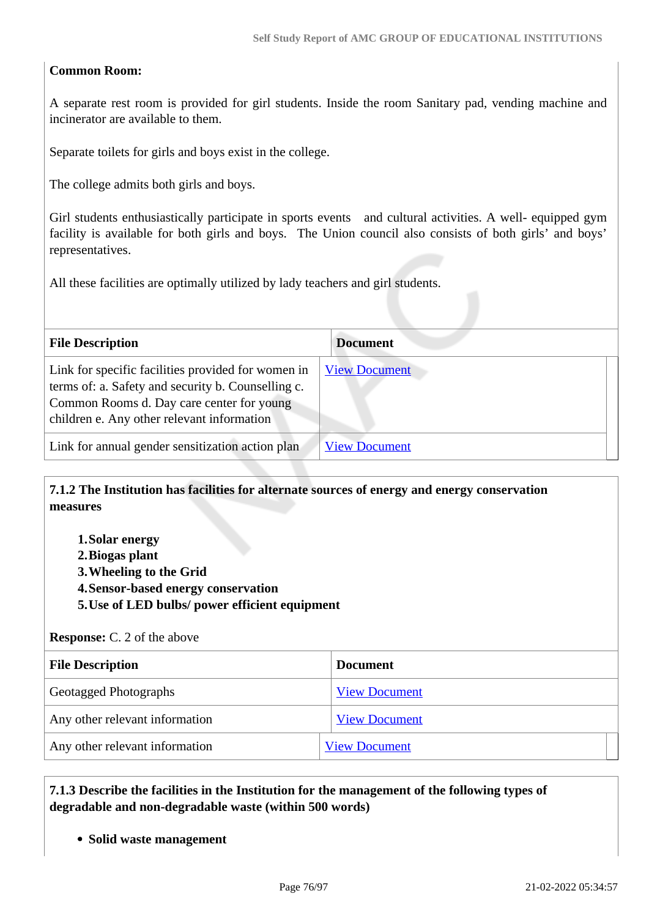**Common Room:**

A separate rest room is provided for girl students. Inside the room Sanitary pad, vending machine and incinerator are available to them.

Separate toilets for girls and boys exist in the college.

The college admits both girls and boys.

Girl students enthusiastically participate in sports events and cultural activities. A well- equipped gym facility is available for both girls and boys. The Union council also consists of both girls' and boys' representatives.

All these facilities are optimally utilized by lady teachers and girl students.

| File Description | Document |
|---|---|
| Link for specific facilities provided for women in terms of: a. Safety and security b. Counselling c. Common Rooms d. Day care center for young children e. Any other relevant information | View Document |
| Link for annual gender sensitization action plan | View Document |

**7.1.2 The Institution has facilities for alternate sources of energy and energy conservation measures**

1. **Solar energy**
2. **Biogas plant**
3. **Wheeling to the Grid**
4. **Sensor-based energy conservation**
5. **Use of LED bulbs/ power efficient equipment**

**Response:** C. 2 of the above

| File Description | Document |
|---|---|
| Geotagged Photographs | View Document |
| Any other relevant information | View Document |
| Any other relevant information | View Document |

**7.1.3 Describe the facilities in the Institution for the management of the following types of degradable and non-degradable waste (within 500 words)**

- **Solid waste management**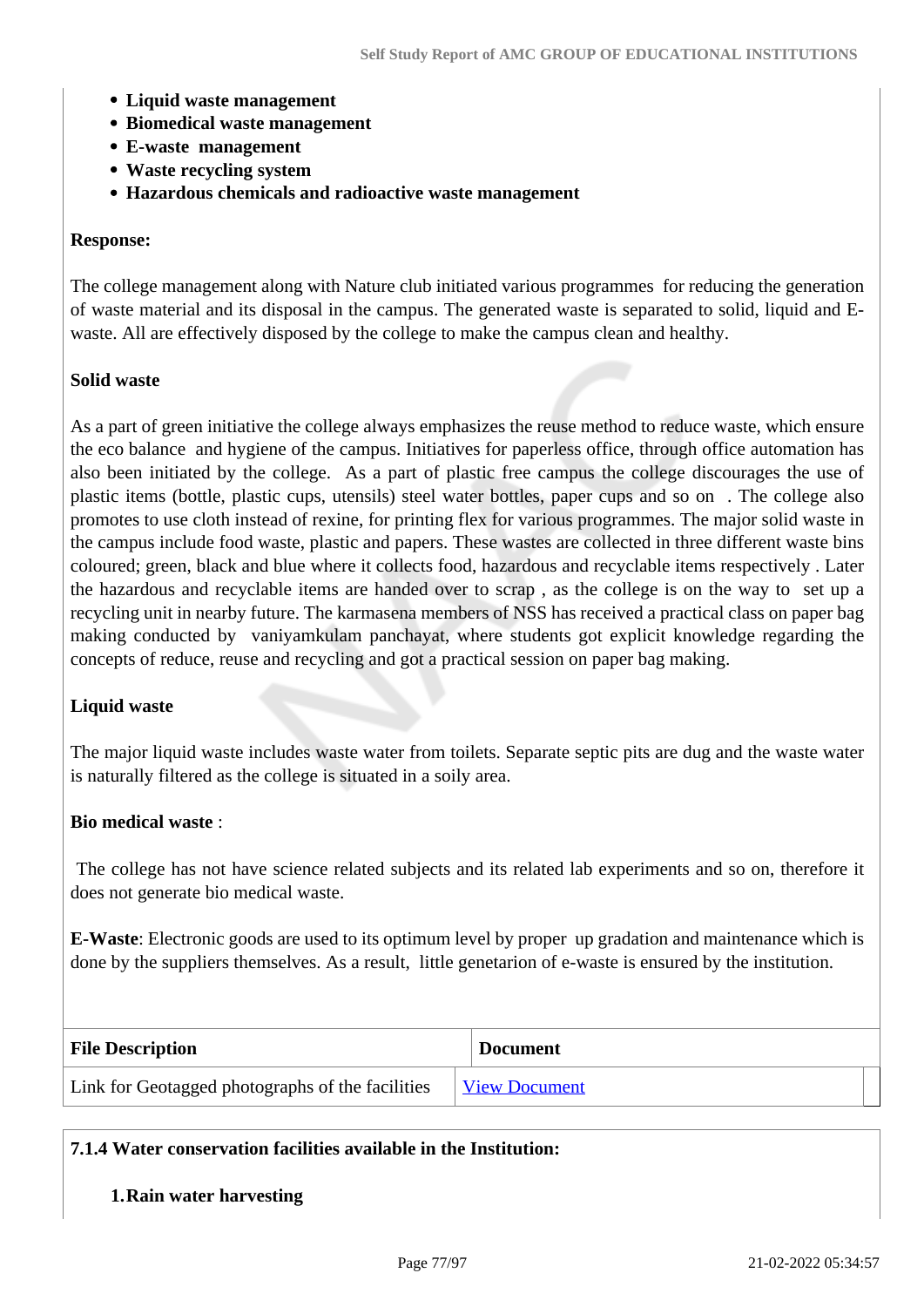- **Liquid waste management**
- **Biomedical waste management**
- **E-waste management**
- **Waste recycling system**
- **Hazardous chemicals and radioactive waste management**

**Response:**

The college management along with Nature club initiated various programmes for reducing the generation of waste material and its disposal in the campus. The generated waste is separated to solid, liquid and E-waste. All are effectively disposed by the college to make the campus clean and healthy.

**Solid waste**

As a part of green initiative the college always emphasizes the reuse method to reduce waste, which ensure the eco balance and hygiene of the campus. Initiatives for paperless office, through office automation has also been initiated by the college. As a part of plastic free campus the college discourages the use of plastic items (bottle, plastic cups, utensils) steel water bottles, paper cups and so on . The college also promotes to use cloth instead of rexine, for printing flex for various programmes. The major solid waste in the campus include food waste, plastic and papers. These wastes are collected in three different waste bins coloured; green, black and blue where it collects food, hazardous and recyclable items respectively . Later the hazardous and recyclable items are handed over to scrap , as the college is on the way to set up a recycling unit in nearby future. The karmasena members of NSS has received a practical class on paper bag making conducted by vaniyamkulam panchayat, where students got explicit knowledge regarding the concepts of reduce, reuse and recycling and got a practical session on paper bag making.

**Liquid waste**

The major liquid waste includes waste water from toilets. Separate septic pits are dug and the waste water is naturally filtered as the college is situated in a soily area.

**Bio medical waste** :

The college has not have science related subjects and its related lab experiments and so on, therefore it does not generate bio medical waste.

**E-Waste**: Electronic goods are used to its optimum level by proper up gradation and maintenance which is done by the suppliers themselves. As a result, little genetarion of e-waste is ensured by the institution.

| File Description | Document |
| --- | --- |
| Link for Geotagged photographs of the facilities | View Document |

**7.1.4 Water conservation facilities available in the Institution:**

1. **Rain water harvesting**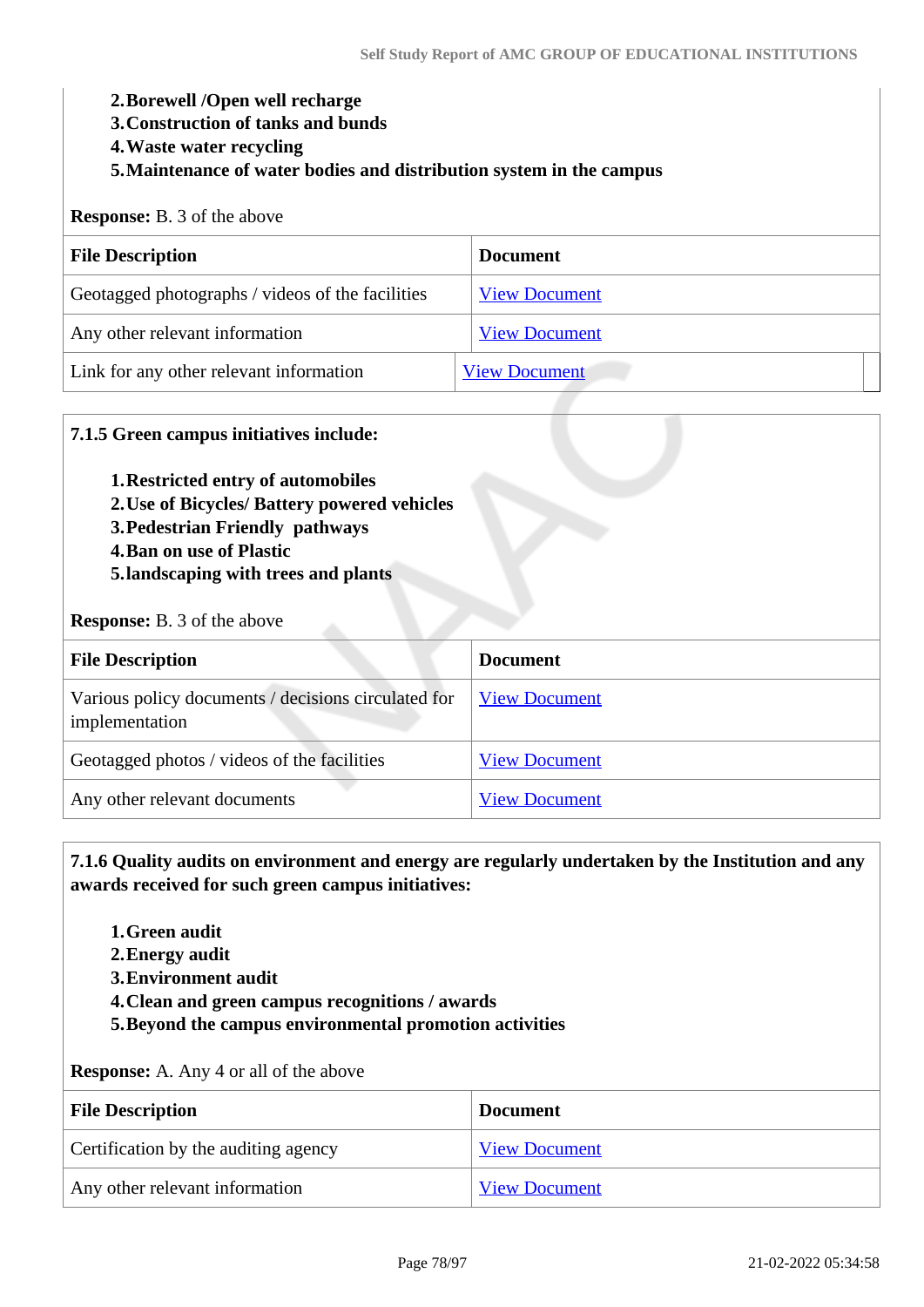2. **Borewell /Open well recharge**
3. **Construction of tanks and bunds**
4. **Waste water recycling**
5. **Maintenance of water bodies and distribution system in the campus**

**Response:** B. 3 of the above

| File Description | Document |
|---|---|
| Geotagged photographs / videos of the facilities | View Document |
| Any other relevant information | View Document |
| Link for any other relevant information | View Document |

**7.1.5 Green campus initiatives include:**

1. **Restricted entry of automobiles**
2. **Use of Bicycles/ Battery powered vehicles**
3. **Pedestrian Friendly pathways**
4. **Ban on use of Plastic**
5. **landscaping with trees and plants**

**Response:** B. 3 of the above

| File Description | Document |
|---|---|
| Various policy documents / decisions circulated for implementation | View Document |
| Geotagged photos / videos of the facilities | View Document |
| Any other relevant documents | View Document |

**7.1.6 Quality audits on environment and energy are regularly undertaken by the Institution and any awards received for such green campus initiatives:**

1. **Green audit**
2. **Energy audit**
3. **Environment audit**
4. **Clean and green campus recognitions / awards**
5. **Beyond the campus environmental promotion activities**

**Response:** A. Any 4 or all of the above

| File Description | Document |
|---|---|
| Certification by the auditing agency | View Document |
| Any other relevant information | View Document |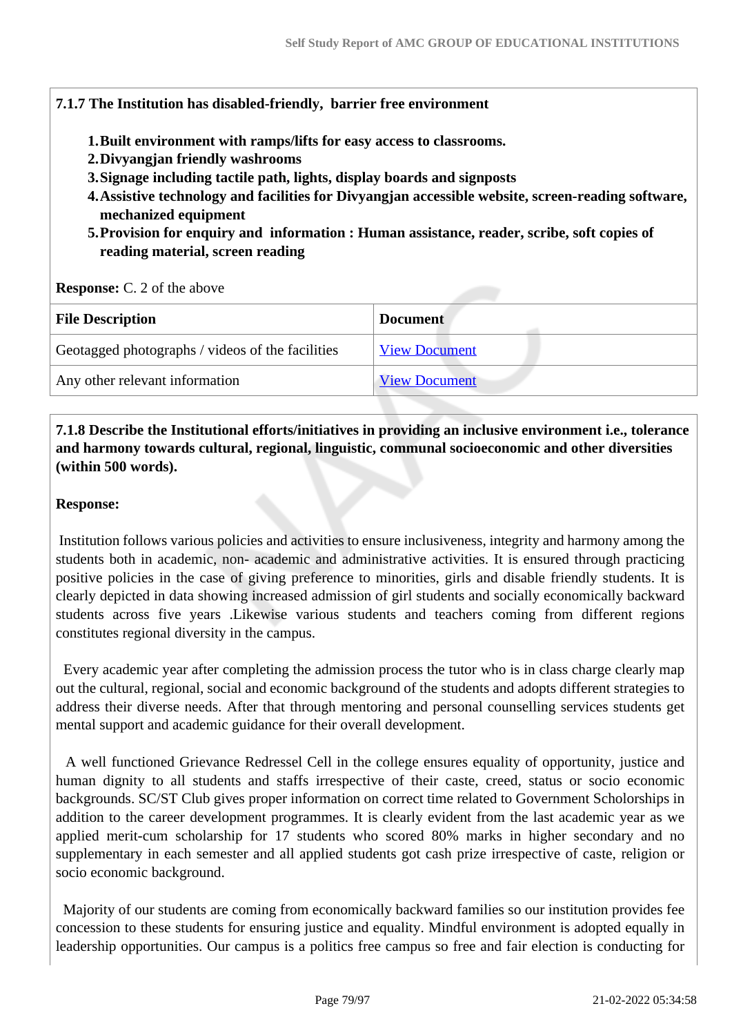**7.1.7 The Institution has disabled-friendly, barrier free environment**

1. **Built environment with ramps/lifts for easy access to classrooms.**
2. **Divyangjan friendly washrooms**
3. **Signage including tactile path, lights, display boards and signposts**
4. **Assistive technology and facilities for Divyangjan accessible website, screen-reading software, mechanized equipment**
5. **Provision for enquiry and information : Human assistance, reader, scribe, soft copies of reading material, screen reading**

**Response:** C. 2 of the above

| File Description | Document |
| --- | --- |
| Geotagged photographs / videos of the facilities | View Document |
| Any other relevant information | View Document |

**7.1.8 Describe the Institutional efforts/initiatives in providing an inclusive environment i.e., tolerance and harmony towards cultural, regional, linguistic, communal socioeconomic and other diversities (within 500 words).**

**Response:**

Institution follows various policies and activities to ensure inclusiveness, integrity and harmony among the students both in academic, non- academic and administrative activities. It is ensured through practicing positive policies in the case of giving preference to minorities, girls and disable friendly students. It is clearly depicted in data showing increased admission of girl students and socially economically backward students across five years .Likewise various students and teachers coming from different regions constitutes regional diversity in the campus.

Every academic year after completing the admission process the tutor who is in class charge clearly map out the cultural, regional, social and economic background of the students and adopts different strategies to address their diverse needs. After that through mentoring and personal counselling services students get mental support and academic guidance for their overall development.

A well functioned Grievance Redressel Cell in the college ensures equality of opportunity, justice and human dignity to all students and staffs irrespective of their caste, creed, status or socio economic backgrounds. SC/ST Club gives proper information on correct time related to Government Scholorships in addition to the career development programmes. It is clearly evident from the last academic year as we applied merit-cum scholarship for 17 students who scored 80% marks in higher secondary and no supplementary in each semester and all applied students got cash prize irrespective of caste, religion or socio economic background.

Majority of our students are coming from economically backward families so our institution provides fee concession to these students for ensuring justice and equality. Mindful environment is adopted equally in leadership opportunities. Our campus is a politics free campus so free and fair election is conducting for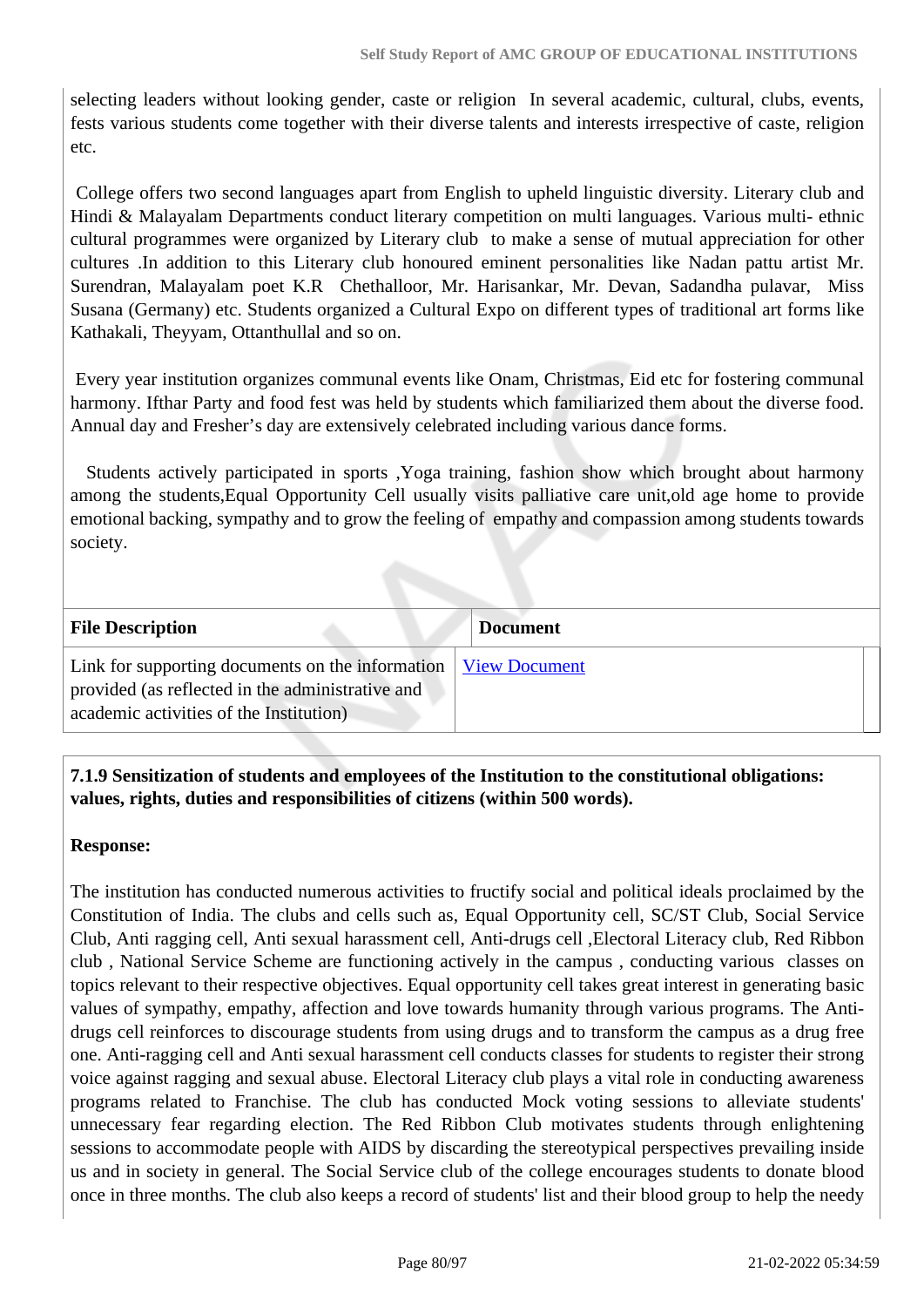selecting leaders without looking gender, caste or religion  In several academic, cultural, clubs, events, fests various students come together with their diverse talents and interests irrespective of caste, religion etc.

College offers two second languages apart from English to upheld linguistic diversity. Literary club and Hindi & Malayalam Departments conduct literary competition on multi languages. Various multi- ethnic cultural programmes were organized by Literary club  to make a sense of mutual appreciation for other cultures .In addition to this Literary club honoured eminent personalities like Nadan pattu artist Mr. Surendran, Malayalam poet K.R  Chethalloor, Mr. Harisankar, Mr. Devan, Sadandha pulavar,  Miss Susana (Germany) etc. Students organized a Cultural Expo on different types of traditional art forms like Kathakali, Theyyam, Ottanthullal and so on.

Every year institution organizes communal events like Onam, Christmas, Eid etc for fostering communal harmony. Ifthar Party and food fest was held by students which familiarized them about the diverse food. Annual day and Fresher's day are extensively celebrated including various dance forms.

Students actively participated in sports ,Yoga training, fashion show which brought about harmony among the students,Equal Opportunity Cell usually visits palliative care unit,old age home to provide emotional backing, sympathy and to grow the feeling of  empathy and compassion among students towards society.

| File Description | Document |
|---|---|
| Link for supporting documents on the information provided (as reflected in the administrative and academic activities of the Institution) | View Document |

**7.1.9 Sensitization of students and employees of the Institution to the constitutional obligations: values, rights, duties and responsibilities of citizens (within 500 words).**

**Response:**

The institution has conducted numerous activities to fructify social and political ideals proclaimed by the Constitution of India. The clubs and cells such as, Equal Opportunity cell, SC/ST Club, Social Service Club, Anti ragging cell, Anti sexual harassment cell, Anti-drugs cell ,Electoral Literacy club, Red Ribbon club , National Service Scheme are functioning actively in the campus , conducting various  classes on topics relevant to their respective objectives. Equal opportunity cell takes great interest in generating basic values of sympathy, empathy, affection and love towards humanity through various programs. The Anti-drugs cell reinforces to discourage students from using drugs and to transform the campus as a drug free one. Anti-ragging cell and Anti sexual harassment cell conducts classes for students to register their strong voice against ragging and sexual abuse. Electoral Literacy club plays a vital role in conducting awareness programs related to Franchise. The club has conducted Mock voting sessions to alleviate students' unnecessary fear regarding election. The Red Ribbon Club motivates students through enlightening sessions to accommodate people with AIDS by discarding the stereotypical perspectives prevailing inside us and in society in general. The Social Service club of the college encourages students to donate blood once in three months. The club also keeps a record of students' list and their blood group to help the needy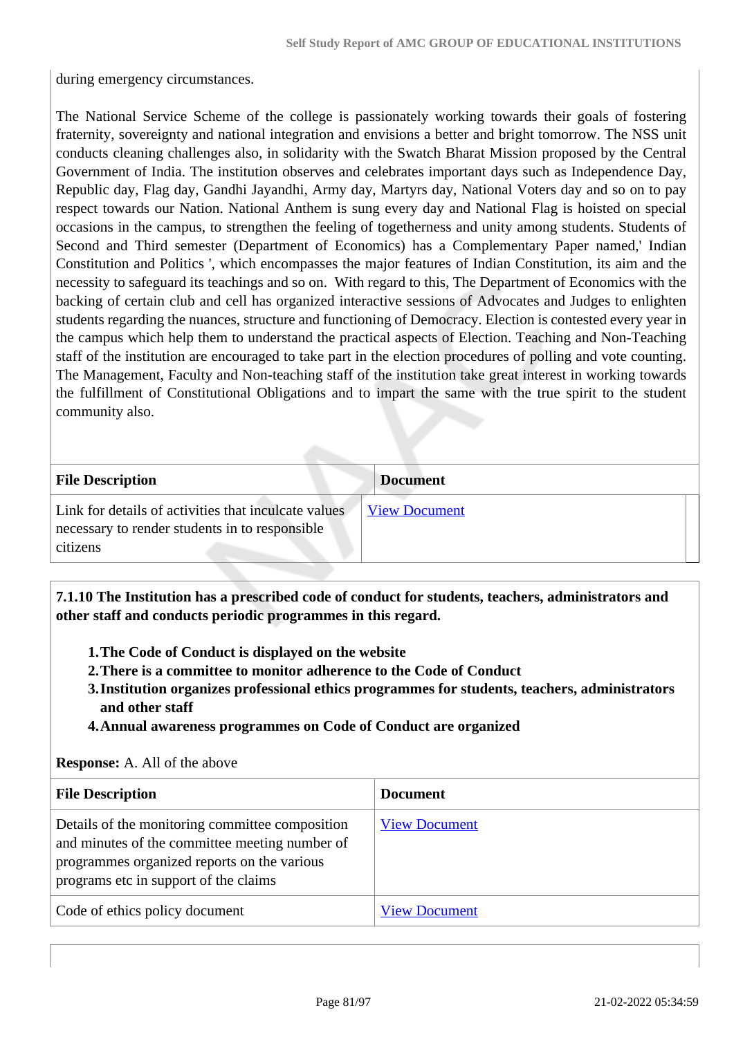during emergency circumstances.

The National Service Scheme of the college is passionately working towards their goals of fostering fraternity, sovereignty and national integration and envisions a better and bright tomorrow. The NSS unit conducts cleaning challenges also, in solidarity with the Swatch Bharat Mission proposed by the Central Government of India. The institution observes and celebrates important days such as Independence Day, Republic day, Flag day, Gandhi Jayandhi, Army day, Martyrs day, National Voters day and so on to pay respect towards our Nation. National Anthem is sung every day and National Flag is hoisted on special occasions in the campus, to strengthen the feeling of togetherness and unity among students. Students of Second and Third semester (Department of Economics) has a Complementary Paper named,' Indian Constitution and Politics ', which encompasses the major features of Indian Constitution, its aim and the necessity to safeguard its teachings and so on. With regard to this, The Department of Economics with the backing of certain club and cell has organized interactive sessions of Advocates and Judges to enlighten students regarding the nuances, structure and functioning of Democracy. Election is contested every year in the campus which help them to understand the practical aspects of Election. Teaching and Non-Teaching staff of the institution are encouraged to take part in the election procedures of polling and vote counting. The Management, Faculty and Non-teaching staff of the institution take great interest in working towards the fulfillment of Constitutional Obligations and to impart the same with the true spirit to the student community also.

| File Description | Document |
|---|---|
| Link for details of activities that inculcate values necessary to render students in to responsible citizens | View Document |

**7.1.10 The Institution has a prescribed code of conduct for students, teachers, administrators and other staff and conducts periodic programmes in this regard.**

1. **The Code of Conduct is displayed on the website**
2. **There is a committee to monitor adherence to the Code of Conduct**
3. **Institution organizes professional ethics programmes for students, teachers, administrators and other staff**
4. **Annual awareness programmes on Code of Conduct are organized**

**Response:** A. All of the above

| File Description | Document |
|---|---|
| Details of the monitoring committee composition and minutes of the committee meeting number of programmes organized reports on the various programs etc in support of the claims | View Document |
| Code of ethics policy document | View Document |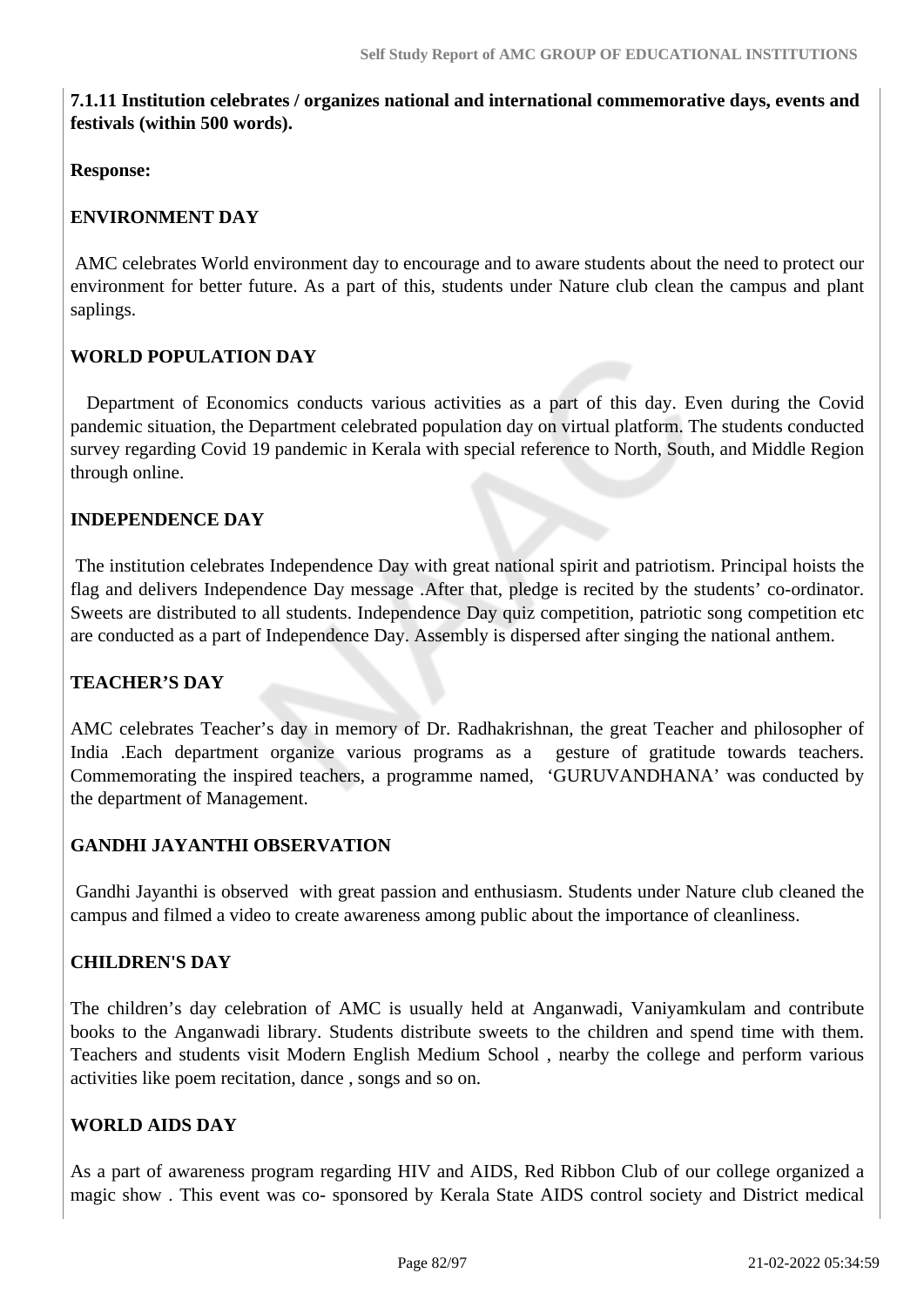**7.1.11 Institution celebrates / organizes national and international commemorative days, events and festivals (within 500 words).**

**Response:**

**ENVIRONMENT DAY**

AMC celebrates World environment day to encourage and to aware students about the need to protect our environment for better future. As a part of this, students under Nature club clean the campus and plant saplings.

**WORLD POPULATION DAY**

Department of Economics conducts various activities as a part of this day. Even during the Covid pandemic situation, the Department celebrated population day on virtual platform. The students conducted survey regarding Covid 19 pandemic in Kerala with special reference to North, South, and Middle Region through online.

**INDEPENDENCE DAY**

The institution celebrates Independence Day with great national spirit and patriotism. Principal hoists the flag and delivers Independence Day message .After that, pledge is recited by the students' co-ordinator. Sweets are distributed to all students. Independence Day quiz competition, patriotic song competition etc are conducted as a part of Independence Day. Assembly is dispersed after singing the national anthem.

**TEACHER'S DAY**

AMC celebrates Teacher's day in memory of Dr. Radhakrishnan, the great Teacher and philosopher of India .Each department organize various programs as a gesture of gratitude towards teachers. Commemorating the inspired teachers, a programme named, 'GURUVANDHANA' was conducted by the department of Management.

**GANDHI JAYANTHI OBSERVATION**

Gandhi Jayanthi is observed with great passion and enthusiasm. Students under Nature club cleaned the campus and filmed a video to create awareness among public about the importance of cleanliness.

**CHILDREN'S DAY**

The children's day celebration of AMC is usually held at Anganwadi, Vaniyamkulam and contribute books to the Anganwadi library. Students distribute sweets to the children and spend time with them. Teachers and students visit Modern English Medium School , nearby the college and perform various activities like poem recitation, dance , songs and so on.

**WORLD AIDS DAY**

As a part of awareness program regarding HIV and AIDS, Red Ribbon Club of our college organized a magic show . This event was co- sponsored by Kerala State AIDS control society and District medical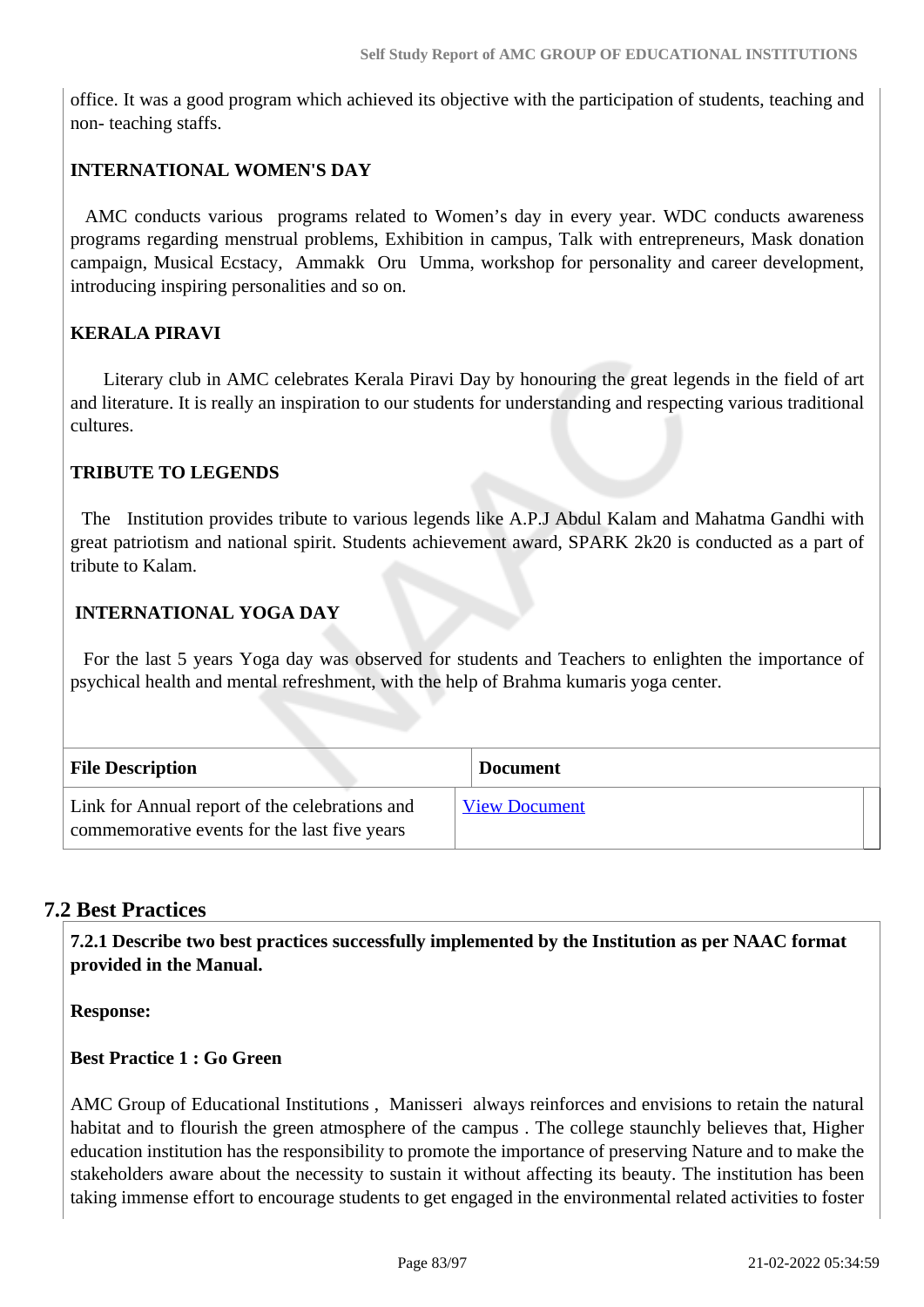office. It was a good program which achieved its objective with the participation of students, teaching and non- teaching staffs.

**INTERNATIONAL WOMEN'S DAY**

AMC conducts various programs related to Women's day in every year. WDC conducts awareness programs regarding menstrual problems, Exhibition in campus, Talk with entrepreneurs, Mask donation campaign, Musical Ecstacy, Ammakk Oru Umma, workshop for personality and career development, introducing inspiring personalities and so on.

**KERALA PIRAVI**

Literary club in AMC celebrates Kerala Piravi Day by honouring the great legends in the field of art and literature. It is really an inspiration to our students for understanding and respecting various traditional cultures.

**TRIBUTE TO LEGENDS**

The Institution provides tribute to various legends like A.P.J Abdul Kalam and Mahatma Gandhi with great patriotism and national spirit. Students achievement award, SPARK 2k20 is conducted as a part of tribute to Kalam.

**INTERNATIONAL YOGA DAY**

For the last 5 years Yoga day was observed for students and Teachers to enlighten the importance of psychical health and mental refreshment, with the help of Brahma kumaris yoga center.

| File Description | Document |
|---|---|
| Link for Annual report of the celebrations and commemorative events for the last five years | View Document |

## 7.2 Best Practices

**7.2.1 Describe two best practices successfully implemented by the Institution as per NAAC format provided in the Manual.**

**Response:**

**Best Practice 1 : Go Green**

AMC Group of Educational Institutions , Manisseri always reinforces and envisions to retain the natural habitat and to flourish the green atmosphere of the campus . The college staunchly believes that, Higher education institution has the responsibility to promote the importance of preserving Nature and to make the stakeholders aware about the necessity to sustain it without affecting its beauty. The institution has been taking immense effort to encourage students to get engaged in the environmental related activities to foster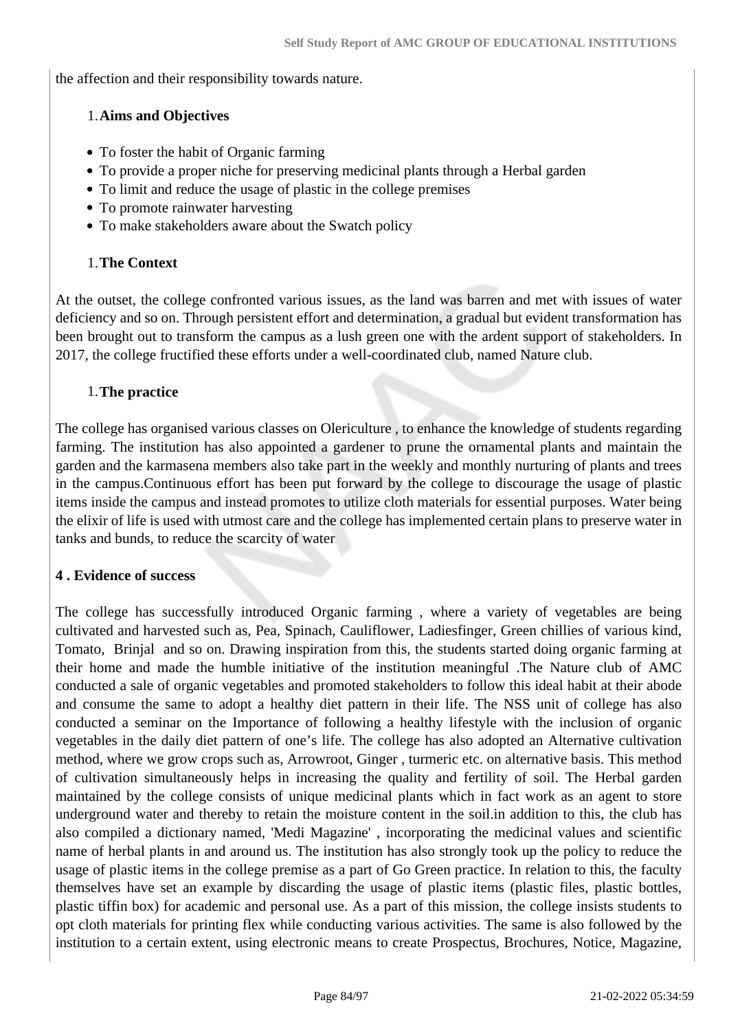the affection and their responsibility towards nature.

1. **Aims and Objectives**

- To foster the habit of Organic farming
- To provide a proper niche for preserving medicinal plants through a Herbal garden
- To limit and reduce the usage of plastic in the college premises
- To promote rainwater harvesting
- To make stakeholders aware about the Swatch policy

1. **The Context**

At the outset, the college confronted various issues, as the land was barren and met with issues of water deficiency and so on. Through persistent effort and determination, a gradual but evident transformation has been brought out to transform the campus as a lush green one with the ardent support of stakeholders. In 2017, the college fructified these efforts under a well-coordinated club, named Nature club.

1. **The practice**

The college has organised various classes on Olericulture , to enhance the knowledge of students regarding farming. The institution has also appointed a gardener to prune the ornamental plants and maintain the garden and the karmasena members also take part in the weekly and monthly nurturing of plants and trees in the campus.Continuous effort has been put forward by the college to discourage the usage of plastic items inside the campus and instead promotes to utilize cloth materials for essential purposes. Water being the elixir of life is used with utmost care and the college has implemented certain plans to preserve water in tanks and bunds, to reduce the scarcity of water

**4 . Evidence of success**

The college has successfully introduced Organic farming , where a variety of vegetables are being cultivated and harvested such as, Pea, Spinach, Cauliflower, Ladiesfinger, Green chillies of various kind, Tomato, Brinjal and so on. Drawing inspiration from this, the students started doing organic farming at their home and made the humble initiative of the institution meaningful .The Nature club of AMC conducted a sale of organic vegetables and promoted stakeholders to follow this ideal habit at their abode and consume the same to adopt a healthy diet pattern in their life. The NSS unit of college has also conducted a seminar on the Importance of following a healthy lifestyle with the inclusion of organic vegetables in the daily diet pattern of one's life. The college has also adopted an Alternative cultivation method, where we grow crops such as, Arrowroot, Ginger , turmeric etc. on alternative basis. This method of cultivation simultaneously helps in increasing the quality and fertility of soil. The Herbal garden maintained by the college consists of unique medicinal plants which in fact work as an agent to store underground water and thereby to retain the moisture content in the soil.in addition to this, the club has also compiled a dictionary named, 'Medi Magazine' , incorporating the medicinal values and scientific name of herbal plants in and around us. The institution has also strongly took up the policy to reduce the usage of plastic items in the college premise as a part of Go Green practice. In relation to this, the faculty themselves have set an example by discarding the usage of plastic items (plastic files, plastic bottles, plastic tiffin box) for academic and personal use. As a part of this mission, the college insists students to opt cloth materials for printing flex while conducting various activities. The same is also followed by the institution to a certain extent, using electronic means to create Prospectus, Brochures, Notice, Magazine,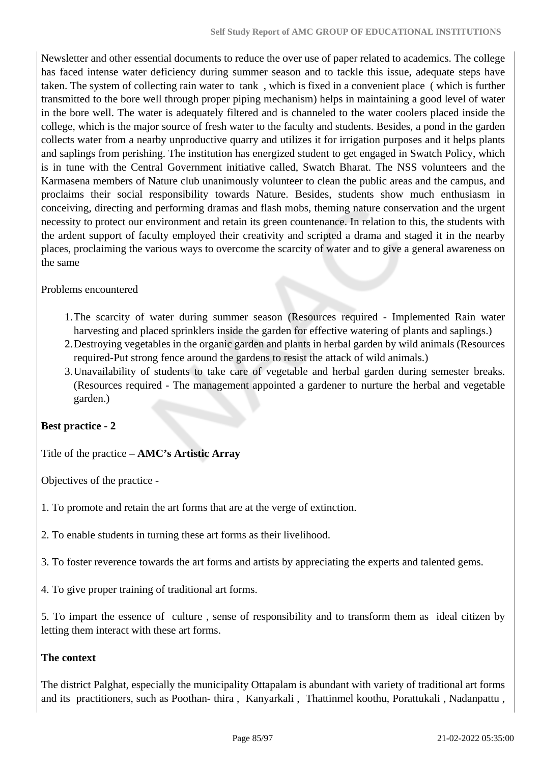Newsletter and other essential documents to reduce the over use of paper related to academics. The college has faced intense water deficiency during summer season and to tackle this issue, adequate steps have taken. The system of collecting rain water to tank , which is fixed in a convenient place ( which is further transmitted to the bore well through proper piping mechanism) helps in maintaining a good level of water in the bore well. The water is adequately filtered and is channeled to the water coolers placed inside the college, which is the major source of fresh water to the faculty and students. Besides, a pond in the garden collects water from a nearby unproductive quarry and utilizes it for irrigation purposes and it helps plants and saplings from perishing. The institution has energized student to get engaged in Swatch Policy, which is in tune with the Central Government initiative called, Swatch Bharat. The NSS volunteers and the Karmasena members of Nature club unanimously volunteer to clean the public areas and the campus, and proclaims their social responsibility towards Nature. Besides, students show much enthusiasm in conceiving, directing and performing dramas and flash mobs, theming nature conservation and the urgent necessity to protect our environment and retain its green countenance. In relation to this, the students with the ardent support of faculty employed their creativity and scripted a drama and staged it in the nearby places, proclaiming the various ways to overcome the scarcity of water and to give a general awareness on the same

Problems encountered

1. The scarcity of water during summer season (Resources required - Implemented Rain water harvesting and placed sprinklers inside the garden for effective watering of plants and saplings.)
2. Destroying vegetables in the organic garden and plants in herbal garden by wild animals (Resources required-Put strong fence around the gardens to resist the attack of wild animals.)
3. Unavailability of students to take care of vegetable and herbal garden during semester breaks. (Resources required - The management appointed a gardener to nurture the herbal and vegetable garden.)

**Best practice - 2**

Title of the practice – **AMC's Artistic Array**

Objectives of the practice -

1. To promote and retain the art forms that are at the verge of extinction.

2. To enable students in turning these art forms as their livelihood.

3. To foster reverence towards the art forms and artists by appreciating the experts and talented gems.

4. To give proper training of traditional art forms.

5. To impart the essence of culture , sense of responsibility and to transform them as ideal citizen by letting them interact with these art forms.

**The context**

The district Palghat, especially the municipality Ottapalam is abundant with variety of traditional art forms and its practitioners, such as Poothan- thira , Kanyarkali , Thattinmel koothu, Porattukali , Nadanpattu ,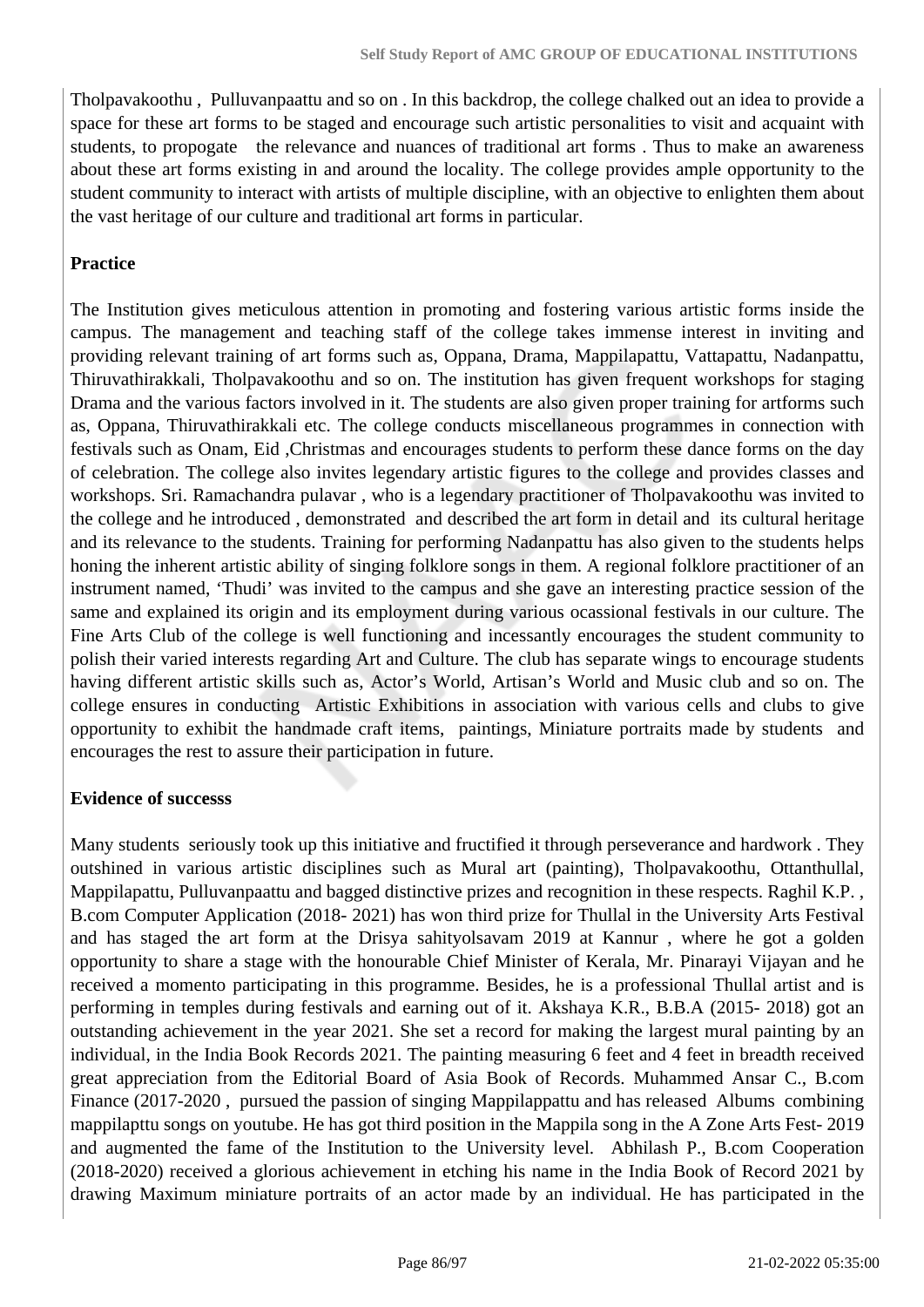Tholpavakoothu , Pulluvanpaattu and so on . In this backdrop, the college chalked out an idea to provide a space for these art forms to be staged and encourage such artistic personalities to visit and acquaint with students, to propogate the relevance and nuances of traditional art forms . Thus to make an awareness about these art forms existing in and around the locality. The college provides ample opportunity to the student community to interact with artists of multiple discipline, with an objective to enlighten them about the vast heritage of our culture and traditional art forms in particular.

**Practice**

The Institution gives meticulous attention in promoting and fostering various artistic forms inside the campus. The management and teaching staff of the college takes immense interest in inviting and providing relevant training of art forms such as, Oppana, Drama, Mappilapattu, Vattapattu, Nadanpattu, Thiruvathirakkali, Tholpavakoothu and so on. The institution has given frequent workshops for staging Drama and the various factors involved in it. The students are also given proper training for artforms such as, Oppana, Thiruvathirakkali etc. The college conducts miscellaneous programmes in connection with festivals such as Onam, Eid ,Christmas and encourages students to perform these dance forms on the day of celebration. The college also invites legendary artistic figures to the college and provides classes and workshops. Sri. Ramachandra pulavar , who is a legendary practitioner of Tholpavakoothu was invited to the college and he introduced , demonstrated and described the art form in detail and its cultural heritage and its relevance to the students. Training for performing Nadanpattu has also given to the students helps honing the inherent artistic ability of singing folklore songs in them. A regional folklore practitioner of an instrument named, 'Thudi' was invited to the campus and she gave an interesting practice session of the same and explained its origin and its employment during various ocassional festivals in our culture. The Fine Arts Club of the college is well functioning and incessantly encourages the student community to polish their varied interests regarding Art and Culture. The club has separate wings to encourage students having different artistic skills such as, Actor's World, Artisan's World and Music club and so on. The college ensures in conducting Artistic Exhibitions in association with various cells and clubs to give opportunity to exhibit the handmade craft items, paintings, Miniature portraits made by students and encourages the rest to assure their participation in future.

**Evidence of successs**

Many students seriously took up this initiative and fructified it through perseverance and hardwork . They outshined in various artistic disciplines such as Mural art (painting), Tholpavakoothu, Ottanthullal, Mappilapattu, Pulluvanpaattu and bagged distinctive prizes and recognition in these respects. Raghil K.P. , B.com Computer Application (2018- 2021) has won third prize for Thullal in the University Arts Festival and has staged the art form at the Drisya sahityolsavam 2019 at Kannur , where he got a golden opportunity to share a stage with the honourable Chief Minister of Kerala, Mr. Pinarayi Vijayan and he received a momento participating in this programme. Besides, he is a professional Thullal artist and is performing in temples during festivals and earning out of it. Akshaya K.R., B.B.A (2015- 2018) got an outstanding achievement in the year 2021. She set a record for making the largest mural painting by an individual, in the India Book Records 2021. The painting measuring 6 feet and 4 feet in breadth received great appreciation from the Editorial Board of Asia Book of Records. Muhammed Ansar C., B.com Finance (2017-2020 , pursued the passion of singing Mappilappattu and has released Albums combining mappilapttu songs on youtube. He has got third position in the Mappila song in the A Zone Arts Fest- 2019 and augmented the fame of the Institution to the University level. Abhilash P., B.com Cooperation (2018-2020) received a glorious achievement in etching his name in the India Book of Record 2021 by drawing Maximum miniature portraits of an actor made by an individual. He has participated in the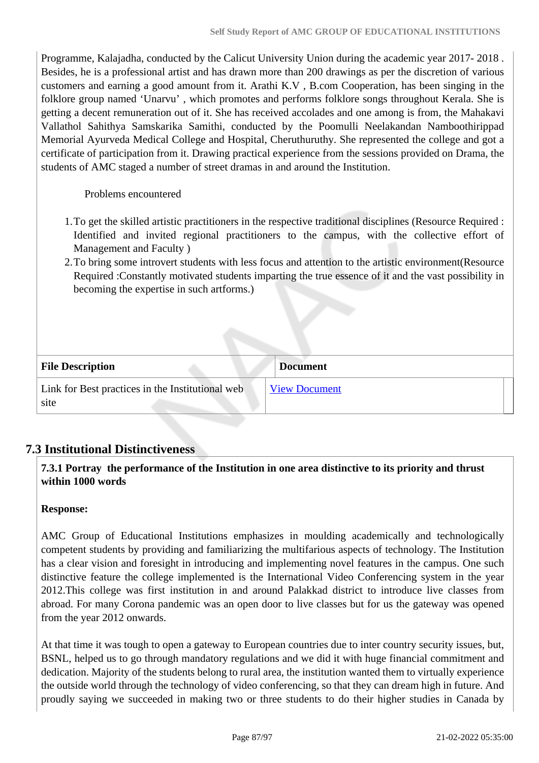Programme, Kalajadha, conducted by the Calicut University Union during the academic year 2017- 2018 . Besides, he is a professional artist and has drawn more than 200 drawings as per the discretion of various customers and earning a good amount from it. Arathi K.V , B.com Cooperation, has been singing in the folklore group named 'Unarvu' , which promotes and performs folklore songs throughout Kerala. She is getting a decent remuneration out of it. She has received accolades and one among is from, the Mahakavi Vallathol Sahithya Samskarika Samithi, conducted by the Poomulli Neelakandan Namboothirippad Memorial Ayurveda Medical College and Hospital, Cheruthuruthy. She represented the college and got a certificate of participation from it. Drawing practical experience from the sessions provided on Drama, the students of AMC staged a number of street dramas in and around the Institution.

Problems encountered

1. To get the skilled artistic practitioners in the respective traditional disciplines (Resource Required : Identified and invited regional practitioners to the campus, with the collective effort of Management and Faculty )
2. To bring some introvert students with less focus and attention to the artistic environment(Resource Required :Constantly motivated students imparting the true essence of it and the vast possibility in becoming the expertise in such artforms.)

| File Description | Document |
|---|---|
| Link for Best practices in the Institutional web site | View Document |

## 7.3 Institutional Distinctiveness

**7.3.1 Portray the performance of the Institution in one area distinctive to its priority and thrust within 1000 words**

**Response:**

AMC Group of Educational Institutions emphasizes in moulding academically and technologically competent students by providing and familiarizing the multifarious aspects of technology. The Institution has a clear vision and foresight in introducing and implementing novel features in the campus. One such distinctive feature the college implemented is the International Video Conferencing system in the year 2012.This college was first institution in and around Palakkad district to introduce live classes from abroad. For many Corona pandemic was an open door to live classes but for us the gateway was opened from the year 2012 onwards.

At that time it was tough to open a gateway to European countries due to inter country security issues, but, BSNL, helped us to go through mandatory regulations and we did it with huge financial commitment and dedication. Majority of the students belong to rural area, the institution wanted them to virtually experience the outside world through the technology of video conferencing, so that they can dream high in future. And proudly saying we succeeded in making two or three students to do their higher studies in Canada by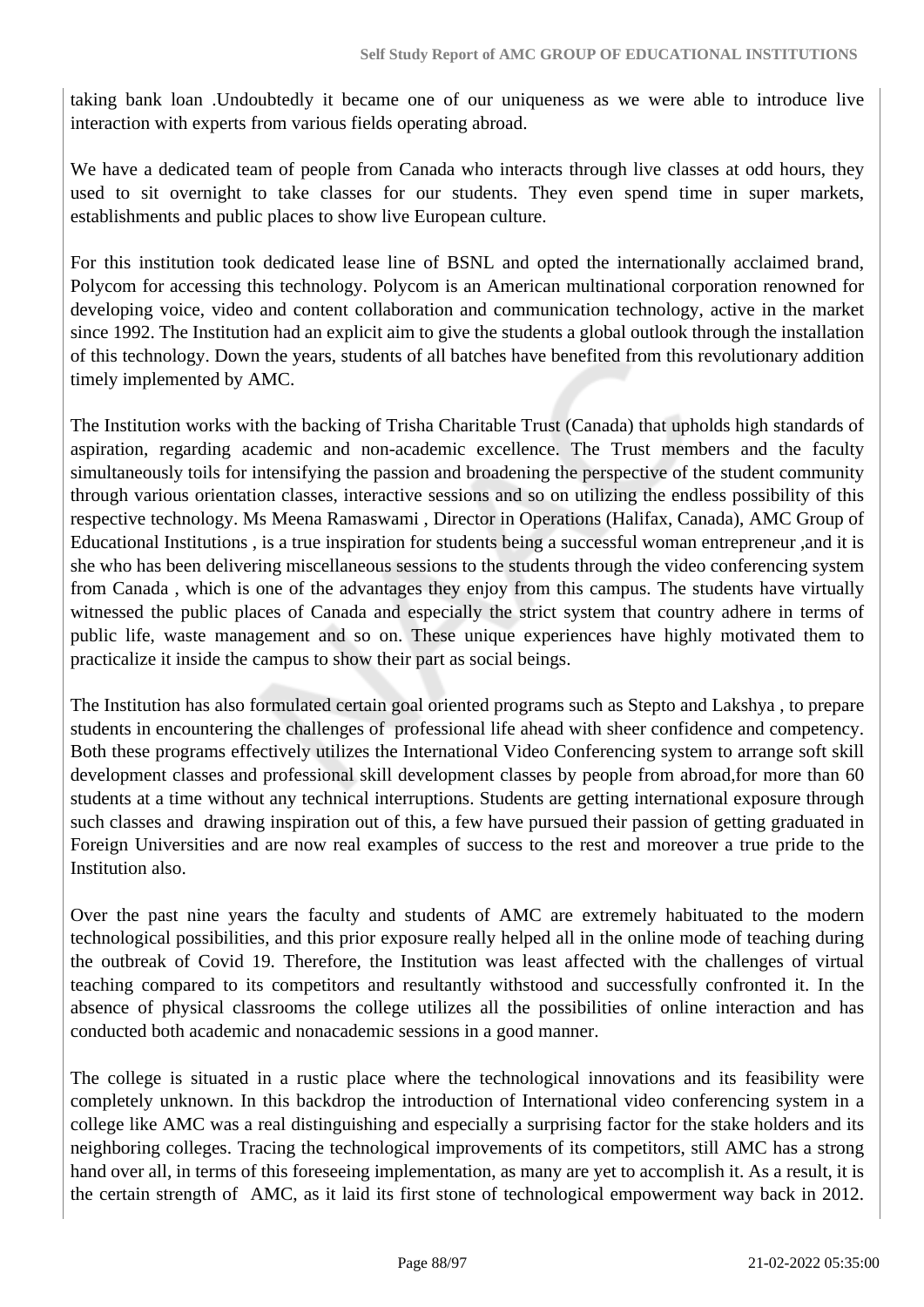taking bank loan .Undoubtedly it became one of our uniqueness as we were able to introduce live interaction with experts from various fields operating abroad.

We have a dedicated team of people from Canada who interacts through live classes at odd hours, they used to sit overnight to take classes for our students. They even spend time in super markets, establishments and public places to show live European culture.

For this institution took dedicated lease line of BSNL and opted the internationally acclaimed brand, Polycom for accessing this technology. Polycom is an American multinational corporation renowned for developing voice, video and content collaboration and communication technology, active in the market since 1992. The Institution had an explicit aim to give the students a global outlook through the installation of this technology. Down the years, students of all batches have benefited from this revolutionary addition timely implemented by AMC.

The Institution works with the backing of Trisha Charitable Trust (Canada) that upholds high standards of aspiration, regarding academic and non-academic excellence. The Trust members and the faculty simultaneously toils for intensifying the passion and broadening the perspective of the student community through various orientation classes, interactive sessions and so on utilizing the endless possibility of this respective technology. Ms Meena Ramaswami , Director in Operations (Halifax, Canada), AMC Group of Educational Institutions , is a true inspiration for students being a successful woman entrepreneur ,and it is she who has been delivering miscellaneous sessions to the students through the video conferencing system from Canada , which is one of the advantages they enjoy from this campus. The students have virtually witnessed the public places of Canada and especially the strict system that country adhere in terms of public life, waste management and so on. These unique experiences have highly motivated them to practicalize it inside the campus to show their part as social beings.

The Institution has also formulated certain goal oriented programs such as Stepto and Lakshya , to prepare students in encountering the challenges of professional life ahead with sheer confidence and competency. Both these programs effectively utilizes the International Video Conferencing system to arrange soft skill development classes and professional skill development classes by people from abroad,for more than 60 students at a time without any technical interruptions. Students are getting international exposure through such classes and drawing inspiration out of this, a few have pursued their passion of getting graduated in Foreign Universities and are now real examples of success to the rest and moreover a true pride to the Institution also.

Over the past nine years the faculty and students of AMC are extremely habituated to the modern technological possibilities, and this prior exposure really helped all in the online mode of teaching during the outbreak of Covid 19. Therefore, the Institution was least affected with the challenges of virtual teaching compared to its competitors and resultantly withstood and successfully confronted it. In the absence of physical classrooms the college utilizes all the possibilities of online interaction and has conducted both academic and nonacademic sessions in a good manner.

The college is situated in a rustic place where the technological innovations and its feasibility were completely unknown. In this backdrop the introduction of International video conferencing system in a college like AMC was a real distinguishing and especially a surprising factor for the stake holders and its neighboring colleges. Tracing the technological improvements of its competitors, still AMC has a strong hand over all, in terms of this foreseeing implementation, as many are yet to accomplish it. As a result, it is the certain strength of AMC, as it laid its first stone of technological empowerment way back in 2012.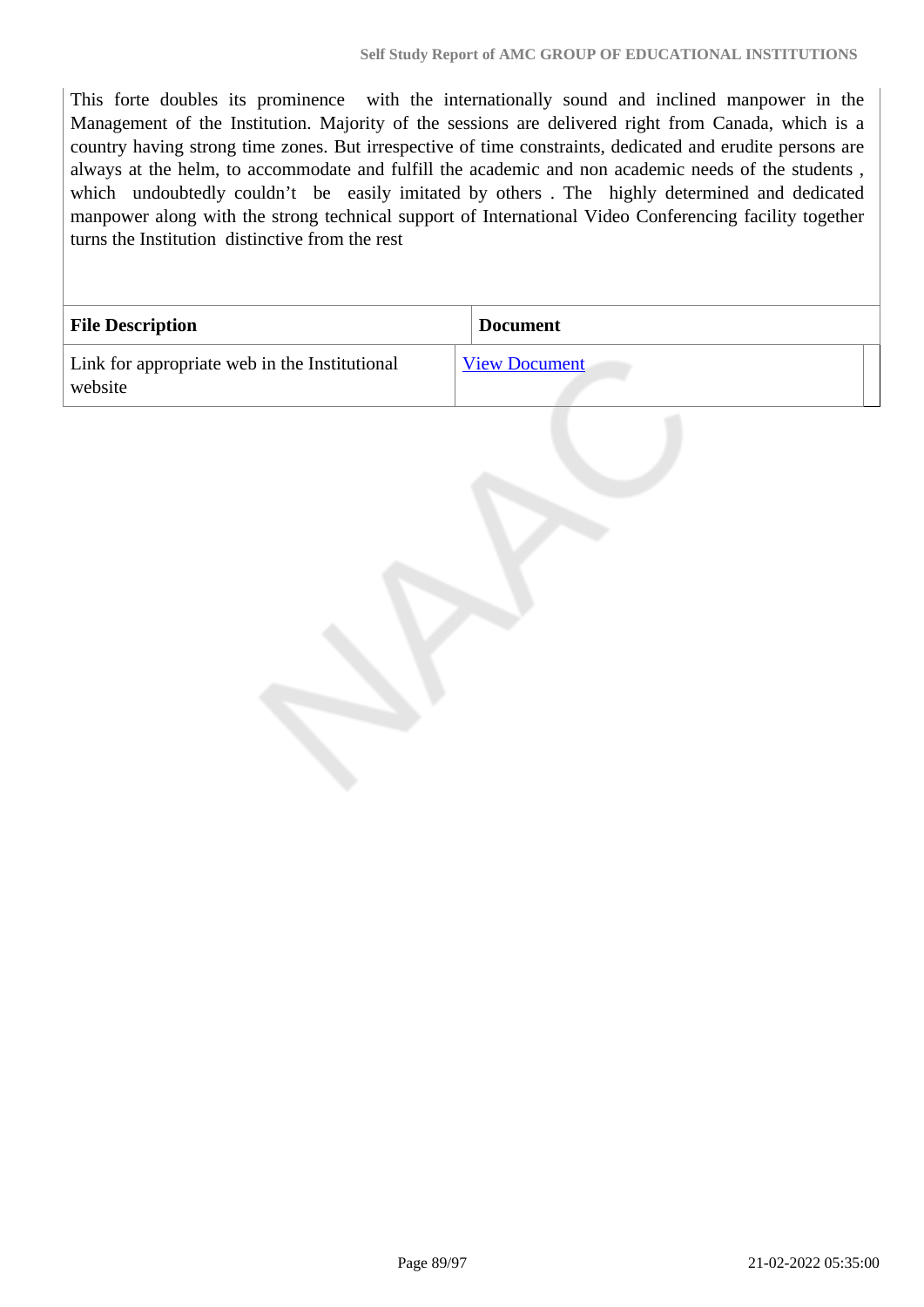This forte doubles its prominence with the internationally sound and inclined manpower in the Management of the Institution. Majority of the sessions are delivered right from Canada, which is a country having strong time zones. But irrespective of time constraints, dedicated and erudite persons are always at the helm, to accommodate and fulfill the academic and non academic needs of the students , which undoubtedly couldn’t be easily imitated by others . The highly determined and dedicated manpower along with the strong technical support of International Video Conferencing facility together turns the Institution distinctive from the rest

| File Description | Document |
| --- | --- |
| Link for appropriate web in the Institutional website | View Document |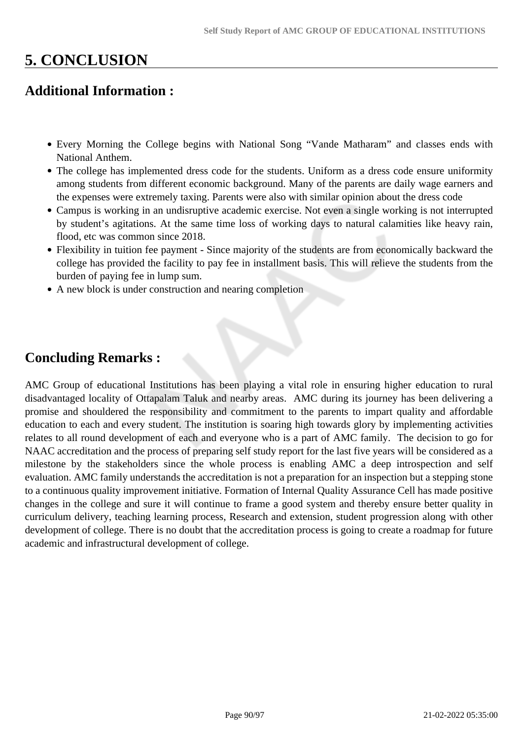# 5. CONCLUSION

## Additional Information :

- Every Morning the College begins with National Song “Vande Matharam” and classes ends with National Anthem.
- The college has implemented dress code for the students. Uniform as a dress code ensure uniformity among students from different economic background. Many of the parents are daily wage earners and the expenses were extremely taxing. Parents were also with similar opinion about the dress code
- Campus is working in an undisruptive academic exercise. Not even a single working is not interrupted by student’s agitations. At the same time loss of working days to natural calamities like heavy rain, flood, etc was common since 2018.
- Flexibility in tuition fee payment - Since majority of the students are from economically backward the college has provided the facility to pay fee in installment basis. This will relieve the students from the burden of paying fee in lump sum.
- A new block is under construction and nearing completion

## Concluding Remarks :

AMC Group of educational Institutions has been playing a vital role in ensuring higher education to rural disadvantaged locality of Ottapalam Taluk and nearby areas. AMC during its journey has been delivering a promise and shouldered the responsibility and commitment to the parents to impart quality and affordable education to each and every student. The institution is soaring high towards glory by implementing activities relates to all round development of each and everyone who is a part of AMC family. The decision to go for NAAC accreditation and the process of preparing self study report for the last five years will be considered as a milestone by the stakeholders since the whole process is enabling AMC a deep introspection and self evaluation. AMC family understands the accreditation is not a preparation for an inspection but a stepping stone to a continuous quality improvement initiative. Formation of Internal Quality Assurance Cell has made positive changes in the college and sure it will continue to frame a good system and thereby ensure better quality in curriculum delivery, teaching learning process, Research and extension, student progression along with other development of college. There is no doubt that the accreditation process is going to create a roadmap for future academic and infrastructural development of college.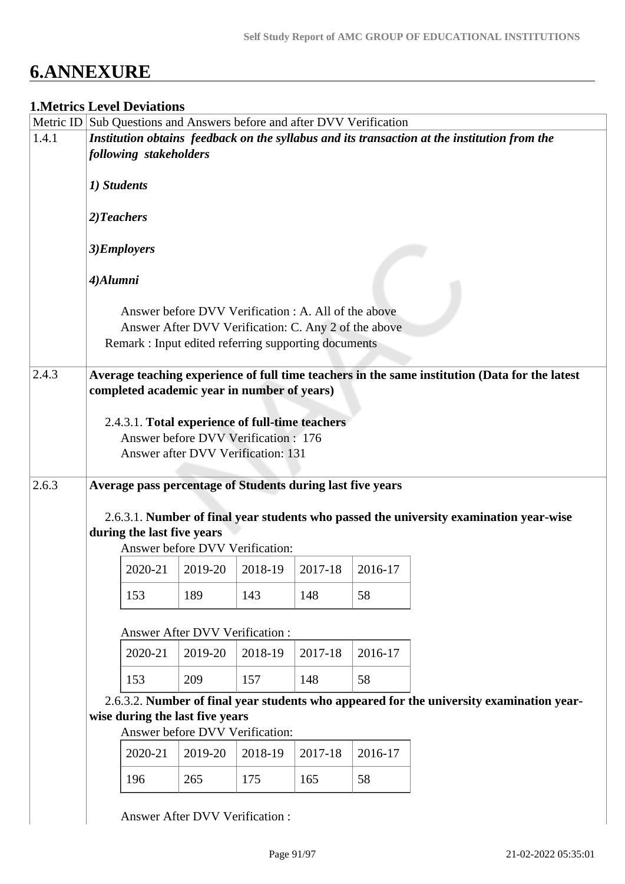# 6.ANNEXURE

## 1.Metrics Level Deviations

| Metric ID | Sub Questions and Answers before and after DVV Verification |
|---|---|
| 1.4.1 | ***Institution obtains feedback on the syllabus and its transaction at the institution from the following stakeholders*** <br><br> ***1) Students*** <br><br> ***2)Teachers*** <br><br> ***3)Employers*** <br><br> ***4)Alumni*** <br><br> Answer before DVV Verification : A. All of the above <br> Answer After DVV Verification: C. Any 2 of the above <br> Remark : Input edited referring supporting documents |
| 2.4.3 | **Average teaching experience of full time teachers in the same institution (Data for the latest completed academic year in number of years)** <br><br> 2.4.3.1. **Total experience of full-time teachers** <br> Answer before DVV Verification : 176 <br> Answer after DVV Verification: 131 |
| 2.6.3 | **Average pass percentage of Students during last five years** <br><br> 2.6.3.1. **Number of final year students who passed the university examination year-wise during the last five years** <br> Answer before DVV Verification: |

| 2020-21 | 2019-20 | 2018-19 | 2017-18 | 2016-17 |
|---|---|---|---|---|
| 153 | 189 | 143 | 148 | 58 |

Answer After DVV Verification :

| 2020-21 | 2019-20 | 2018-19 | 2017-18 | 2016-17 |
|---|---|---|---|---|
| 153 | 209 | 157 | 148 | 58 |

2.6.3.2. **Number of final year students who appeared for the university examination year-wise during the last five years**

Answer before DVV Verification:

| 2020-21 | 2019-20 | 2018-19 | 2017-18 | 2016-17 |
|---|---|---|---|---|
| 196 | 265 | 175 | 165 | 58 |

Answer After DVV Verification :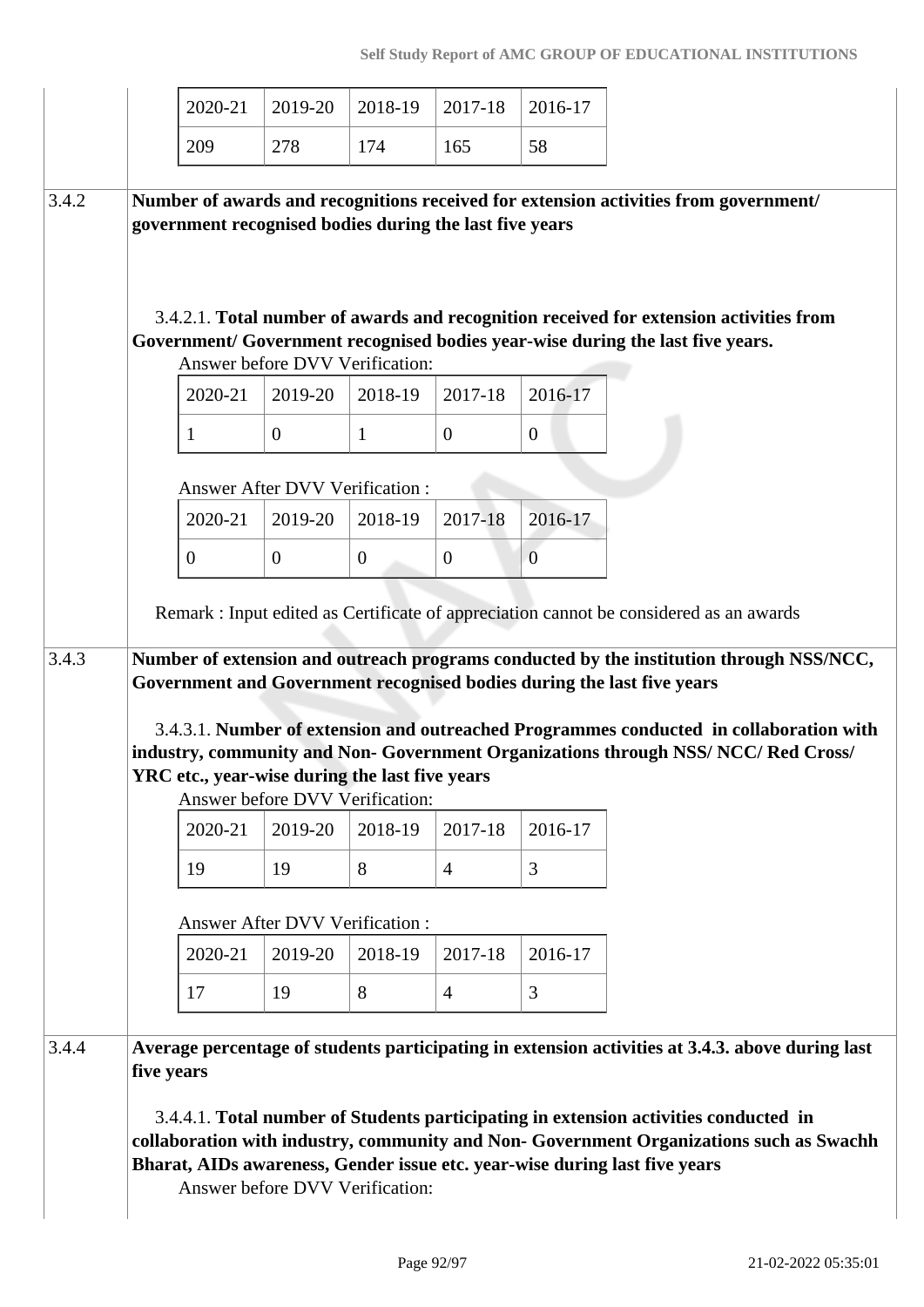| 2020-21 | 2019-20 | 2018-19 | 2017-18 | 2016-17 |
|---|---|---|---|---|
| 209 | 278 | 174 | 165 | 58 |

**3.4.2 Number of awards and recognitions received for extension activities from government/ government recognised bodies during the last five years**

3.4.2.1. **Total number of awards and recognition received for extension activities from Government/ Government recognised bodies year-wise during the last five years.**

Answer before DVV Verification:

| 2020-21 | 2019-20 | 2018-19 | 2017-18 | 2016-17 |
|---|---|---|---|---|
| 1 | 0 | 1 | 0 | 0 |

Answer After DVV Verification :

| 2020-21 | 2019-20 | 2018-19 | 2017-18 | 2016-17 |
|---|---|---|---|---|
| 0 | 0 | 0 | 0 | 0 |

Remark : Input edited as Certificate of appreciation cannot be considered as an awards

**3.4.3 Number of extension and outreach programs conducted by the institution through NSS/NCC, Government and Government recognised bodies during the last five years**

3.4.3.1. **Number of extension and outreached Programmes conducted in collaboration with industry, community and Non- Government Organizations through NSS/ NCC/ Red Cross/ YRC etc., year-wise during the last five years**

Answer before DVV Verification:

| 2020-21 | 2019-20 | 2018-19 | 2017-18 | 2016-17 |
|---|---|---|---|---|
| 19 | 19 | 8 | 4 | 3 |

Answer After DVV Verification :

| 2020-21 | 2019-20 | 2018-19 | 2017-18 | 2016-17 |
|---|---|---|---|---|
| 17 | 19 | 8 | 4 | 3 |

**3.4.4 Average percentage of students participating in extension activities at 3.4.3. above during last five years**

3.4.4.1. **Total number of Students participating in extension activities conducted in collaboration with industry, community and Non- Government Organizations such as Swachh Bharat, AIDs awareness, Gender issue etc. year-wise during last five years**

Answer before DVV Verification: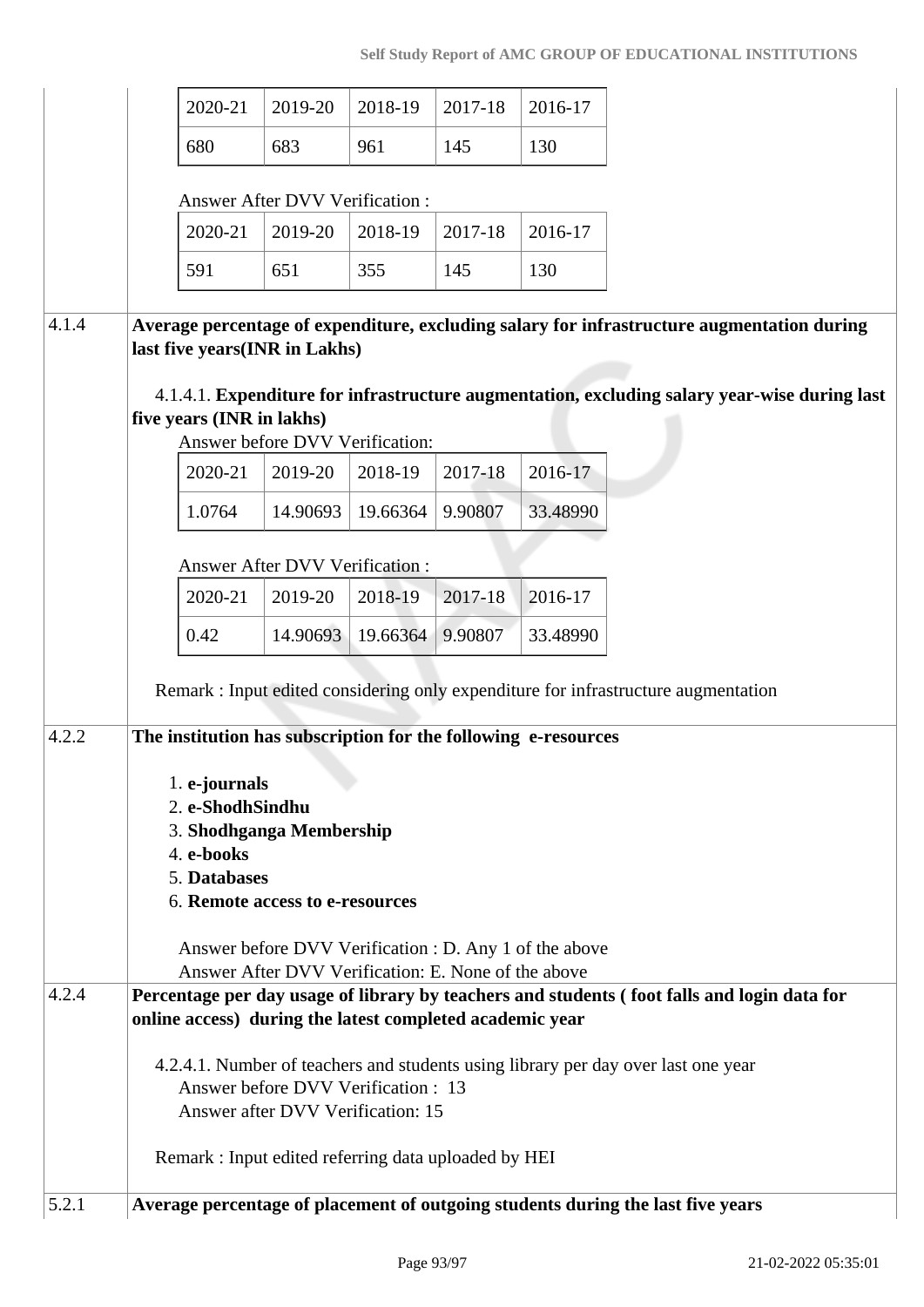| 2020-21 | 2019-20 | 2018-19 | 2017-18 | 2016-17 |
|---|---|---|---|---|
| 680 | 683 | 961 | 145 | 130 |

Answer After DVV Verification :

| 2020-21 | 2019-20 | 2018-19 | 2017-18 | 2016-17 |
|---|---|---|---|---|
| 591 | 651 | 355 | 145 | 130 |

**4.1.4** **Average percentage of expenditure, excluding salary for infrastructure augmentation during last five years(INR in Lakhs)**

4.1.4.1. **Expenditure for infrastructure augmentation, excluding salary year-wise during last five years (INR in lakhs)**

Answer before DVV Verification:

| 2020-21 | 2019-20 | 2018-19 | 2017-18 | 2016-17 |
|---|---|---|---|---|
| 1.0764 | 14.90693 | 19.66364 | 9.90807 | 33.48990 |

Answer After DVV Verification :

| 2020-21 | 2019-20 | 2018-19 | 2017-18 | 2016-17 |
|---|---|---|---|---|
| 0.42 | 14.90693 | 19.66364 | 9.90807 | 33.48990 |

Remark : Input edited considering only expenditure for infrastructure augmentation

**4.2.2** **The institution has subscription for the following e-resources**

1. **e-journals**
2. **e-ShodhSindhu**
3. **Shodhganga Membership**
4. **e-books**
5. **Databases**
6. **Remote access to e-resources**

Answer before DVV Verification : D. Any 1 of the above
Answer After DVV Verification: E. None of the above

**4.2.4** **Percentage per day usage of library by teachers and students ( foot falls and login data for online access) during the latest completed academic year**

4.2.4.1. Number of teachers and students using library per day over last one year
Answer before DVV Verification : 13
Answer after DVV Verification: 15

Remark : Input edited referring data uploaded by HEI

**5.2.1** **Average percentage of placement of outgoing students during the last five years**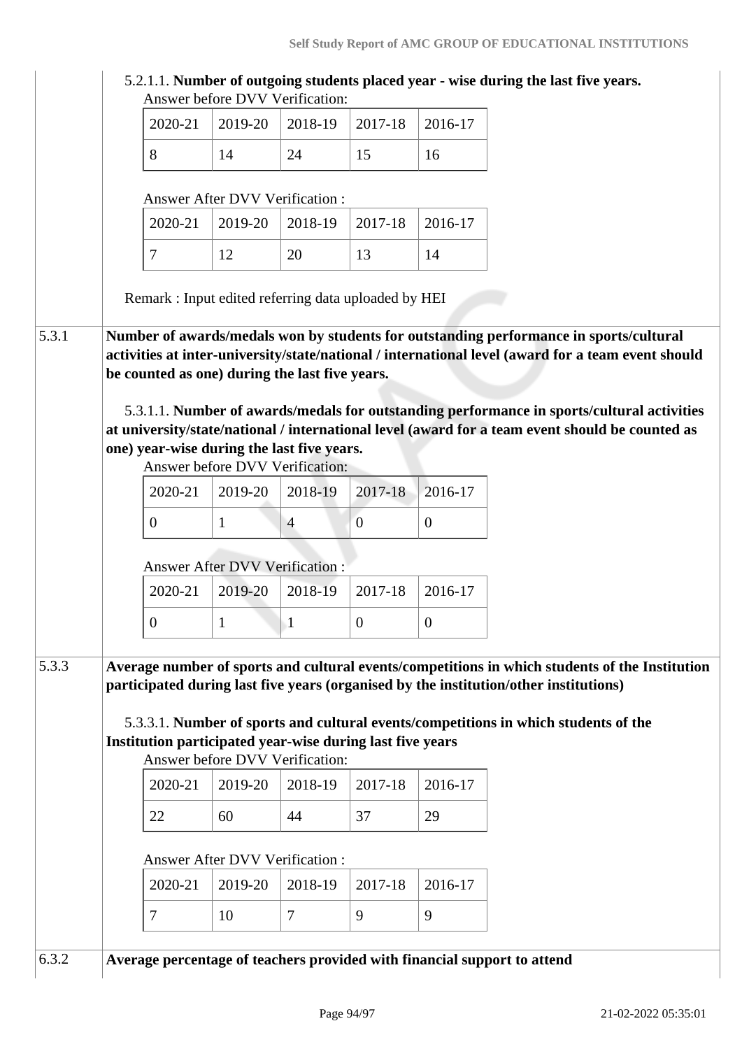5.2.1.1. **Number of outgoing students placed year - wise during the last five years.**

Answer before DVV Verification:

| 2020-21 | 2019-20 | 2018-19 | 2017-18 | 2016-17 |
|---|---|---|---|---|
| 8 | 14 | 24 | 15 | 16 |

Answer After DVV Verification :

| 2020-21 | 2019-20 | 2018-19 | 2017-18 | 2016-17 |
|---|---|---|---|---|
| 7 | 12 | 20 | 13 | 14 |

Remark : Input edited referring data uploaded by HEI

**5.3.1** **Number of awards/medals won by students for outstanding performance in sports/cultural activities at inter-university/state/national / international level (award for a team event should be counted as one) during the last five years.**

5.3.1.1. **Number of awards/medals for outstanding performance in sports/cultural activities at university/state/national / international level (award for a team event should be counted as one) year-wise during the last five years.**

Answer before DVV Verification:

| 2020-21 | 2019-20 | 2018-19 | 2017-18 | 2016-17 |
|---|---|---|---|---|
| 0 | 1 | 4 | 0 | 0 |

Answer After DVV Verification :

| 2020-21 | 2019-20 | 2018-19 | 2017-18 | 2016-17 |
|---|---|---|---|---|
| 0 | 1 | 1 | 0 | 0 |

**5.3.3** **Average number of sports and cultural events/competitions in which students of the Institution participated during last five years (organised by the institution/other institutions)**

5.3.3.1. **Number of sports and cultural events/competitions in which students of the Institution participated year-wise during last five years**

Answer before DVV Verification:

| 2020-21 | 2019-20 | 2018-19 | 2017-18 | 2016-17 |
|---|---|---|---|---|
| 22 | 60 | 44 | 37 | 29 |

Answer After DVV Verification :

| 2020-21 | 2019-20 | 2018-19 | 2017-18 | 2016-17 |
|---|---|---|---|---|
| 7 | 10 | 7 | 9 | 9 |

**6.3.2** **Average percentage of teachers provided with financial support to attend**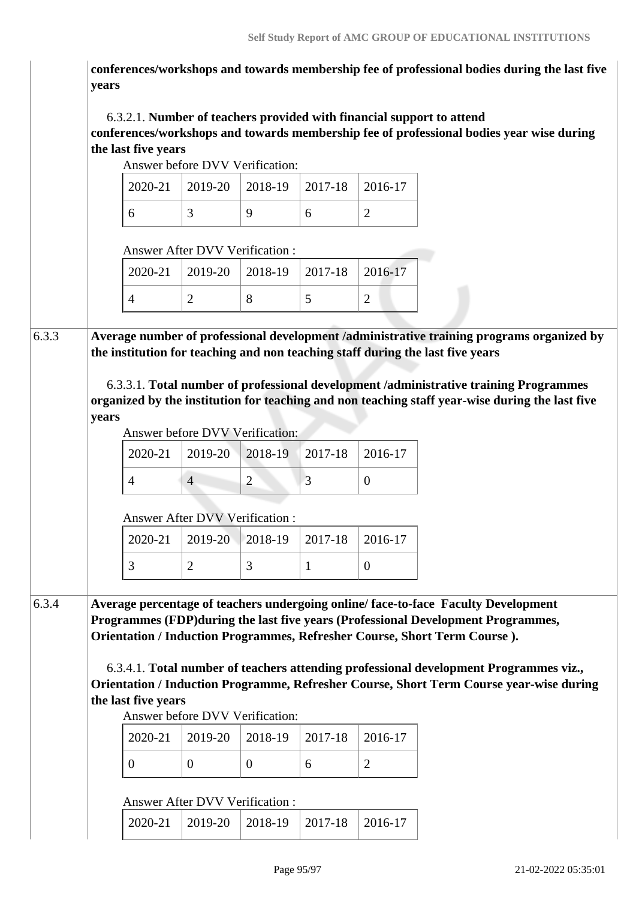**conferences/workshops and towards membership fee of professional bodies during the last five years**

6.3.2.1. **Number of teachers provided with financial support to attend conferences/workshops and towards membership fee of professional bodies year wise during the last five years**

Answer before DVV Verification:

| 2020-21 | 2019-20 | 2018-19 | 2017-18 | 2016-17 |
|---|---|---|---|---|
| 6 | 3 | 9 | 6 | 2 |

Answer After DVV Verification :

| 2020-21 | 2019-20 | 2018-19 | 2017-18 | 2016-17 |
|---|---|---|---|---|
| 4 | 2 | 8 | 5 | 2 |

**6.3.3 Average number of professional development /administrative training programs organized by the institution for teaching and non teaching staff during the last five years**

6.3.3.1. **Total number of professional development /administrative training Programmes organized by the institution for teaching and non teaching staff year-wise during the last five years**

Answer before DVV Verification:

| 2020-21 | 2019-20 | 2018-19 | 2017-18 | 2016-17 |
|---|---|---|---|---|
| 4 | 4 | 2 | 3 | 0 |

Answer After DVV Verification :

| 2020-21 | 2019-20 | 2018-19 | 2017-18 | 2016-17 |
|---|---|---|---|---|
| 3 | 2 | 3 | 1 | 0 |

**6.3.4 Average percentage of teachers undergoing online/ face-to-face Faculty Development Programmes (FDP)during the last five years (Professional Development Programmes, Orientation / Induction Programmes, Refresher Course, Short Term Course ).**

6.3.4.1. **Total number of teachers attending professional development Programmes viz., Orientation / Induction Programme, Refresher Course, Short Term Course year-wise during the last five years**

Answer before DVV Verification:

| 2020-21 | 2019-20 | 2018-19 | 2017-18 | 2016-17 |
|---|---|---|---|---|
| 0 | 0 | 0 | 6 | 2 |

Answer After DVV Verification :

| 2020-21 | 2019-20 | 2018-19 | 2017-18 | 2016-17 |
|---|---|---|---|---|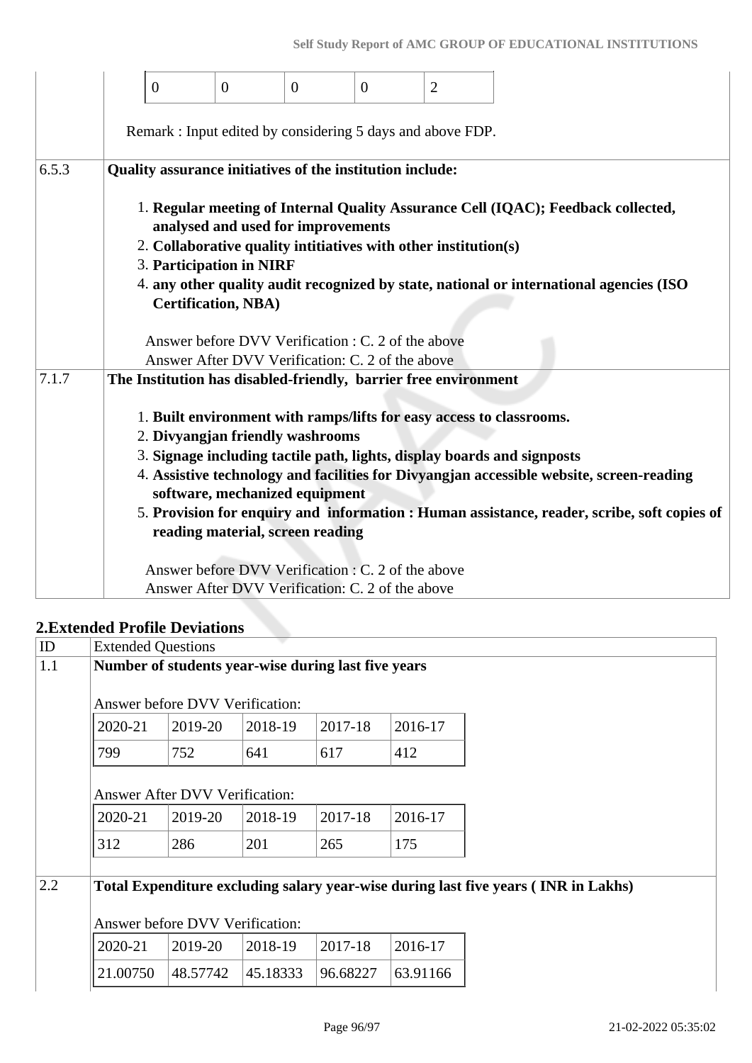| | | | | |
|---|---|---|---|---|
| 0 | 0 | 0 | 0 | 2 |

Remark : Input edited by considering 5 days and above FDP.

6.5.3 **Quality assurance initiatives of the institution include:**

1. **Regular meeting of Internal Quality Assurance Cell (IQAC); Feedback collected, analysed and used for improvements**
2. **Collaborative quality intitiatives with other institution(s)**
3. **Participation in NIRF**
4. **any other quality audit recognized by state, national or international agencies (ISO Certification, NBA)**

Answer before DVV Verification : C. 2 of the above
Answer After DVV Verification: C. 2 of the above

7.1.7 **The Institution has disabled-friendly, barrier free environment**

1. **Built environment with ramps/lifts for easy access to classrooms.**
2. **Divyangjan friendly washrooms**
3. **Signage including tactile path, lights, display boards and signposts**
4. **Assistive technology and facilities for Divyangjan accessible website, screen-reading software, mechanized equipment**
5. **Provision for enquiry and information : Human assistance, reader, scribe, soft copies of reading material, screen reading**

Answer before DVV Verification : C. 2 of the above
Answer After DVV Verification: C. 2 of the above

## 2.Extended Profile Deviations

| ID | Extended Questions |
|---|---|
| 1.1 | **Number of students year-wise during last five years** |

Answer before DVV Verification:

| 2020-21 | 2019-20 | 2018-19 | 2017-18 | 2016-17 |
|---|---|---|---|---|
| 799 | 752 | 641 | 617 | 412 |

Answer After DVV Verification:

| 2020-21 | 2019-20 | 2018-19 | 2017-18 | 2016-17 |
|---|---|---|---|---|
| 312 | 286 | 201 | 265 | 175 |

2.2 **Total Expenditure excluding salary year-wise during last five years ( INR in Lakhs)**

Answer before DVV Verification:

| 2020-21 | 2019-20 | 2018-19 | 2017-18 | 2016-17 |
|---|---|---|---|---|
| 21.00750 | 48.57742 | 45.18333 | 96.68227 | 63.91166 |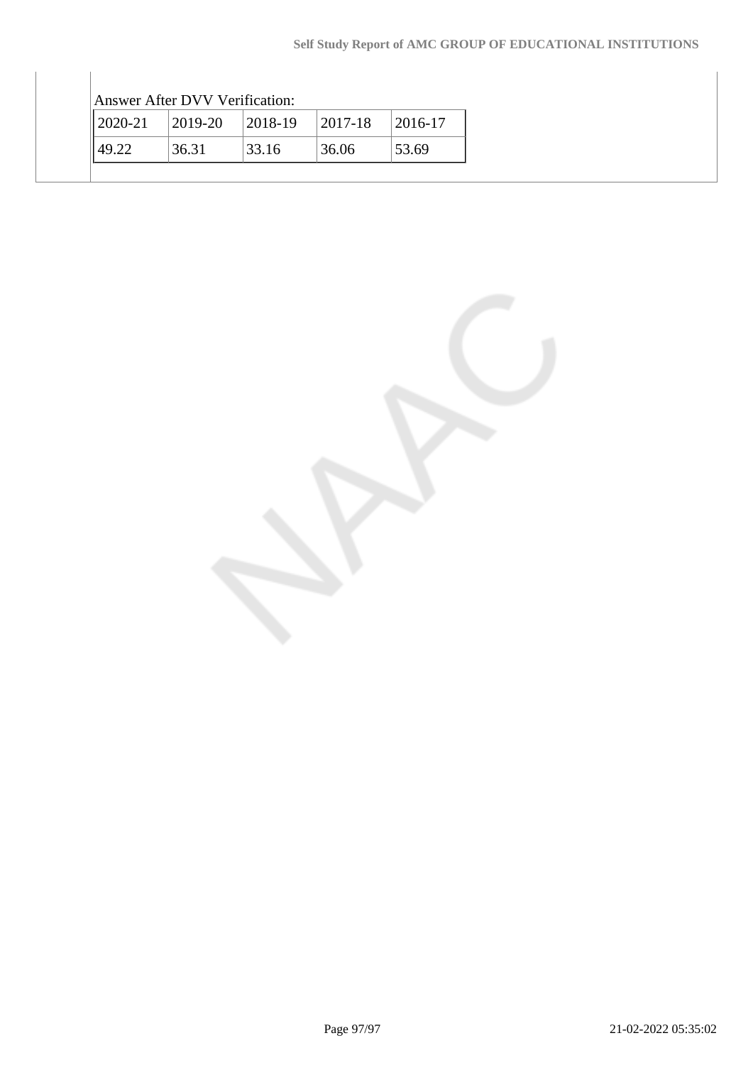Answer After DVV Verification:

| 2020-21 | 2019-20 | 2018-19 | 2017-18 | 2016-17 |
| --- | --- | --- | --- | --- |
| 49.22 | 36.31 | 33.16 | 36.06 | 53.69 |